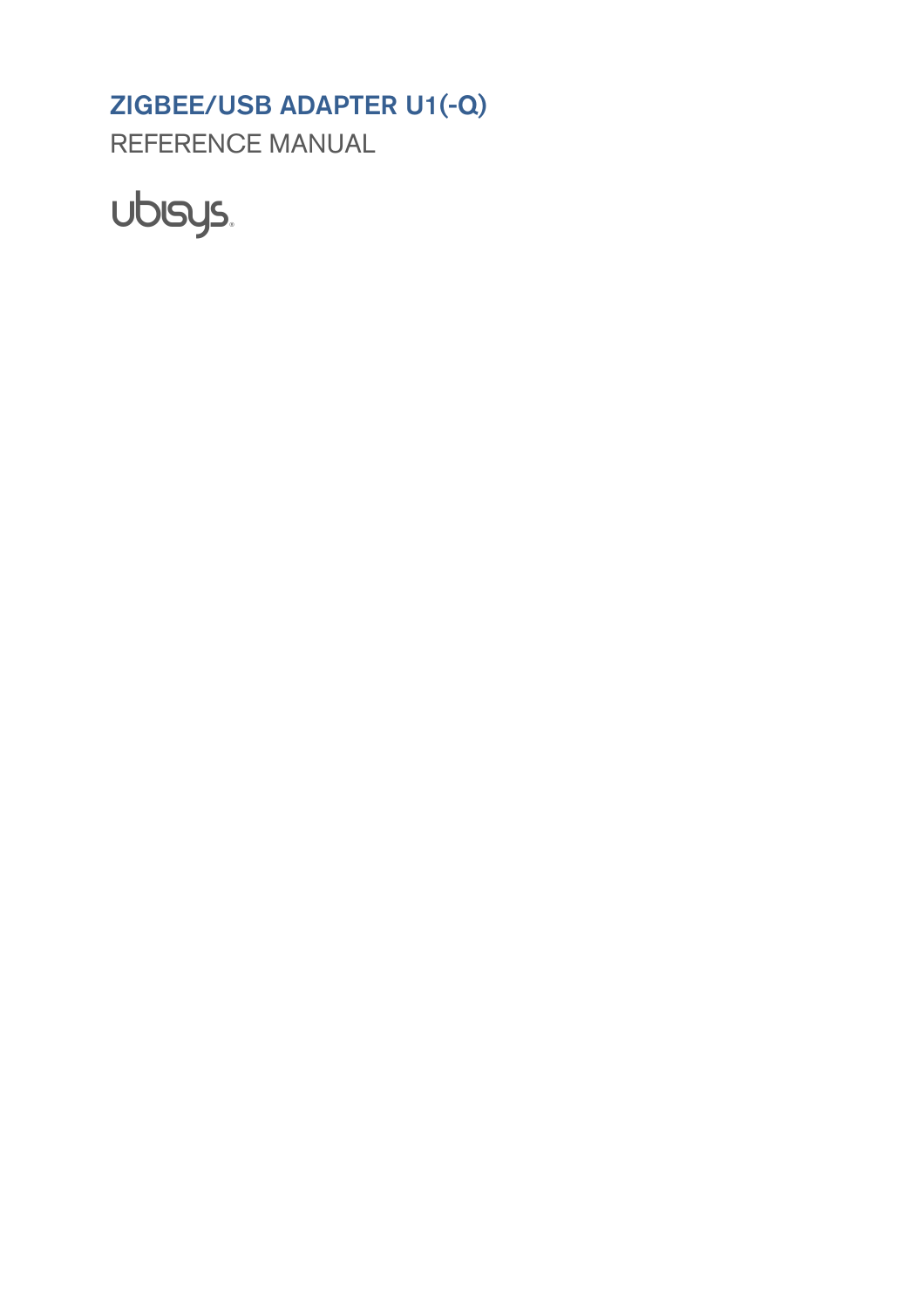# ZIGBEE/USB ADAPTER U1(-Q)

REFERENCE MANUAL

ubisys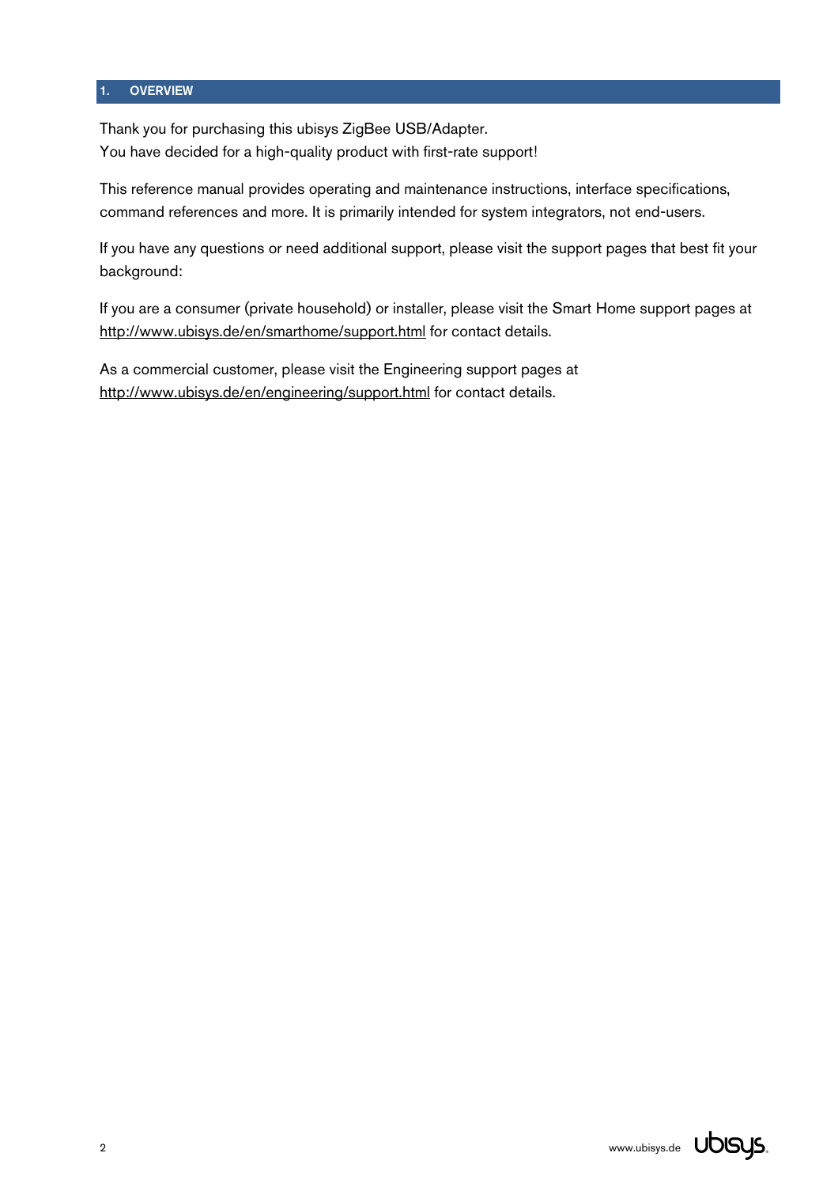# 1. OVERVIEW

Thank you for purchasing this ubisys ZigBee USB/Adapter.
You have decided for a high-quality product with first-rate support!

This reference manual provides operating and maintenance instructions, interface specifications, command references and more. It is primarily intended for system integrators, not end-users.

If you have any questions or need additional support, please visit the support pages that best fit your background:

If you are a consumer (private household) or installer, please visit the Smart Home support pages at http://www.ubisys.de/en/smarthome/support.html for contact details.

As a commercial customer, please visit the Engineering support pages at http://www.ubisys.de/en/engineering/support.html for contact details.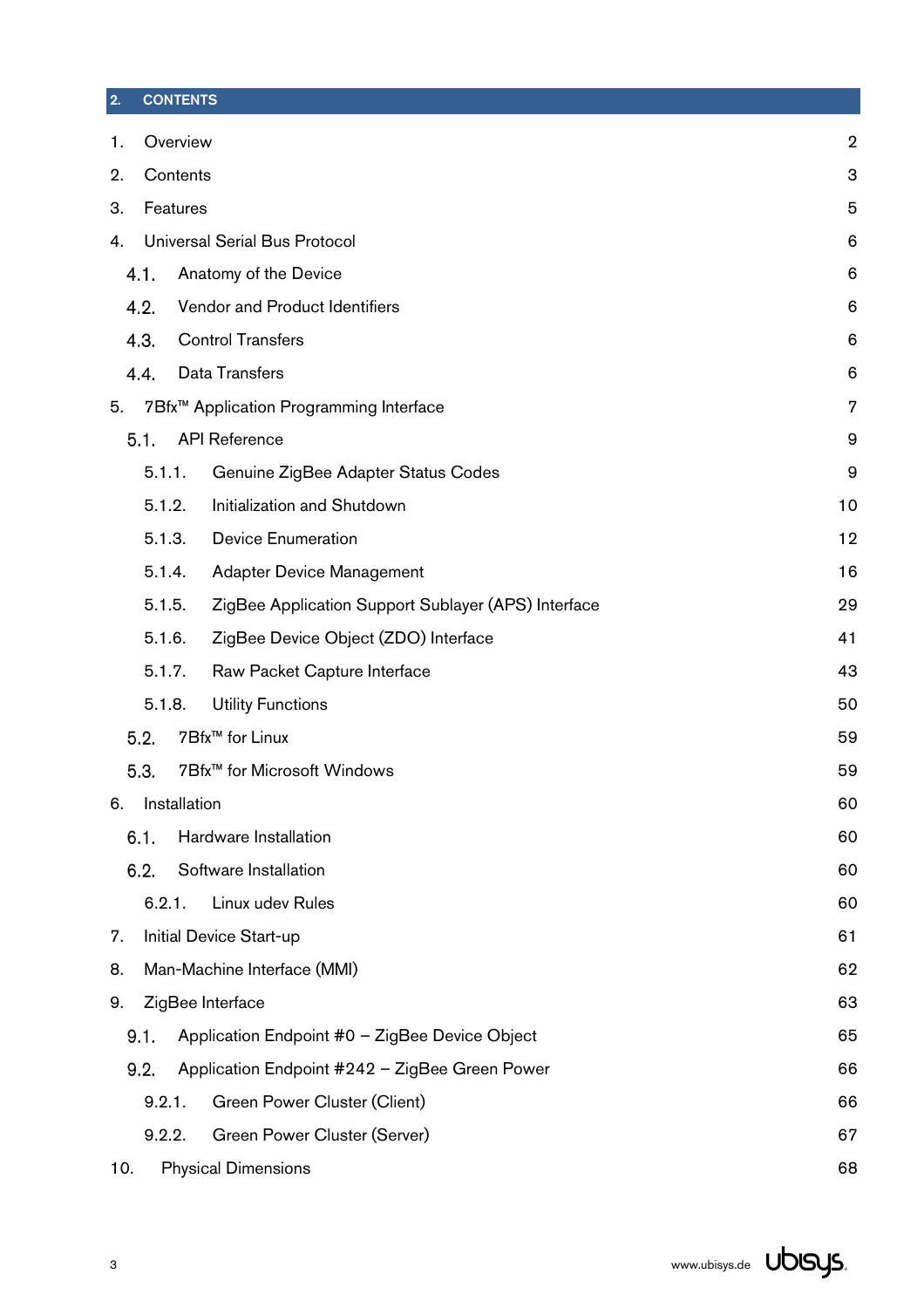## 2. CONTENTS

| | | |
|---|---|---|
| 1. | Overview | 2 |
| 2. | Contents | 3 |
| 3. | Features | 5 |
| 4. | Universal Serial Bus Protocol | 6 |
| 4.1. | Anatomy of the Device | 6 |
| 4.2. | Vendor and Product Identifiers | 6 |
| 4.3. | Control Transfers | 6 |
| 4.4. | Data Transfers | 6 |
| 5. | 7Bfx™ Application Programming Interface | 7 |
| 5.1. | API Reference | 9 |
| 5.1.1. | Genuine ZigBee Adapter Status Codes | 9 |
| 5.1.2. | Initialization and Shutdown | 10 |
| 5.1.3. | Device Enumeration | 12 |
| 5.1.4. | Adapter Device Management | 16 |
| 5.1.5. | ZigBee Application Support Sublayer (APS) Interface | 29 |
| 5.1.6. | ZigBee Device Object (ZDO) Interface | 41 |
| 5.1.7. | Raw Packet Capture Interface | 43 |
| 5.1.8. | Utility Functions | 50 |
| 5.2. | 7Bfx™ for Linux | 59 |
| 5.3. | 7Bfx™ for Microsoft Windows | 59 |
| 6. | Installation | 60 |
| 6.1. | Hardware Installation | 60 |
| 6.2. | Software Installation | 60 |
| 6.2.1. | Linux udev Rules | 60 |
| 7. | Initial Device Start-up | 61 |
| 8. | Man-Machine Interface (MMI) | 62 |
| 9. | ZigBee Interface | 63 |
| 9.1. | Application Endpoint #0 – ZigBee Device Object | 65 |
| 9.2. | Application Endpoint #242 – ZigBee Green Power | 66 |
| 9.2.1. | Green Power Cluster (Client) | 66 |
| 9.2.2. | Green Power Cluster (Server) | 67 |
| 10. | Physical Dimensions | 68 |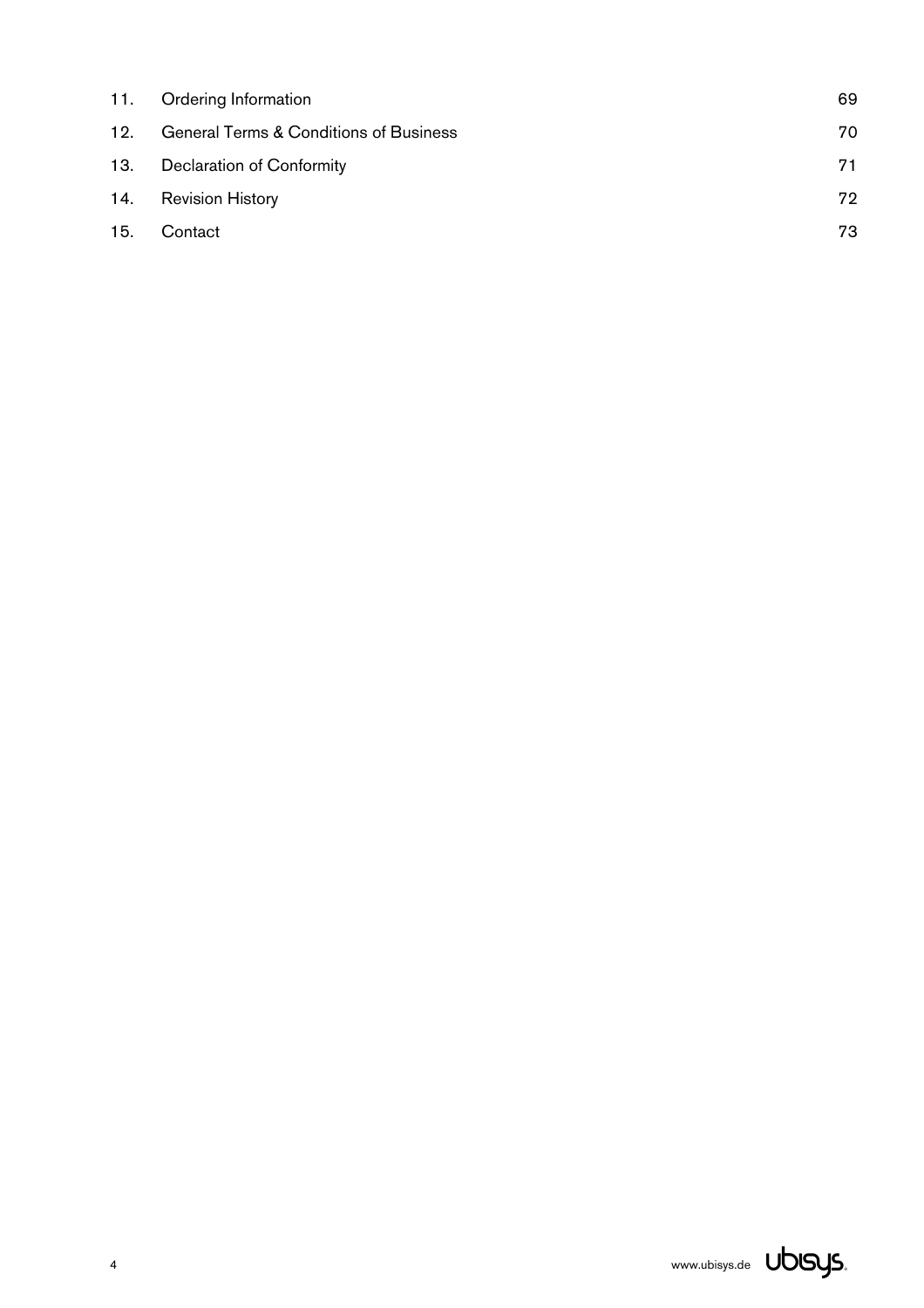| | | |
|---|---|---|
| 11. | Ordering Information | 69 |
| 12. | General Terms & Conditions of Business | 70 |
| 13. | Declaration of Conformity | 71 |
| 14. | Revision History | 72 |
| 15. | Contact | 73 |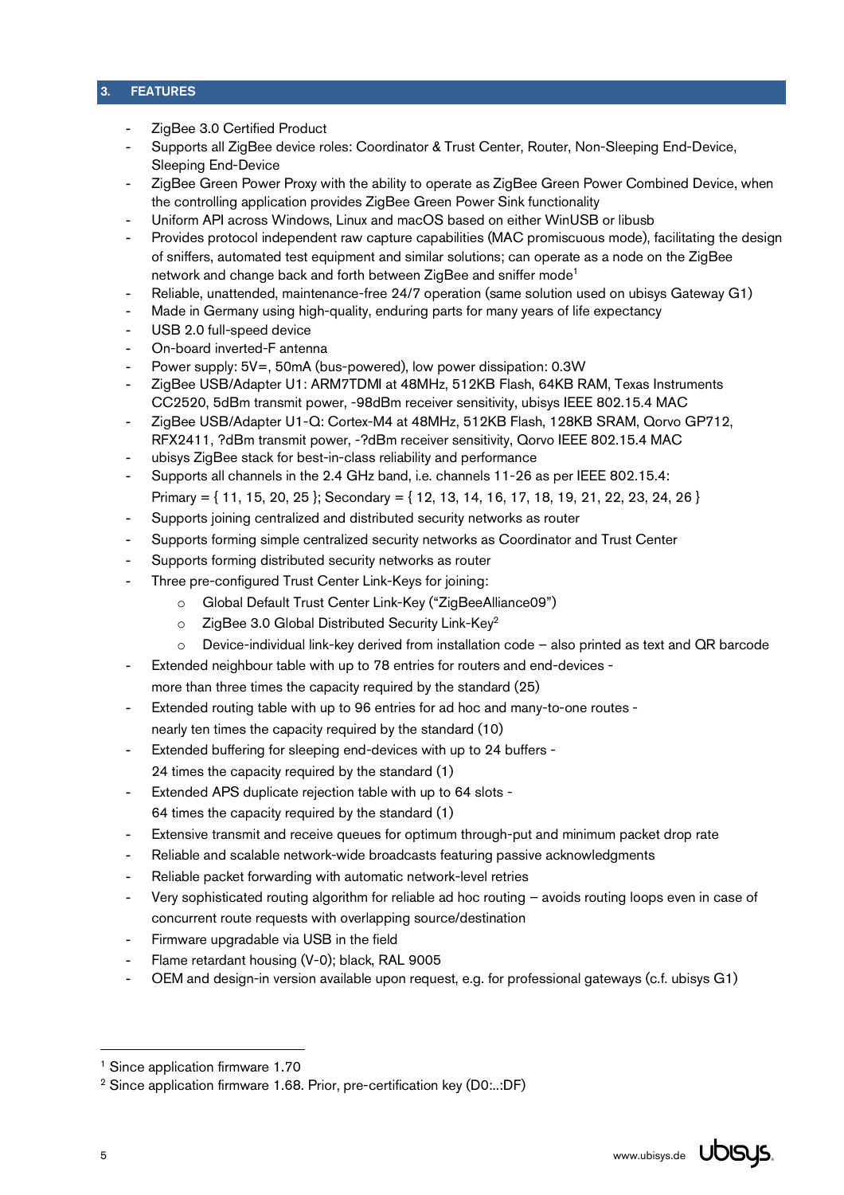## 3. FEATURES

- ZigBee 3.0 Certified Product
- Supports all ZigBee device roles: Coordinator & Trust Center, Router, Non-Sleeping End-Device, Sleeping End-Device
- ZigBee Green Power Proxy with the ability to operate as ZigBee Green Power Combined Device, when the controlling application provides ZigBee Green Power Sink functionality
- Uniform API across Windows, Linux and macOS based on either WinUSB or libusb
- Provides protocol independent raw capture capabilities (MAC promiscuous mode), facilitating the design of sniffers, automated test equipment and similar solutions; can operate as a node on the ZigBee network and change back and forth between ZigBee and sniffer mode[1]
- Reliable, unattended, maintenance-free 24/7 operation (same solution used on ubisys Gateway G1)
- Made in Germany using high-quality, enduring parts for many years of life expectancy
- USB 2.0 full-speed device
- On-board inverted-F antenna
- Power supply: 5V=, 50mA (bus-powered), low power dissipation: 0.3W
- ZigBee USB/Adapter U1: ARM7TDMI at 48MHz, 512KB Flash, 64KB RAM, Texas Instruments CC2520, 5dBm transmit power, -98dBm receiver sensitivity, ubisys IEEE 802.15.4 MAC
- ZigBee USB/Adapter U1-Q: Cortex-M4 at 48MHz, 512KB Flash, 128KB SRAM, Qorvo GP712, RFX2411, ?dBm transmit power, -?dBm receiver sensitivity, Qorvo IEEE 802.15.4 MAC
- ubisys ZigBee stack for best-in-class reliability and performance
- Supports all channels in the 2.4 GHz band, i.e. channels 11-26 as per IEEE 802.15.4:
  Primary = { 11, 15, 20, 25 }; Secondary = { 12, 13, 14, 16, 17, 18, 19, 21, 22, 23, 24, 26 }
- Supports joining centralized and distributed security networks as router
- Supports forming simple centralized security networks as Coordinator and Trust Center
- Supports forming distributed security networks as router
- Three pre-configured Trust Center Link-Keys for joining:
  - Global Default Trust Center Link-Key ("ZigBeeAlliance09")
  - ZigBee 3.0 Global Distributed Security Link-Key[2]
  - Device-individual link-key derived from installation code – also printed as text and QR barcode
- Extended neighbour table with up to 78 entries for routers and end-devices - more than three times the capacity required by the standard (25)
- Extended routing table with up to 96 entries for ad hoc and many-to-one routes - nearly ten times the capacity required by the standard (10)
- Extended buffering for sleeping end-devices with up to 24 buffers - 24 times the capacity required by the standard (1)
- Extended APS duplicate rejection table with up to 64 slots - 64 times the capacity required by the standard (1)
- Extensive transmit and receive queues for optimum through-put and minimum packet drop rate
- Reliable and scalable network-wide broadcasts featuring passive acknowledgments
- Reliable packet forwarding with automatic network-level retries
- Very sophisticated routing algorithm for reliable ad hoc routing – avoids routing loops even in case of concurrent route requests with overlapping source/destination
- Firmware upgradable via USB in the field
- Flame retardant housing (V-0); black, RAL 9005
- OEM and design-in version available upon request, e.g. for professional gateways (c.f. ubisys G1)

---

[1] Since application firmware 1.70

[2] Since application firmware 1.68. Prior, pre-certification key (D0:..:DF)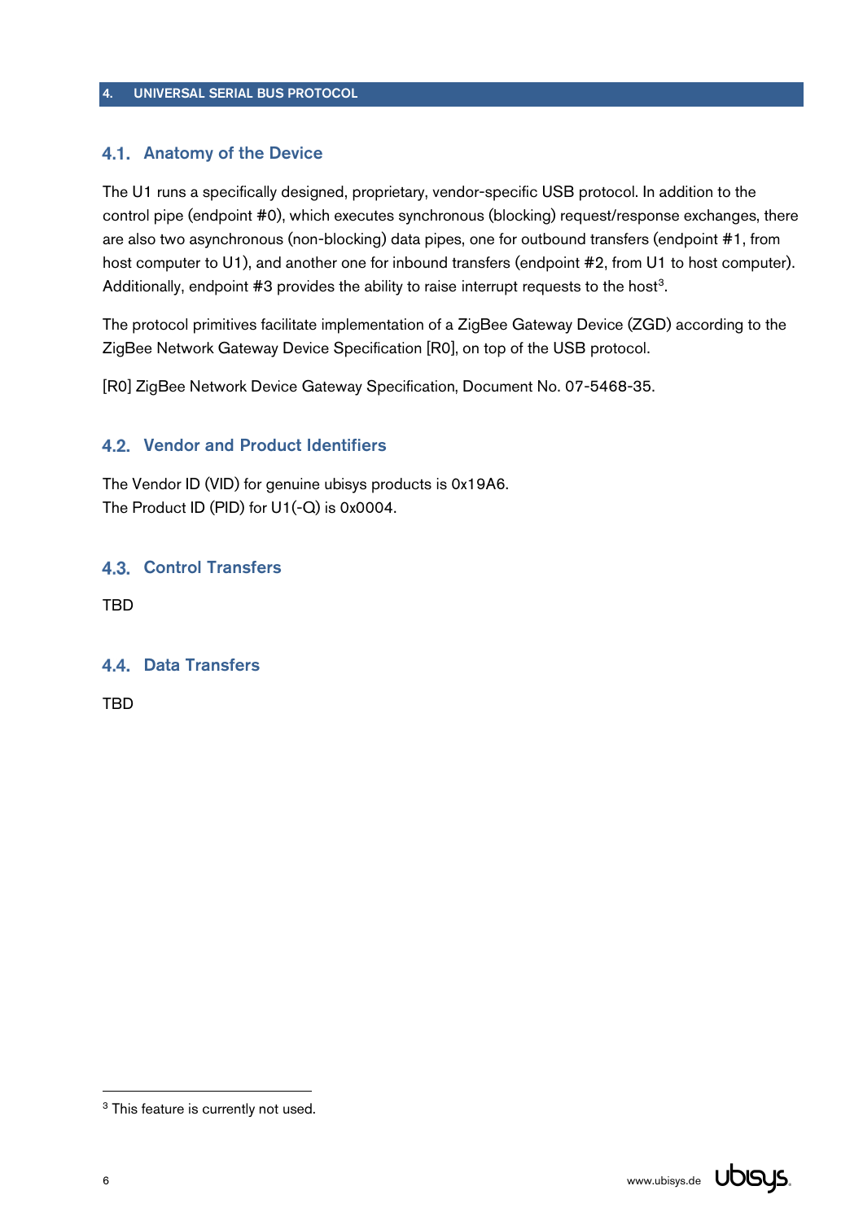# 4. UNIVERSAL SERIAL BUS PROTOCOL

## 4.1. Anatomy of the Device

The U1 runs a specifically designed, proprietary, vendor-specific USB protocol. In addition to the control pipe (endpoint #0), which executes synchronous (blocking) request/response exchanges, there are also two asynchronous (non-blocking) data pipes, one for outbound transfers (endpoint #1, from host computer to U1), and another one for inbound transfers (endpoint #2, from U1 to host computer). Additionally, endpoint #3 provides the ability to raise interrupt requests to the host[3].

The protocol primitives facilitate implementation of a ZigBee Gateway Device (ZGD) according to the ZigBee Network Gateway Device Specification [R0], on top of the USB protocol.

[R0] ZigBee Network Device Gateway Specification, Document No. 07-5468-35.

## 4.2. Vendor and Product Identifiers

The Vendor ID (VID) for genuine ubisys products is 0x19A6.
The Product ID (PID) for U1(-Q) is 0x0004.

## 4.3. Control Transfers

TBD

## 4.4. Data Transfers

TBD

[3] This feature is currently not used.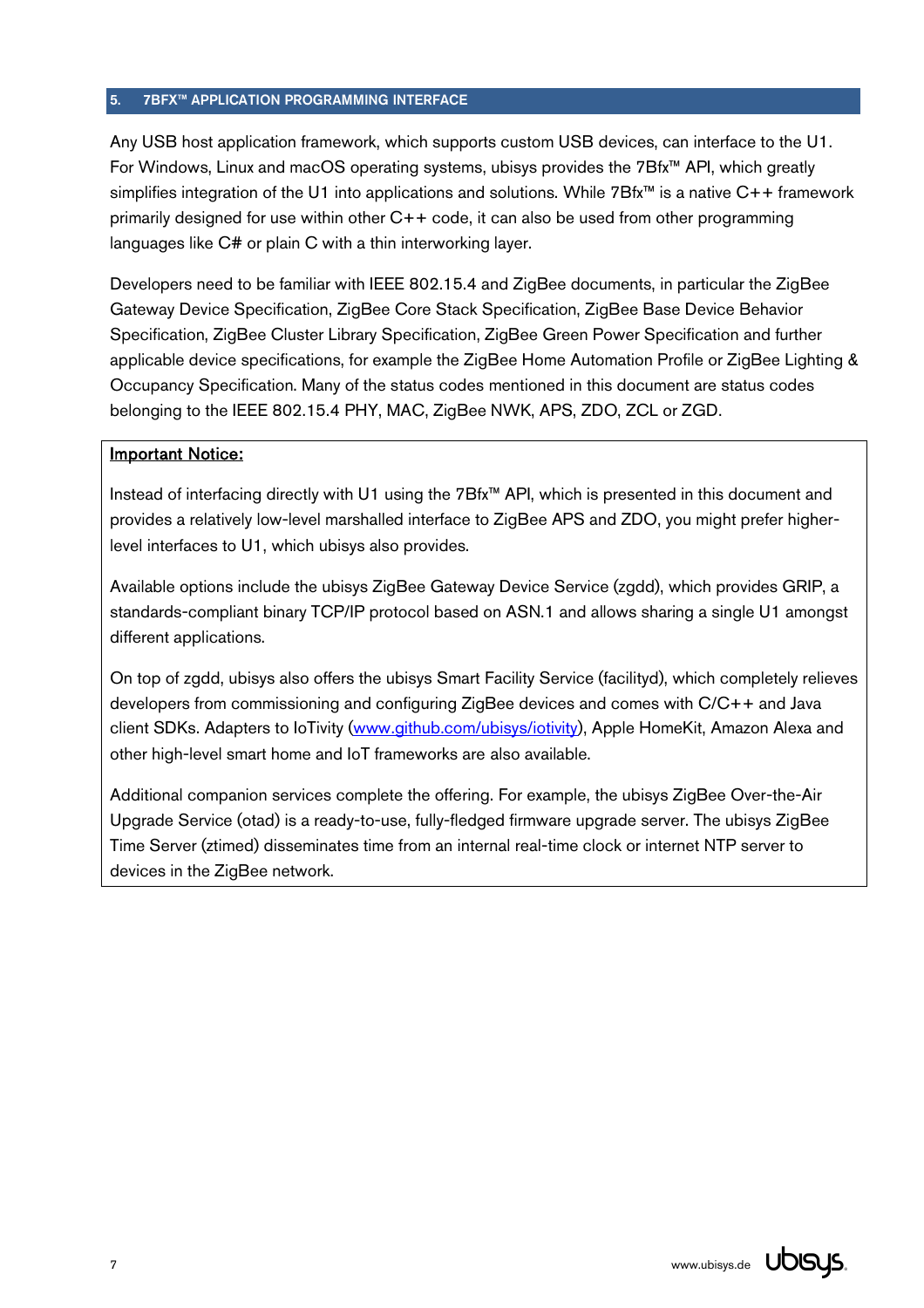# 5. 7BFX™ APPLICATION PROGRAMMING INTERFACE

Any USB host application framework, which supports custom USB devices, can interface to the U1. For Windows, Linux and macOS operating systems, ubisys provides the 7Bfx™ API, which greatly simplifies integration of the U1 into applications and solutions. While 7Bfx™ is a native C++ framework primarily designed for use within other C++ code, it can also be used from other programming languages like C# or plain C with a thin interworking layer.

Developers need to be familiar with IEEE 802.15.4 and ZigBee documents, in particular the ZigBee Gateway Device Specification, ZigBee Core Stack Specification, ZigBee Base Device Behavior Specification, ZigBee Cluster Library Specification, ZigBee Green Power Specification and further applicable device specifications, for example the ZigBee Home Automation Profile or ZigBee Lighting & Occupancy Specification. Many of the status codes mentioned in this document are status codes belonging to the IEEE 802.15.4 PHY, MAC, ZigBee NWK, APS, ZDO, ZCL or ZGD.

**Important Notice:**

Instead of interfacing directly with U1 using the 7Bfx™ API, which is presented in this document and provides a relatively low-level marshalled interface to ZigBee APS and ZDO, you might prefer higher-level interfaces to U1, which ubisys also provides.

Available options include the ubisys ZigBee Gateway Device Service (zgdd), which provides GRIP, a standards-compliant binary TCP/IP protocol based on ASN.1 and allows sharing a single U1 amongst different applications.

On top of zgdd, ubisys also offers the ubisys Smart Facility Service (facilityd), which completely relieves developers from commissioning and configuring ZigBee devices and comes with C/C++ and Java client SDKs. Adapters to IoTivity (www.github.com/ubisys/iotivity), Apple HomeKit, Amazon Alexa and other high-level smart home and IoT frameworks are also available.

Additional companion services complete the offering. For example, the ubisys ZigBee Over-the-Air Upgrade Service (otad) is a ready-to-use, fully-fledged firmware upgrade server. The ubisys ZigBee Time Server (ztimed) disseminates time from an internal real-time clock or internet NTP server to devices in the ZigBee network.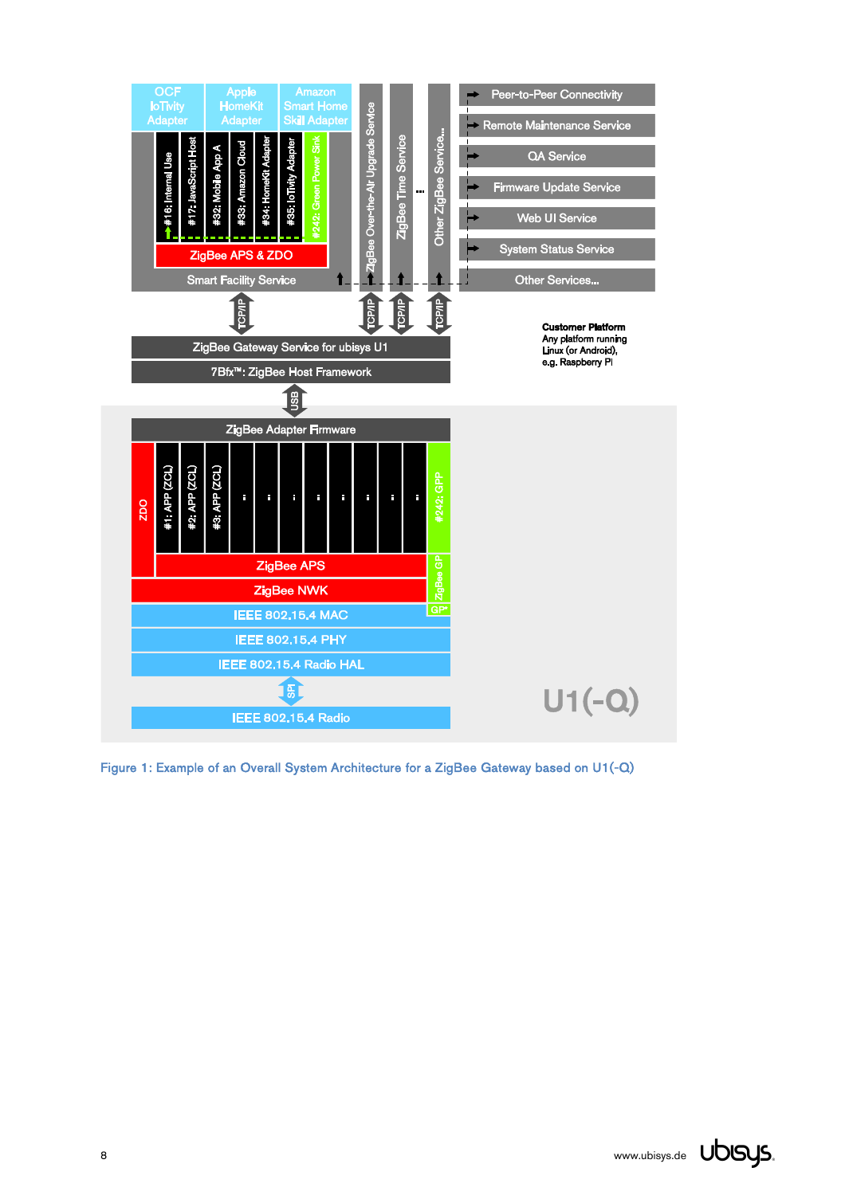OCF IoTivity Adapter | Apple HomeKit Adapter | Amazon Smart Home Skill Adapter

#16: Internal Use | #17: JavaScript Host | #32: Mobile App A | #33: Amazon Cloud | #34: HomeKit Adapter | #35: IoTivity Adapter | #242: Green Power Sink

ZigBee APS & ZDO

Smart Facility Service

ZigBee Over-the-Air Upgrade Service | ZigBee Time Service | ... | Other ZigBee Service...

- Peer-to-Peer Connectivity
- Remote Maintenance Service
- QA Service
- Firmware Update Service
- Web UI Service
- System Status Service
- Other Services...

TCP/IP | TCP/IP | TCP/IP | TCP/IP

ZigBee Gateway Service for ubisys U1

7Bfx™: ZigBee Host Framework

**Customer Platform**
Any platform running Linux (or Android), e.g. Raspberry PI

USB

ZigBee Adapter Firmware

ZDO | #1: APP (ZCL) | #2: APP (ZCL) | #3: APP (ZCL) | ... | #242: GPP

ZigBee APS | ZigBee GP

ZigBee NWK | GP*

IEEE 802.15.4 MAC

IEEE 802.15.4 PHY

IEEE 802.15.4 Radio HAL

SPI

IEEE 802.15.4 Radio

U1(-Q)

Figure 1: Example of an Overall System Architecture for a ZigBee Gateway based on U1(-Q)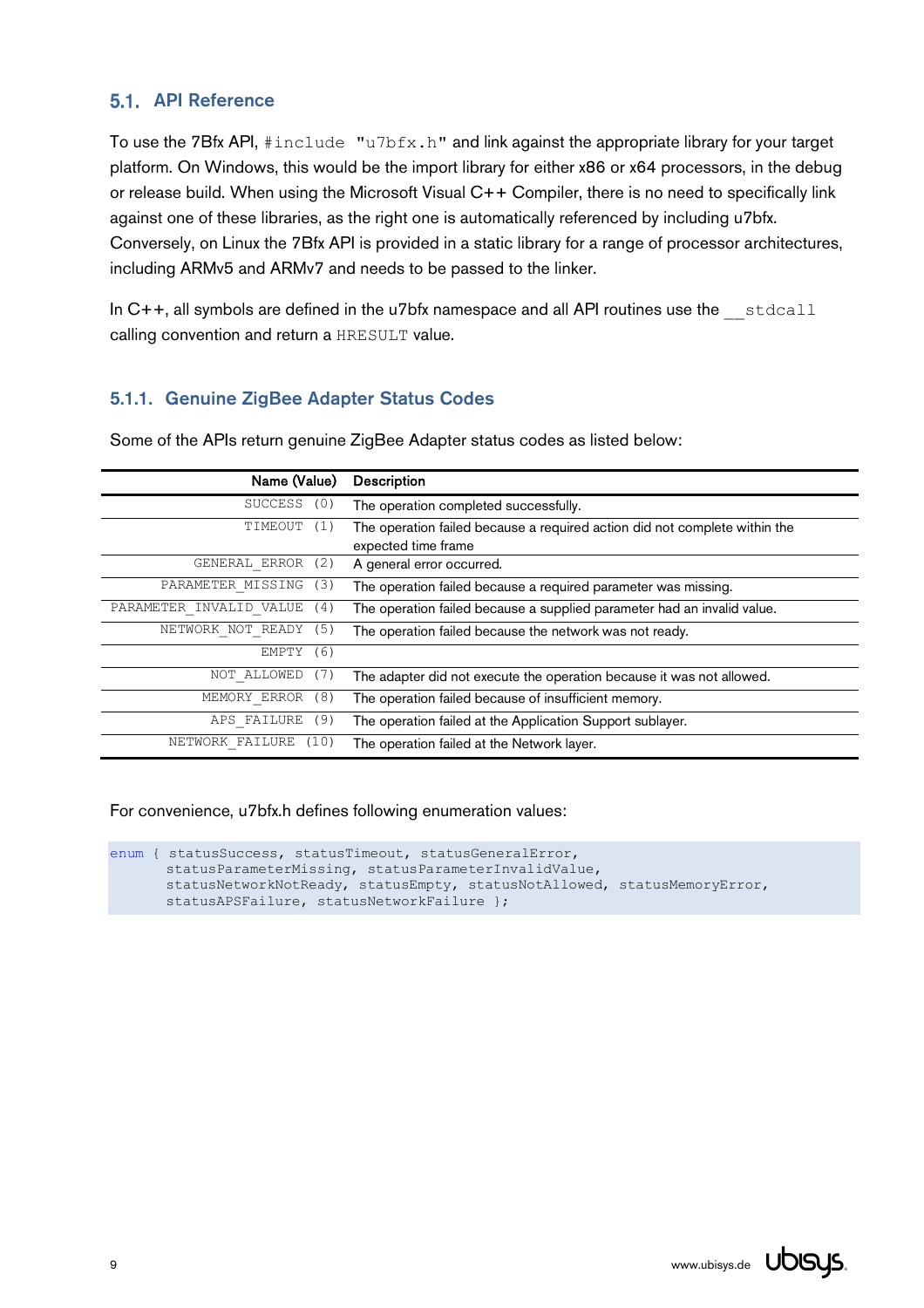## 5.1. API Reference

To use the 7Bfx API, `#include "u7bfx.h"` and link against the appropriate library for your target platform. On Windows, this would be the import library for either x86 or x64 processors, in the debug or release build. When using the Microsoft Visual C++ Compiler, there is no need to specifically link against one of these libraries, as the right one is automatically referenced by including u7bfx. Conversely, on Linux the 7Bfx API is provided in a static library for a range of processor architectures, including ARMv5 and ARMv7 and needs to be passed to the linker.

In C++, all symbols are defined in the u7bfx namespace and all API routines use the `__stdcall` calling convention and return a `HRESULT` value.

### 5.1.1. Genuine ZigBee Adapter Status Codes

Some of the APIs return genuine ZigBee Adapter status codes as listed below:

| Name (Value) | Description |
|---:|---|
| `SUCCESS (0)` | The operation completed successfully. |
| `TIMEOUT (1)` | The operation failed because a required action did not complete within the expected time frame |
| `GENERAL_ERROR (2)` | A general error occurred. |
| `PARAMETER_MISSING (3)` | The operation failed because a required parameter was missing. |
| `PARAMETER_INVALID_VALUE (4)` | The operation failed because a supplied parameter had an invalid value. |
| `NETWORK_NOT_READY (5)` | The operation failed because the network was not ready. |
| `EMPTY (6)` | |
| `NOT_ALLOWED (7)` | The adapter did not execute the operation because it was not allowed. |
| `MEMORY_ERROR (8)` | The operation failed because of insufficient memory. |
| `APS_FAILURE (9)` | The operation failed at the Application Support sublayer. |
| `NETWORK_FAILURE (10)` | The operation failed at the Network layer. |

For convenience, u7bfx.h defines following enumeration values:

```
enum { statusSuccess, statusTimeout, statusGeneralError,
       statusParameterMissing, statusParameterInvalidValue,
       statusNetworkNotReady, statusEmpty, statusNotAllowed, statusMemoryError,
       statusAPSFailure, statusNetworkFailure };
```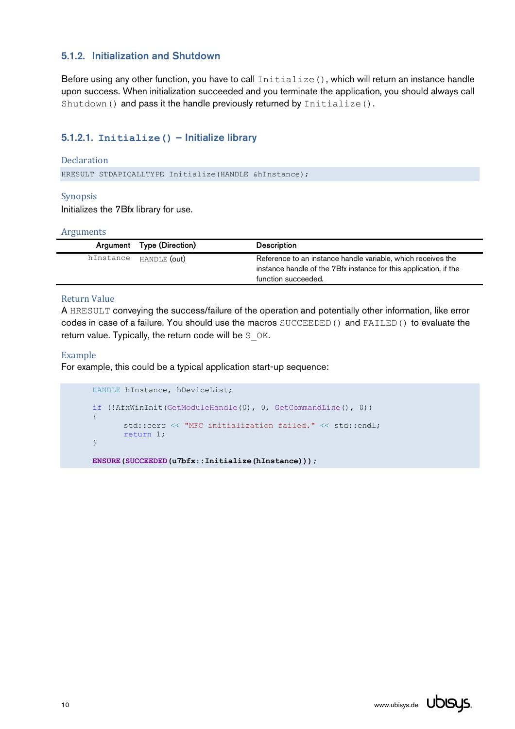### 5.1.2. Initialization and Shutdown

Before using any other function, you have to call `Initialize()`, which will return an instance handle upon success. When initialization succeeded and you terminate the application, you should always call `Shutdown()` and pass it the handle previously returned by `Initialize()`.

#### 5.1.2.1. `Initialize()` – Initialize library

**Declaration**

```
HRESULT STDAPICALLTYPE Initialize(HANDLE &hInstance);
```

**Synopsis**

Initializes the 7Bfx library for use.

**Arguments**

| Argument | Type (Direction) | Description |
|---|---|---|
| `hInstance` | `HANDLE` (out) | Reference to an instance handle variable, which receives the instance handle of the 7Bfx instance for this application, if the function succeeded. |

**Return Value**

A `HRESULT` conveying the success/failure of the operation and potentially other information, like error codes in case of a failure. You should use the macros `SUCCEEDED()` and `FAILED()` to evaluate the return value. Typically, the return code will be `S_OK`.

**Example**

For example, this could be a typical application start-up sequence:

```
HANDLE hInstance, hDeviceList;

if (!AfxWinInit(GetModuleHandle(0), 0, GetCommandLine(), 0))
{
	std::cerr << "MFC initialization failed." << std::endl;
	return 1;
}

ENSURE(SUCCEEDED(u7bfx::Initialize(hInstance)));
```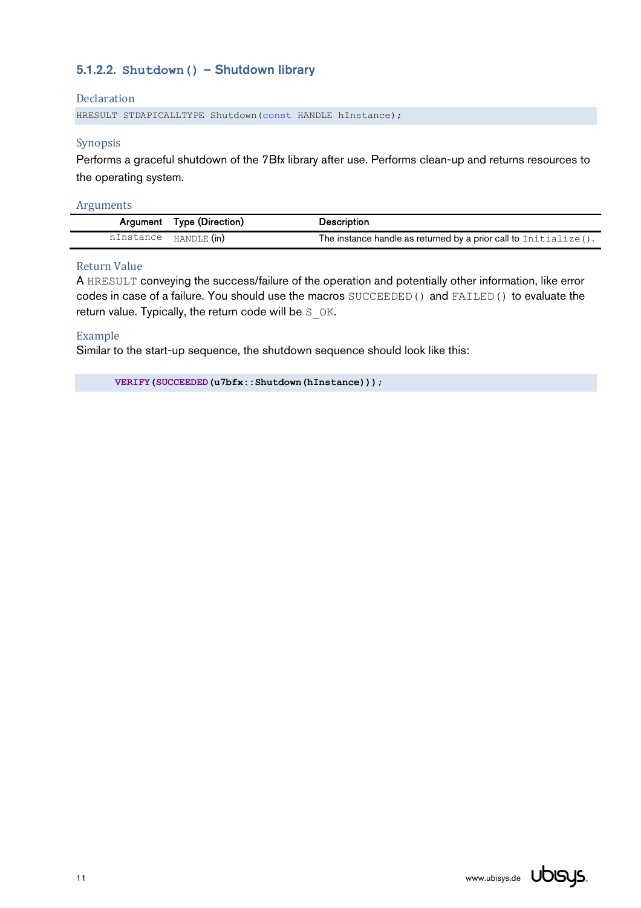#### 5.1.2.2. `Shutdown()` – Shutdown library

**Declaration**

```
HRESULT STDAPICALLTYPE Shutdown(const HANDLE hInstance);
```

**Synopsis**

Performs a graceful shutdown of the 7Bfx library after use. Performs clean-up and returns resources to the operating system.

**Arguments**

| Argument | Type (Direction) | Description |
|---|---|---|
| `hInstance` | `HANDLE` (in) | The instance handle as returned by a prior call to `Initialize()`. |

**Return Value**

A `HRESULT` conveying the success/failure of the operation and potentially other information, like error codes in case of a failure. You should use the macros `SUCCEEDED()` and `FAILED()` to evaluate the return value. Typically, the return code will be `S_OK`.

**Example**

Similar to the start-up sequence, the shutdown sequence should look like this:

```
VERIFY(SUCCEEDED(u7bfx::Shutdown(hInstance)));
```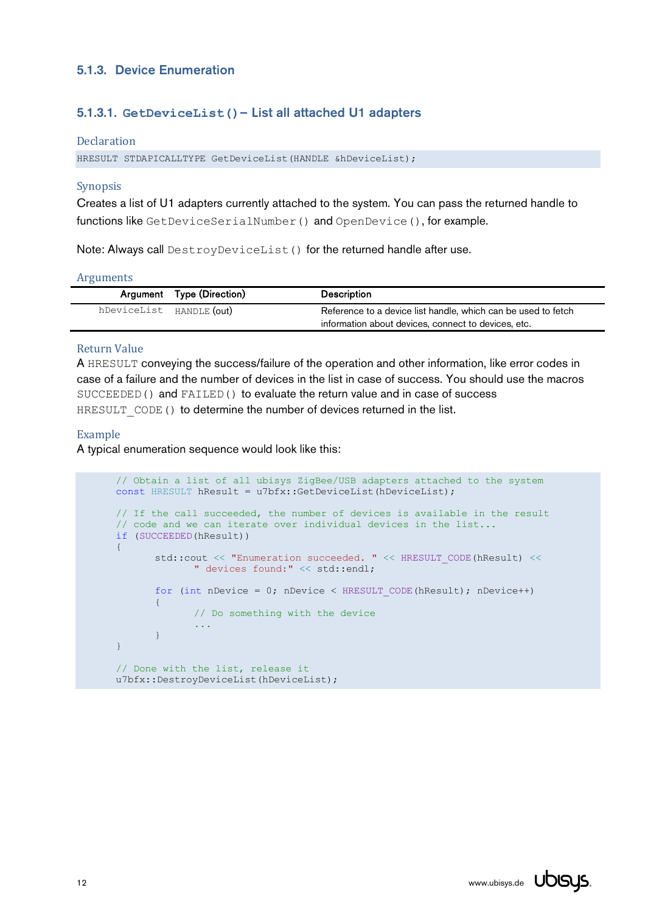### 5.1.3. Device Enumeration

#### 5.1.3.1. `GetDeviceList()` – List all attached U1 adapters

**Declaration**

```
HRESULT STDAPICALLTYPE GetDeviceList(HANDLE &hDeviceList);
```

**Synopsis**

Creates a list of U1 adapters currently attached to the system. You can pass the returned handle to functions like `GetDeviceSerialNumber()` and `OpenDevice()`, for example.

Note: Always call `DestroyDeviceList()` for the returned handle after use.

**Arguments**

| Argument | Type (Direction) | Description |
|---|---|---|
| `hDeviceList` | `HANDLE` (out) | Reference to a device list handle, which can be used to fetch information about devices, connect to devices, etc. |

**Return Value**

A `HRESULT` conveying the success/failure of the operation and other information, like error codes in case of a failure and the number of devices in the list in case of success. You should use the macros `SUCCEEDED()` and `FAILED()` to evaluate the return value and in case of success `HRESULT_CODE()` to determine the number of devices returned in the list.

**Example**

A typical enumeration sequence would look like this:

```
// Obtain a list of all ubisys ZigBee/USB adapters attached to the system
const HRESULT hResult = u7bfx::GetDeviceList(hDeviceList);

// If the call succeeded, the number of devices is available in the result
// code and we can iterate over individual devices in the list...
if (SUCCEEDED(hResult))
{
        std::cout << "Enumeration succeeded. " << HRESULT_CODE(hResult) <<
                " devices found:" << std::endl;

        for (int nDevice = 0; nDevice < HRESULT_CODE(hResult); nDevice++)
        {
                // Do something with the device
                ...
        }
}

// Done with the list, release it
u7bfx::DestroyDeviceList(hDeviceList);
```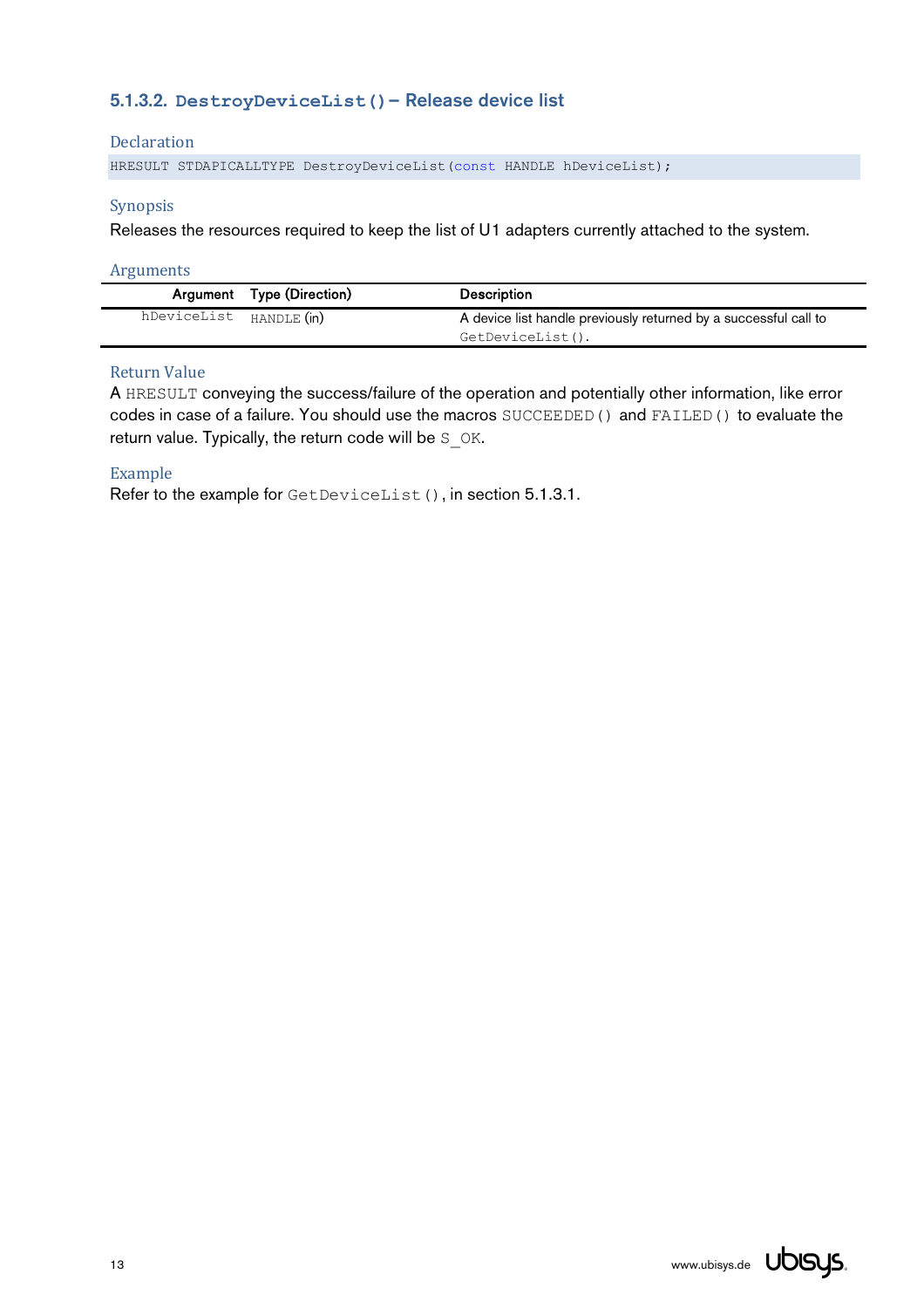#### 5.1.3.2. `DestroyDeviceList()` – Release device list

##### Declaration

```
HRESULT STDAPICALLTYPE DestroyDeviceList(const HANDLE hDeviceList);
```

##### Synopsis

Releases the resources required to keep the list of U1 adapters currently attached to the system.

##### Arguments

| Argument | Type (Direction) | Description |
| --- | --- | --- |
| `hDeviceList` | `HANDLE` (in) | A device list handle previously returned by a successful call to `GetDeviceList()`. |

##### Return Value

A `HRESULT` conveying the success/failure of the operation and potentially other information, like error codes in case of a failure. You should use the macros `SUCCEEDED()` and `FAILED()` to evaluate the return value. Typically, the return code will be `S_OK`.

##### Example

Refer to the example for `GetDeviceList()`, in section 5.1.3.1.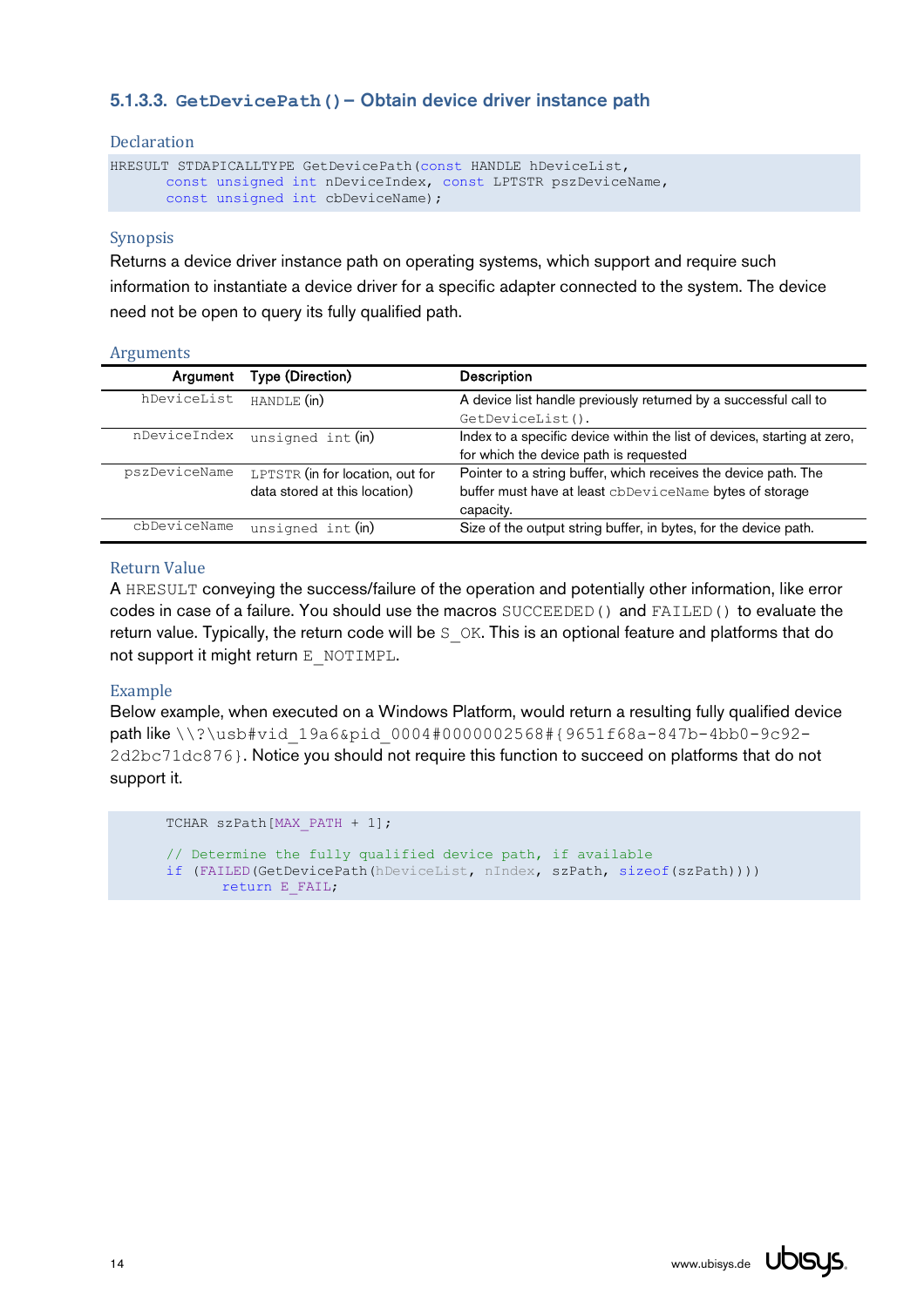#### 5.1.3.3. `GetDevicePath()` – Obtain device driver instance path

##### Declaration

```
HRESULT STDAPICALLTYPE GetDevicePath(const HANDLE hDeviceList,
        const unsigned int nDeviceIndex, const LPTSTR pszDeviceName,
        const unsigned int cbDeviceName);
```

##### Synopsis

Returns a device driver instance path on operating systems, which support and require such information to instantiate a device driver for a specific adapter connected to the system. The device need not be open to query its fully qualified path.

##### Arguments

| Argument | Type (Direction) | Description |
|---|---|---|
| `hDeviceList` | `HANDLE` (in) | A device list handle previously returned by a successful call to `GetDeviceList()`. |
| `nDeviceIndex` | `unsigned int` (in) | Index to a specific device within the list of devices, starting at zero, for which the device path is requested |
| `pszDeviceName` | `LPTSTR` (in for location, out for data stored at this location) | Pointer to a string buffer, which receives the device path. The buffer must have at least `cbDeviceName` bytes of storage capacity. |
| `cbDeviceName` | `unsigned int` (in) | Size of the output string buffer, in bytes, for the device path. |

##### Return Value

A `HRESULT` conveying the success/failure of the operation and potentially other information, like error codes in case of a failure. You should use the macros `SUCCEEDED()` and `FAILED()` to evaluate the return value. Typically, the return code will be `S_OK`. This is an optional feature and platforms that do not support it might return `E_NOTIMPL`.

##### Example

Below example, when executed on a Windows Platform, would return a resulting fully qualified device path like `\\?\usb#vid_19a6&pid_0004#0000002568#{9651f68a-847b-4bb0-9c92-2d2bc71dc876}`. Notice you should not require this function to succeed on platforms that do not support it.

```
TCHAR szPath[MAX_PATH + 1];

// Determine the fully qualified device path, if available
if (FAILED(GetDevicePath(hDeviceList, nIndex, szPath, sizeof(szPath))))
    return E_FAIL;
```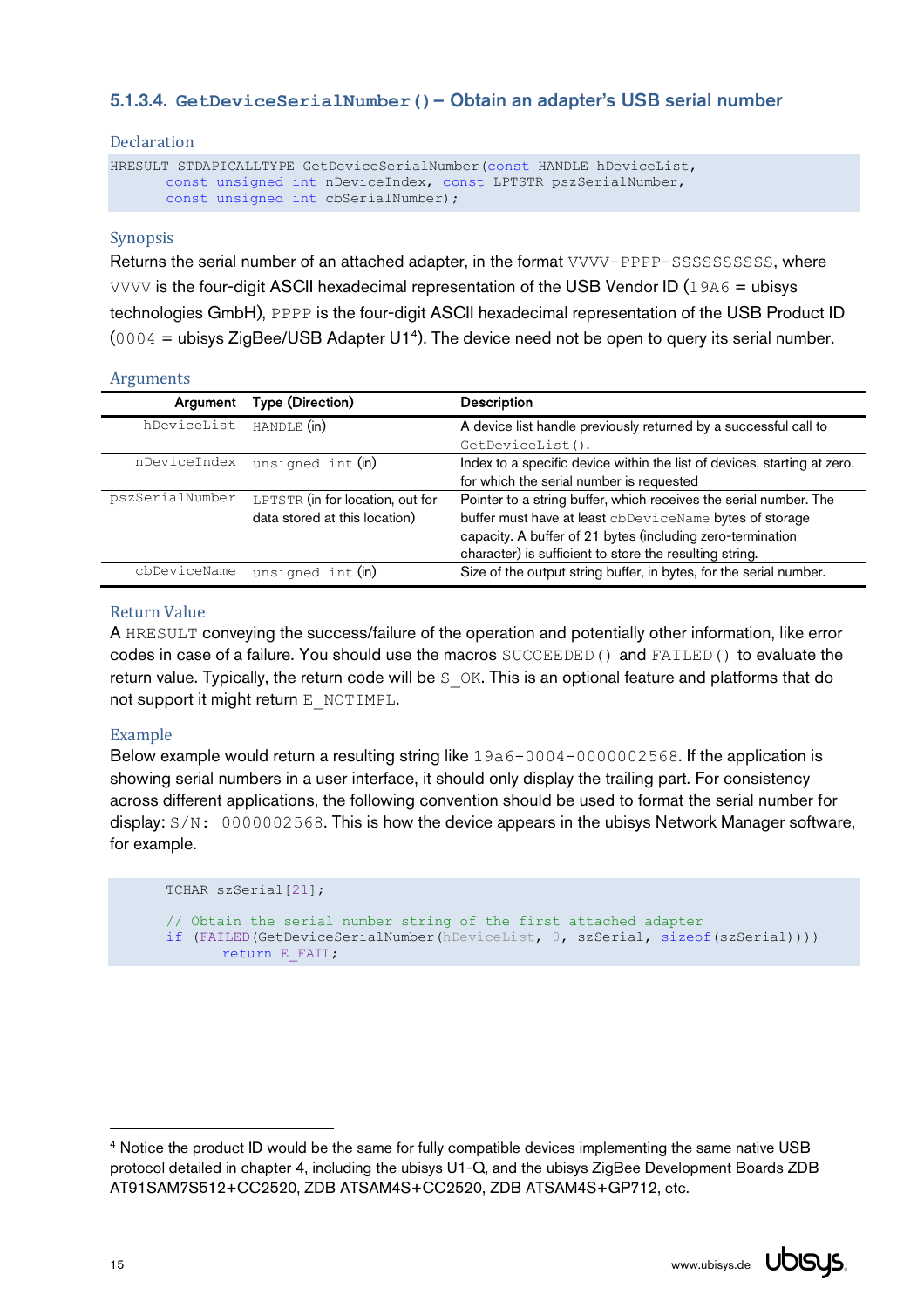#### 5.1.3.4. `GetDeviceSerialNumber()` – Obtain an adapter's USB serial number

**Declaration**

```
HRESULT STDAPICALLTYPE GetDeviceSerialNumber(const HANDLE hDeviceList,
       const unsigned int nDeviceIndex, const LPTSTR pszSerialNumber,
       const unsigned int cbSerialNumber);
```

**Synopsis**

Returns the serial number of an attached adapter, in the format `VVVV-PPPP-SSSSSSSSSS`, where `VVVV` is the four-digit ASCII hexadecimal representation of the USB Vendor ID (`19A6` = ubisys technologies GmbH), `PPPP` is the four-digit ASCII hexadecimal representation of the USB Product ID (`0004` = ubisys ZigBee/USB Adapter U1[4]). The device need not be open to query its serial number.

**Arguments**

| Argument | Type (Direction) | Description |
|---|---|---|
| `hDeviceList` | `HANDLE` (in) | A device list handle previously returned by a successful call to `GetDeviceList()`. |
| `nDeviceIndex` | `unsigned int` (in) | Index to a specific device within the list of devices, starting at zero, for which the serial number is requested |
| `pszSerialNumber` | `LPTSTR` (in for location, out for data stored at this location) | Pointer to a string buffer, which receives the serial number. The buffer must have at least `cbDeviceName` bytes of storage capacity. A buffer of 21 bytes (including zero-termination character) is sufficient to store the resulting string. |
| `cbDeviceName` | `unsigned int` (in) | Size of the output string buffer, in bytes, for the serial number. |

**Return Value**

A `HRESULT` conveying the success/failure of the operation and potentially other information, like error codes in case of a failure. You should use the macros `SUCCEEDED()` and `FAILED()` to evaluate the return value. Typically, the return code will be `S_OK`. This is an optional feature and platforms that do not support it might return `E_NOTIMPL`.

**Example**

Below example would return a resulting string like `19a6-0004-0000002568`. If the application is showing serial numbers in a user interface, it should only display the trailing part. For consistency across different applications, the following convention should be used to format the serial number for display: `S/N: 0000002568`. This is how the device appears in the ubisys Network Manager software, for example.

```
TCHAR szSerial[21];

// Obtain the serial number string of the first attached adapter
if (FAILED(GetDeviceSerialNumber(hDeviceList, 0, szSerial, sizeof(szSerial))))
      return E_FAIL;
```

[4] Notice the product ID would be the same for fully compatible devices implementing the same native USB protocol detailed in chapter 4, including the ubisys U1-Q, and the ubisys ZigBee Development Boards ZDB AT91SAM7S512+CC2520, ZDB ATSAM4S+CC2520, ZDB ATSAM4S+GP712, etc.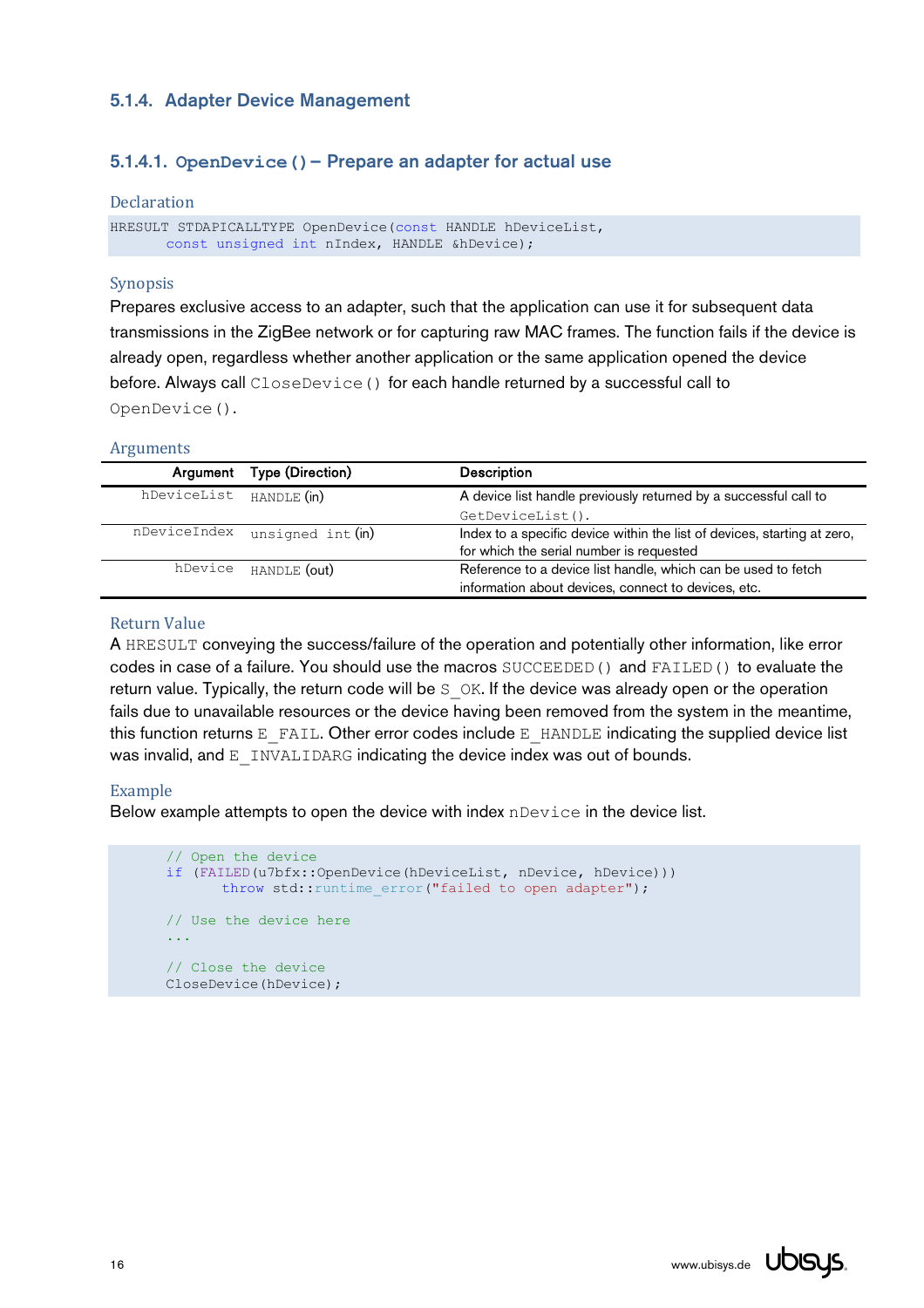### 5.1.4. Adapter Device Management

#### 5.1.4.1. `OpenDevice()` – Prepare an adapter for actual use

**Declaration**

```
HRESULT STDAPICALLTYPE OpenDevice(const HANDLE hDeviceList,
      const unsigned int nIndex, HANDLE &hDevice);
```

**Synopsis**

Prepares exclusive access to an adapter, such that the application can use it for subsequent data transmissions in the ZigBee network or for capturing raw MAC frames. The function fails if the device is already open, regardless whether another application or the same application opened the device before. Always call `CloseDevice()` for each handle returned by a successful call to `OpenDevice()`.

**Arguments**

| Argument | Type (Direction) | Description |
|---:|---|---|
| `hDeviceList` | `HANDLE` (in) | A device list handle previously returned by a successful call to `GetDeviceList()`. |
| `nDeviceIndex` | `unsigned int` (in) | Index to a specific device within the list of devices, starting at zero, for which the serial number is requested |
| `hDevice` | `HANDLE` (out) | Reference to a device list handle, which can be used to fetch information about devices, connect to devices, etc. |

**Return Value**

A `HRESULT` conveying the success/failure of the operation and potentially other information, like error codes in case of a failure. You should use the macros `SUCCEEDED()` and `FAILED()` to evaluate the return value. Typically, the return code will be `S_OK`. If the device was already open or the operation fails due to unavailable resources or the device having been removed from the system in the meantime, this function returns `E_FAIL`. Other error codes include `E_HANDLE` indicating the supplied device list was invalid, and `E_INVALIDARG` indicating the device index was out of bounds.

**Example**

Below example attempts to open the device with index `nDevice` in the device list.

```
// Open the device
if (FAILED(u7bfx::OpenDevice(hDeviceList, nDevice, hDevice)))
    throw std::runtime_error("failed to open adapter");

// Use the device here
...

// Close the device
CloseDevice(hDevice);
```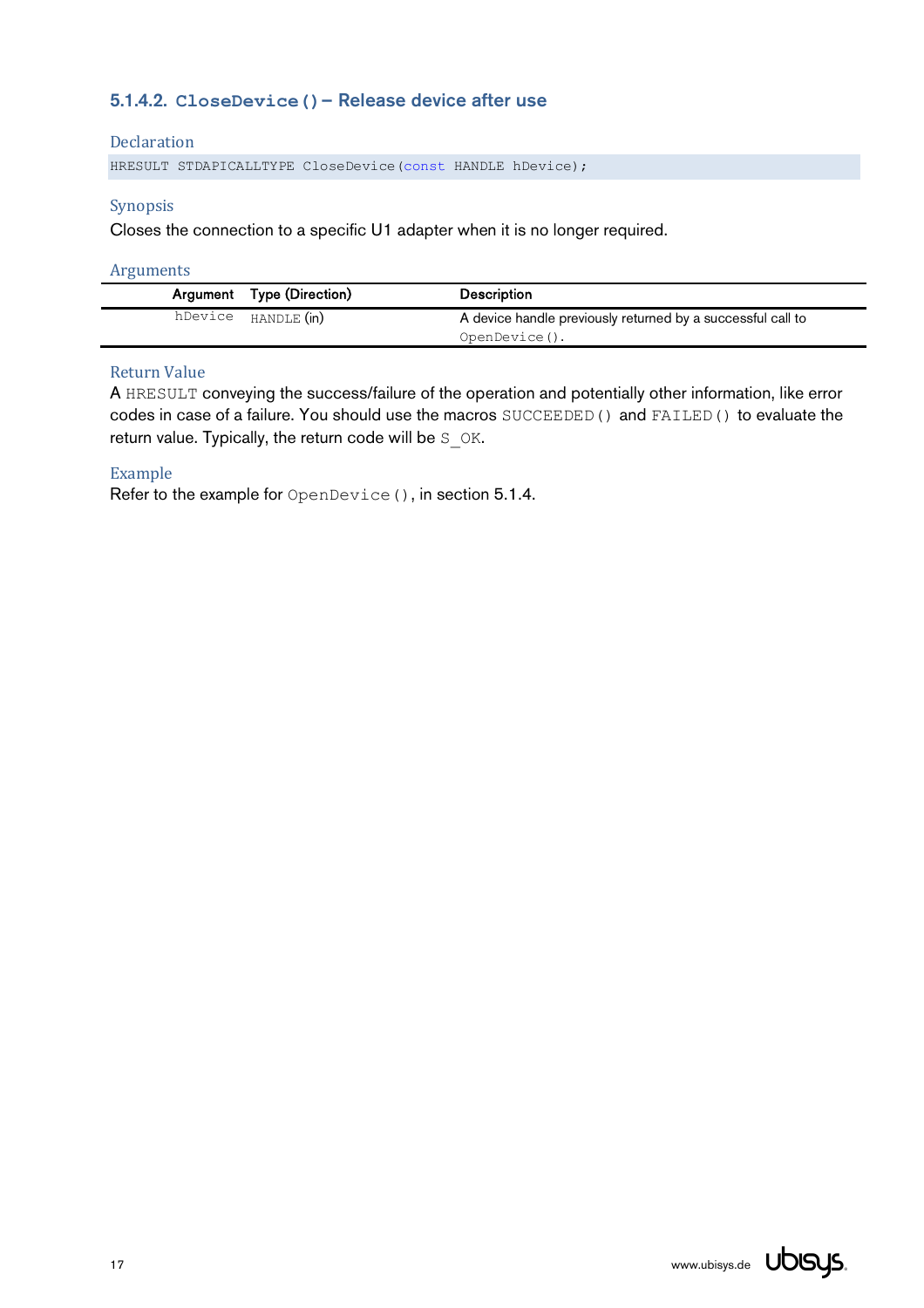#### 5.1.4.2. `CloseDevice()` – Release device after use

##### Declaration

```
HRESULT STDAPICALLTYPE CloseDevice(const HANDLE hDevice);
```

##### Synopsis

Closes the connection to a specific U1 adapter when it is no longer required.

##### Arguments

| Argument | Type (Direction) | Description |
|---|---|---|
| `hDevice` | `HANDLE` (in) | A device handle previously returned by a successful call to `OpenDevice()`. |

##### Return Value

A `HRESULT` conveying the success/failure of the operation and potentially other information, like error codes in case of a failure. You should use the macros `SUCCEEDED()` and `FAILED()` to evaluate the return value. Typically, the return code will be `S_OK`.

##### Example

Refer to the example for `OpenDevice()`, in section 5.1.4.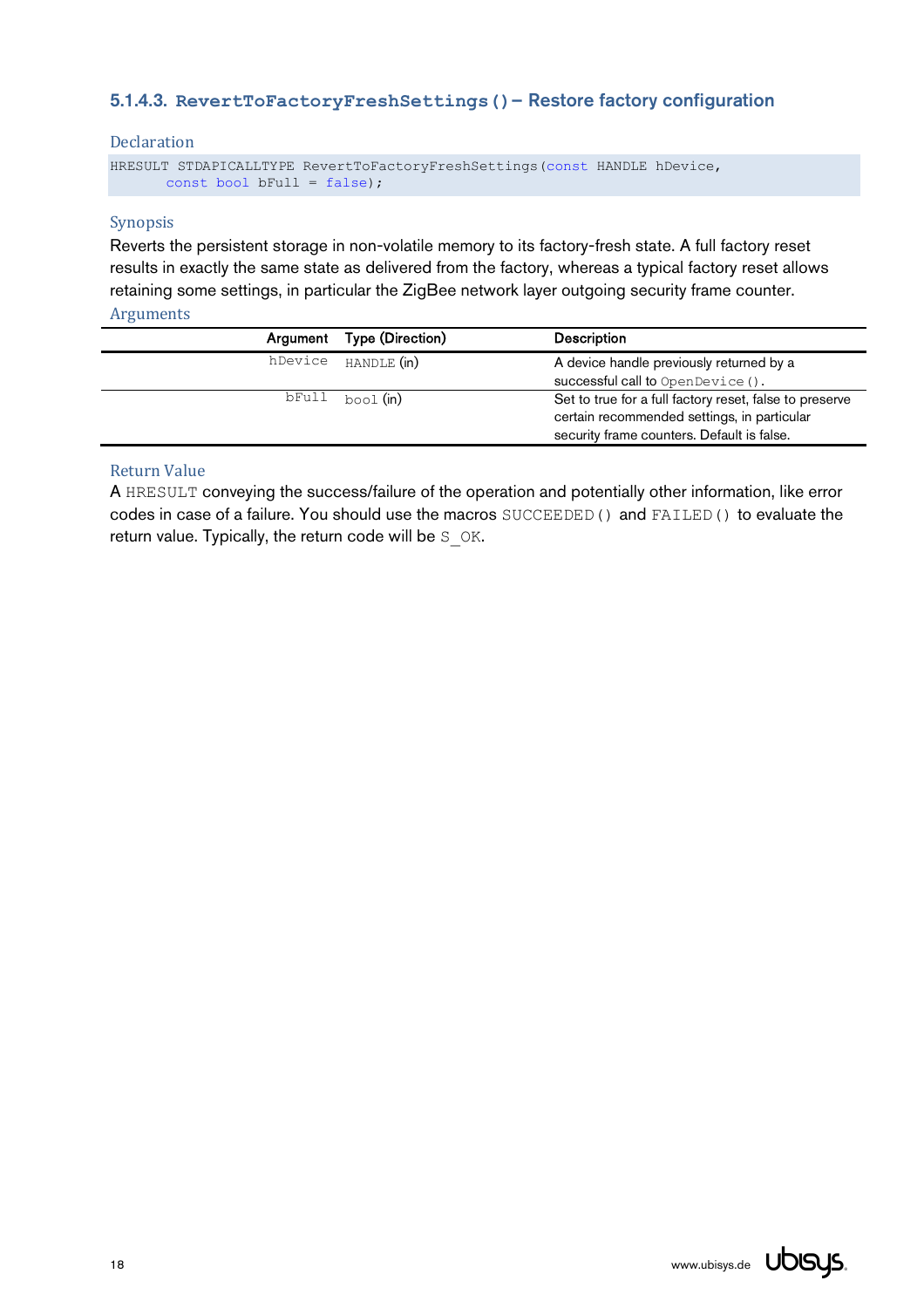### 5.1.4.3. `RevertToFactoryFreshSettings()` – Restore factory configuration

#### Declaration

```
HRESULT STDAPICALLTYPE RevertToFactoryFreshSettings(const HANDLE hDevice,
      const bool bFull = false);
```

#### Synopsis

Reverts the persistent storage in non-volatile memory to its factory-fresh state. A full factory reset results in exactly the same state as delivered from the factory, whereas a typical factory reset allows retaining some settings, in particular the ZigBee network layer outgoing security frame counter.

#### Arguments

| Argument | Type (Direction) | Description |
|---|---|---|
| `hDevice` | `HANDLE` (in) | A device handle previously returned by a successful call to `OpenDevice()`. |
| `bFull` | `bool` (in) | Set to true for a full factory reset, false to preserve certain recommended settings, in particular security frame counters. Default is false. |

#### Return Value

A `HRESULT` conveying the success/failure of the operation and potentially other information, like error codes in case of a failure. You should use the macros `SUCCEEDED()` and `FAILED()` to evaluate the return value. Typically, the return code will be `S_OK`.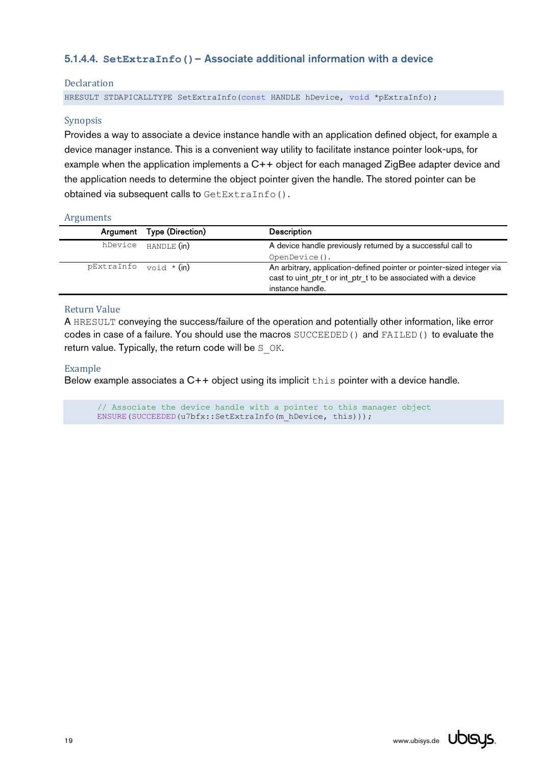#### 5.1.4.4. `SetExtraInfo()` – Associate additional information with a device

Declaration

```
HRESULT STDAPICALLTYPE SetExtraInfo(const HANDLE hDevice, void *pExtraInfo);
```

Synopsis

Provides a way to associate a device instance handle with an application defined object, for example a device manager instance. This is a convenient way utility to facilitate instance pointer look-ups, for example when the application implements a C++ object for each managed ZigBee adapter device and the application needs to determine the object pointer given the handle. The stored pointer can be obtained via subsequent calls to `GetExtraInfo()`.

Arguments

| Argument | Type (Direction) | Description |
|---|---|---|
| `hDevice` | `HANDLE` (in) | A device handle previously returned by a successful call to `OpenDevice()`. |
| `pExtraInfo` | `void *` (in) | An arbitrary, application-defined pointer or pointer-sized integer via cast to uint_ptr_t or int_ptr_t to be associated with a device instance handle. |

Return Value

A `HRESULT` conveying the success/failure of the operation and potentially other information, like error codes in case of a failure. You should use the macros `SUCCEEDED()` and `FAILED()` to evaluate the return value. Typically, the return code will be `S_OK`.

Example

Below example associates a C++ object using its implicit `this` pointer with a device handle.

```
// Associate the device handle with a pointer to this manager object
ENSURE(SUCCEEDED(u7bfx::SetExtraInfo(m_hDevice, this)));
```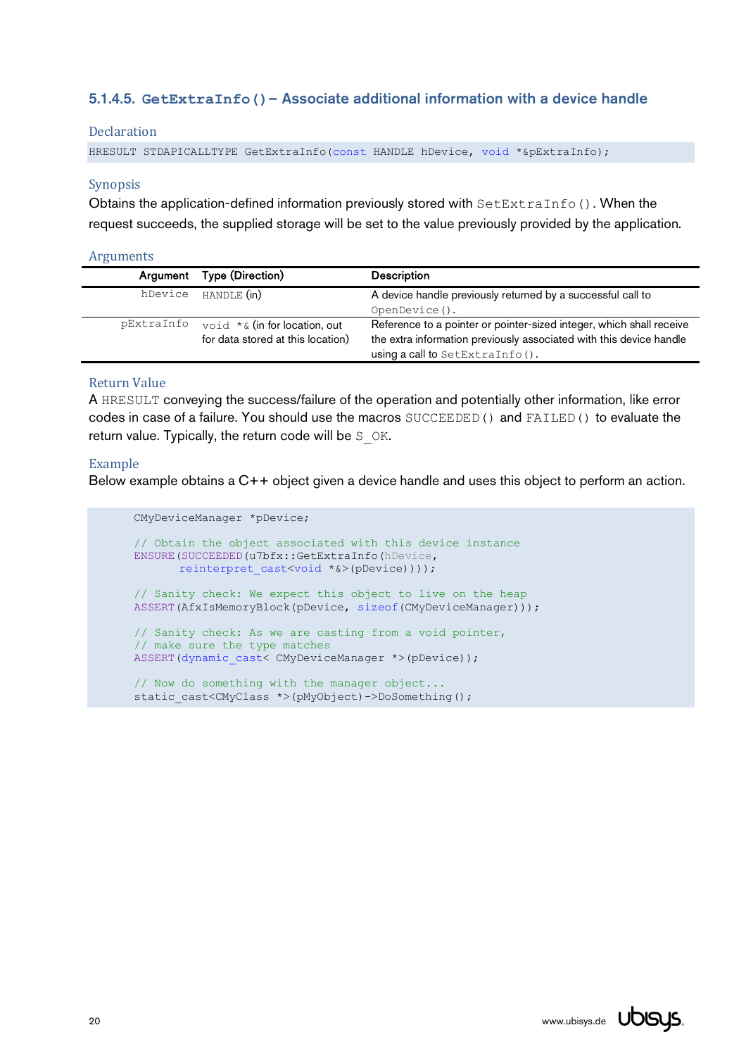### 5.1.4.5. `GetExtraInfo()` – Associate additional information with a device handle

#### Declaration

```
HRESULT STDAPICALLTYPE GetExtraInfo(const HANDLE hDevice, void *&pExtraInfo);
```

#### Synopsis

Obtains the application-defined information previously stored with `SetExtraInfo()`. When the request succeeds, the supplied storage will be set to the value previously provided by the application.

#### Arguments

| Argument | Type (Direction) | Description |
|---|---|---|
| `hDevice` | `HANDLE` (in) | A device handle previously returned by a successful call to `OpenDevice()`. |
| `pExtraInfo` | `void *&` (in for location, out for data stored at this location) | Reference to a pointer or pointer-sized integer, which shall receive the extra information previously associated with this device handle using a call to `SetExtraInfo()`. |

#### Return Value

A `HRESULT` conveying the success/failure of the operation and potentially other information, like error codes in case of a failure. You should use the macros `SUCCEEDED()` and `FAILED()` to evaluate the return value. Typically, the return code will be `S_OK`.

#### Example

Below example obtains a C++ object given a device handle and uses this object to perform an action.

```
CMyDeviceManager *pDevice;

// Obtain the object associated with this device instance
ENSURE(SUCCEEDED(u7bfx::GetExtraInfo(hDevice,
      reinterpret_cast<void *&>(pDevice))));

// Sanity check: We expect this object to live on the heap
ASSERT(AfxIsMemoryBlock(pDevice, sizeof(CMyDeviceManager)));

// Sanity check: As we are casting from a void pointer,
// make sure the type matches
ASSERT(dynamic_cast< CMyDeviceManager *>(pDevice));

// Now do something with the manager object...
static_cast<CMyClass *>(pMyObject)->DoSomething();
```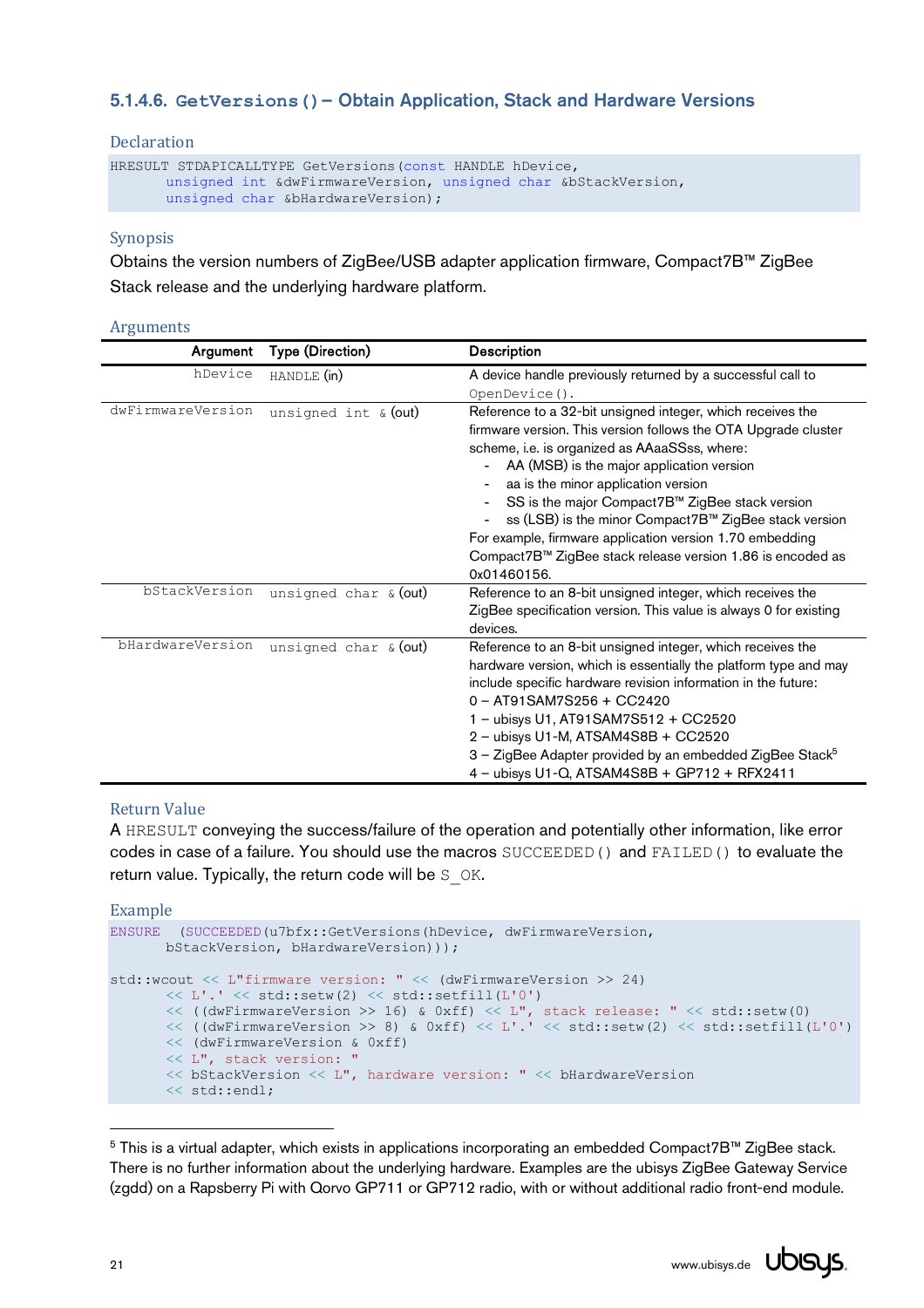### 5.1.4.6. `GetVersions()` – Obtain Application, Stack and Hardware Versions

#### Declaration

```
HRESULT STDAPICALLTYPE GetVersions(const HANDLE hDevice,
        unsigned int &dwFirmwareVersion, unsigned char &bStackVersion,
        unsigned char &bHardwareVersion);
```

#### Synopsis

Obtains the version numbers of ZigBee/USB adapter application firmware, Compact7B™ ZigBee Stack release and the underlying hardware platform.

#### Arguments

| Argument | Type (Direction) | Description |
|---|---|---|
| `hDevice` | `HANDLE` (in) | A device handle previously returned by a successful call to `OpenDevice()`. |
| `dwFirmwareVersion` | `unsigned int &` (out) | Reference to a 32-bit unsigned integer, which receives the firmware version. This version follows the OTA Upgrade cluster scheme, i.e. is organized as AAaaSSss, where:<br>- AA (MSB) is the major application version<br>- aa is the minor application version<br>- SS is the major Compact7B™ ZigBee stack version<br>- ss (LSB) is the minor Compact7B™ ZigBee stack version<br>For example, firmware application version 1.70 embedding Compact7B™ ZigBee stack release version 1.86 is encoded as 0x01460156. |
| `bStackVersion` | `unsigned char &` (out) | Reference to an 8-bit unsigned integer, which receives the ZigBee specification version. This value is always 0 for existing devices. |
| `bHardwareVersion` | `unsigned char &` (out) | Reference to an 8-bit unsigned integer, which receives the hardware version, which is essentially the platform type and may include specific hardware revision information in the future:<br>0 – AT91SAM7S256 + CC2420<br>1 – ubisys U1, AT91SAM7S512 + CC2520<br>2 – ubisys U1-M, ATSAM4S8B + CC2520<br>3 – ZigBee Adapter provided by an embedded ZigBee Stack[5]<br>4 – ubisys U1-Q, ATSAM4S8B + GP712 + RFX2411 |

#### Return Value

A `HRESULT` conveying the success/failure of the operation and potentially other information, like error codes in case of a failure. You should use the macros `SUCCEEDED()` and `FAILED()` to evaluate the return value. Typically, the return code will be `S_OK`.

#### Example

```
ENSURE  (SUCCEEDED(u7bfx::GetVersions(hDevice, dwFirmwareVersion,
        bStackVersion, bHardwareVersion)));

std::wcout << L"firmware version: " << (dwFirmwareVersion >> 24)
        << L'.' << std::setw(2) << std::setfill(L'0')
        << ((dwFirmwareVersion >> 16) & 0xff) << L", stack release: " << std::setw(0)
        << ((dwFirmwareVersion >> 8) & 0xff) << L'.' << std::setw(2) << std::setfill(L'0')
        << (dwFirmwareVersion & 0xff)
        << L", stack version: "
        << bStackVersion << L", hardware version: " << bHardwareVersion
        << std::endl;
```

[5] This is a virtual adapter, which exists in applications incorporating an embedded Compact7B™ ZigBee stack. There is no further information about the underlying hardware. Examples are the ubisys ZigBee Gateway Service (zgdd) on a Rapsberry Pi with Qorvo GP711 or GP712 radio, with or without additional radio front-end module.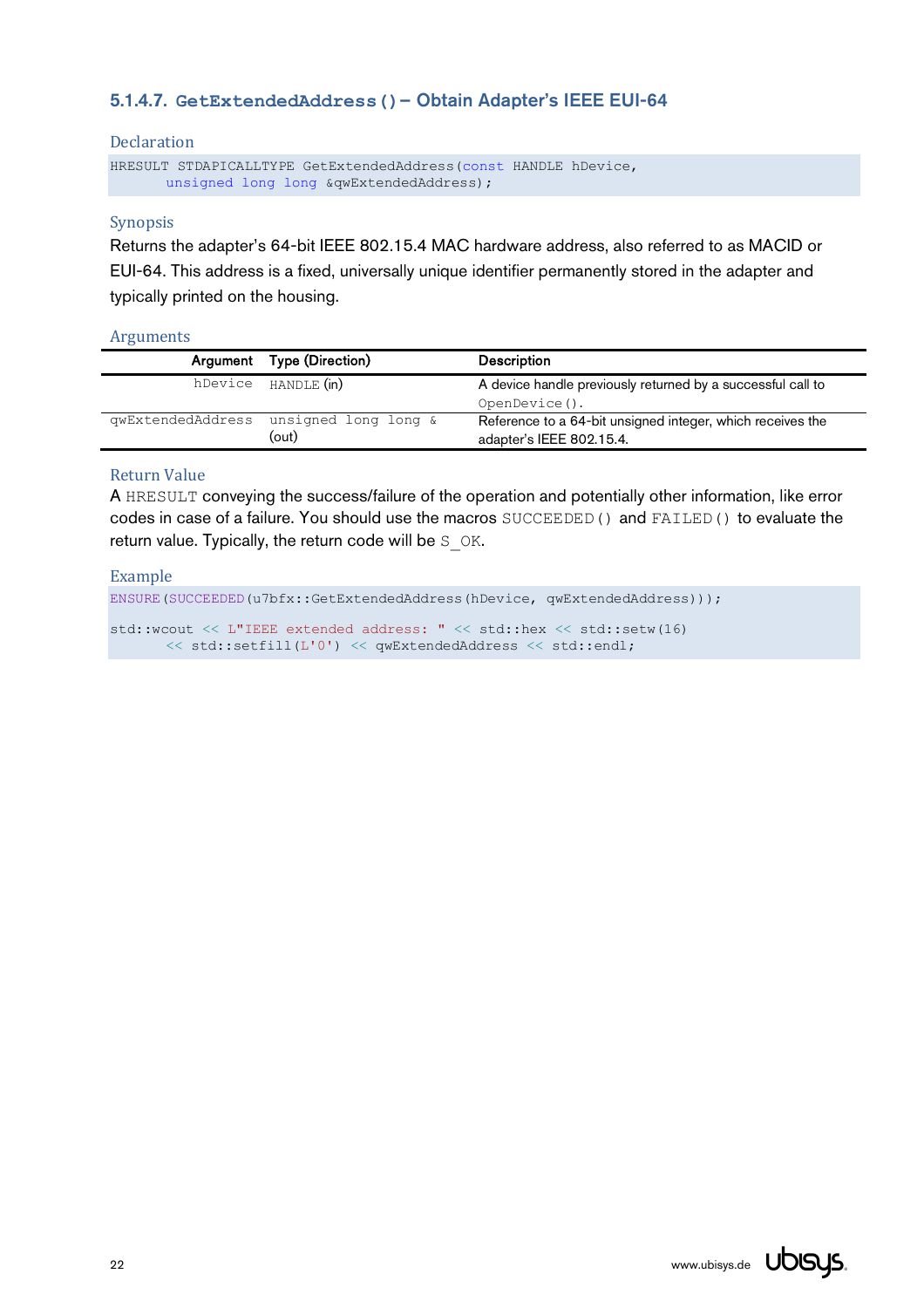#### 5.1.4.7. `GetExtendedAddress()` – Obtain Adapter's IEEE EUI-64

**Declaration**

```
HRESULT STDAPICALLTYPE GetExtendedAddress(const HANDLE hDevice,
      unsigned long long &qwExtendedAddress);
```

**Synopsis**

Returns the adapter's 64-bit IEEE 802.15.4 MAC hardware address, also referred to as MACID or EUI-64. This address is a fixed, universally unique identifier permanently stored in the adapter and typically printed on the housing.

**Arguments**

| Argument | Type (Direction) | Description |
|---|---|---|
| `hDevice` | `HANDLE` (in) | A device handle previously returned by a successful call to `OpenDevice()`. |
| `qwExtendedAddress` | `unsigned long long &` (out) | Reference to a 64-bit unsigned integer, which receives the adapter's IEEE 802.15.4. |

**Return Value**

A `HRESULT` conveying the success/failure of the operation and potentially other information, like error codes in case of a failure. You should use the macros `SUCCEEDED()` and `FAILED()` to evaluate the return value. Typically, the return code will be `S_OK`.

**Example**

```
ENSURE(SUCCEEDED(u7bfx::GetExtendedAddress(hDevice, qwExtendedAddress)));

std::wcout << L"IEEE extended address: " << std::hex << std::setw(16)
      << std::setfill(L'0') << qwExtendedAddress << std::endl;
```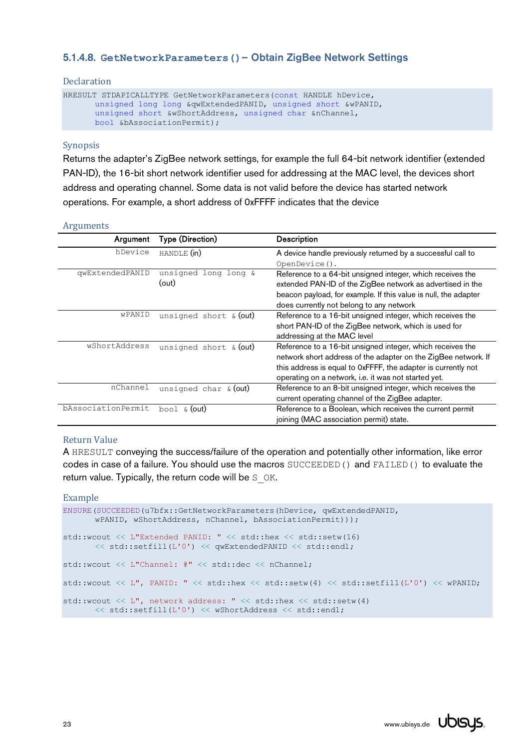### 5.1.4.8. `GetNetworkParameters()` – Obtain ZigBee Network Settings

#### Declaration

```
HRESULT STDAPICALLTYPE GetNetworkParameters(const HANDLE hDevice,
      unsigned long long &qwExtendedPANID, unsigned short &wPANID,
      unsigned short &wShortAddress, unsigned char &nChannel,
      bool &bAssociationPermit);
```

#### Synopsis

Returns the adapter's ZigBee network settings, for example the full 64-bit network identifier (extended PAN-ID), the 16-bit short network identifier used for addressing at the MAC level, the devices short address and operating channel. Some data is not valid before the device has started network operations. For example, a short address of 0xFFFF indicates that the device

#### Arguments

| Argument | Type (Direction) | Description |
|---|---|---|
| `hDevice` | `HANDLE` (in) | A device handle previously returned by a successful call to `OpenDevice()`. |
| `qwExtendedPANID` | `unsigned long long &` (out) | Reference to a 64-bit unsigned integer, which receives the extended PAN-ID of the ZigBee network as advertised in the beacon payload, for example. If this value is null, the adapter does currently not belong to any network |
| `wPANID` | `unsigned short &` (out) | Reference to a 16-bit unsigned integer, which receives the short PAN-ID of the ZigBee network, which is used for addressing at the MAC level |
| `wShortAddress` | `unsigned short &` (out) | Reference to a 16-bit unsigned integer, which receives the network short address of the adapter on the ZigBee network. If this address is equal to 0xFFFF, the adapter is currently not operating on a network, i.e. it was not started yet. |
| `nChannel` | `unsigned char &` (out) | Reference to an 8-bit unsigned integer, which receives the current operating channel of the ZigBee adapter. |
| `bAssociationPermit` | `bool &` (out) | Reference to a Boolean, which receives the current permit joining (MAC association permit) state. |

#### Return Value

A `HRESULT` conveying the success/failure of the operation and potentially other information, like error codes in case of a failure. You should use the macros `SUCCEEDED()` and `FAILED()` to evaluate the return value. Typically, the return code will be `S_OK`.

#### Example

```
ENSURE(SUCCEEDED(u7bfx::GetNetworkParameters(hDevice, qwExtendedPANID,
      wPANID, wShortAddress, nChannel, bAssociationPermit)));

std::wcout << L"Extended PANID: " << std::hex << std::setw(16)
      << std::setfill(L'0') << qwExtendedPANID << std::endl;

std::wcout << L"Channel: #" << std::dec << nChannel;

std::wcout << L", PANID: " << std::hex << std::setw(4) << std::setfill(L'0') << wPANID;

std::wcout << L", network address: " << std::hex << std::setw(4)
      << std::setfill(L'0') << wShortAddress << std::endl;
```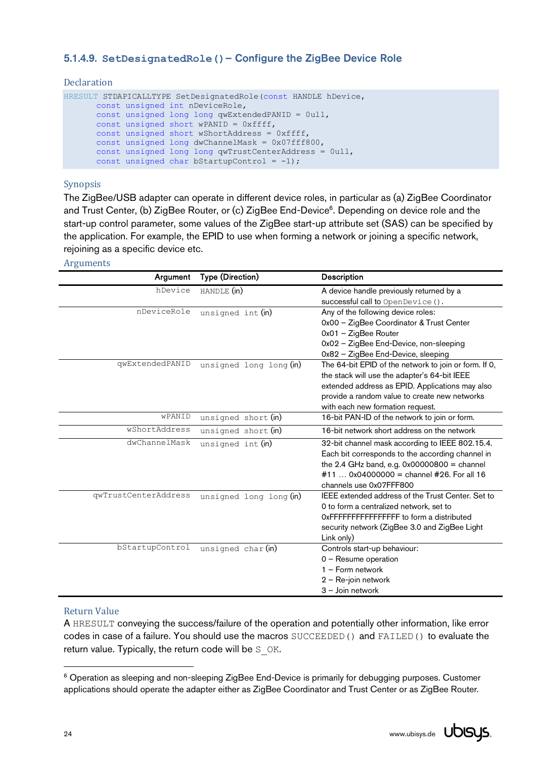### 5.1.4.9. `SetDesignatedRole()` – Configure the ZigBee Device Role

#### Declaration

```
HRESULT STDAPICALLTYPE SetDesignatedRole(const HANDLE hDevice,
        const unsigned int nDeviceRole,
        const unsigned long long qwExtendedPANID = 0ull,
        const unsigned short wPANID = 0xffff,
        const unsigned short wShortAddress = 0xffff,
        const unsigned long dwChannelMask = 0x07fff800,
        const unsigned long long qwTrustCenterAddress = 0ull,
        const unsigned char bStartupControl = -1);
```

#### Synopsis

The ZigBee/USB adapter can operate in different device roles, in particular as (a) ZigBee Coordinator and Trust Center, (b) ZigBee Router, or (c) ZigBee End-Device[6]. Depending on device role and the start-up control parameter, some values of the ZigBee start-up attribute set (SAS) can be specified by the application. For example, the EPID to use when forming a network or joining a specific network, rejoining as a specific device etc.

#### Arguments

| Argument | Type (Direction) | Description |
|---:|---|---|
| `hDevice` | `HANDLE` (in) | A device handle previously returned by a successful call to `OpenDevice()`. |
| `nDeviceRole` | `unsigned int` (in) | Any of the following device roles:<br>0x00 – ZigBee Coordinator & Trust Center<br>0x01 – ZigBee Router<br>0x02 – ZigBee End-Device, non-sleeping<br>0x82 – ZigBee End-Device, sleeping |
| `qwExtendedPANID` | `unsigned long long` (in) | The 64-bit EPID of the network to join or form. If 0, the stack will use the adapter's 64-bit IEEE extended address as EPID. Applications may also provide a random value to create new networks with each new formation request. |
| `wPANID` | `unsigned short` (in) | 16-bit PAN-ID of the network to join or form. |
| `wShortAddress` | `unsigned short` (in) | 16-bit network short address on the network |
| `dwChannelMask` | `unsigned int` (in) | 32-bit channel mask according to IEEE 802.15.4. Each bit corresponds to the according channel in the 2.4 GHz band, e.g. 0x00000800 = channel #11 … 0x04000000 = channel #26. For all 16 channels use 0x07FFF800 |
| `qwTrustCenterAddress` | `unsigned long long` (in) | IEEE extended address of the Trust Center. Set to 0 to form a centralized network, set to 0xFFFFFFFFFFFFFFFF to form a distributed security network (ZigBee 3.0 and ZigBee Light Link only) |
| `bStartupControl` | `unsigned char` (in) | Controls start-up behaviour:<br>0 – Resume operation<br>1 – Form network<br>2 – Re-join network<br>3 – Join network |

#### Return Value

A `HRESULT` conveying the success/failure of the operation and potentially other information, like error codes in case of a failure. You should use the macros `SUCCEEDED()` and `FAILED()` to evaluate the return value. Typically, the return code will be `S_OK`.

---

[6] Operation as sleeping and non-sleeping ZigBee End-Device is primarily for debugging purposes. Customer applications should operate the adapter either as ZigBee Coordinator and Trust Center or as ZigBee Router.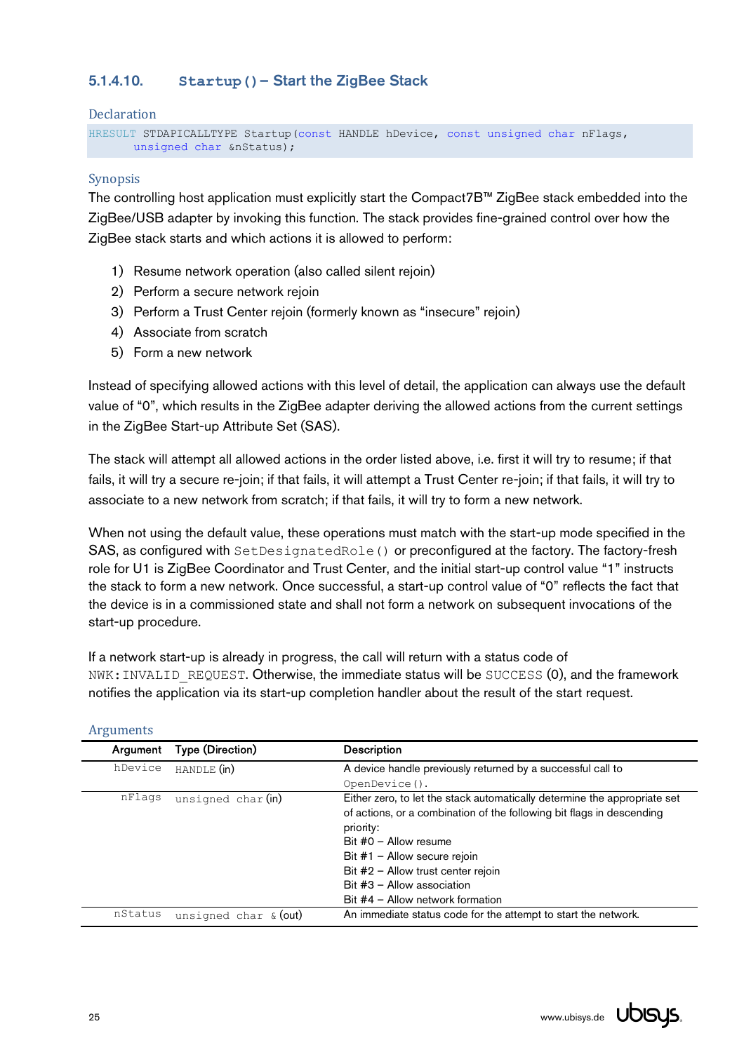#### 5.1.4.10. `Startup()` – Start the ZigBee Stack

**Declaration**

```
HRESULT STDAPICALLTYPE Startup(const HANDLE hDevice, const unsigned char nFlags,
      unsigned char &nStatus);
```

**Synopsis**

The controlling host application must explicitly start the Compact7B™ ZigBee stack embedded into the ZigBee/USB adapter by invoking this function. The stack provides fine-grained control over how the ZigBee stack starts and which actions it is allowed to perform:

1) Resume network operation (also called silent rejoin)
2) Perform a secure network rejoin
3) Perform a Trust Center rejoin (formerly known as "insecure" rejoin)
4) Associate from scratch
5) Form a new network

Instead of specifying allowed actions with this level of detail, the application can always use the default value of "0", which results in the ZigBee adapter deriving the allowed actions from the current settings in the ZigBee Start-up Attribute Set (SAS).

The stack will attempt all allowed actions in the order listed above, i.e. first it will try to resume; if that fails, it will try a secure re-join; if that fails, it will attempt a Trust Center re-join; if that fails, it will try to associate to a new network from scratch; if that fails, it will try to form a new network.

When not using the default value, these operations must match with the start-up mode specified in the SAS, as configured with `SetDesignatedRole()` or preconfigured at the factory. The factory-fresh role for U1 is ZigBee Coordinator and Trust Center, and the initial start-up control value "1" instructs the stack to form a new network. Once successful, a start-up control value of "0" reflects the fact that the device is in a commissioned state and shall not form a network on subsequent invocations of the start-up procedure.

If a network start-up is already in progress, the call will return with a status code of `NWK:INVALID_REQUEST`. Otherwise, the immediate status will be `SUCCESS` (0), and the framework notifies the application via its start-up completion handler about the result of the start request.

**Arguments**

| Argument | Type (Direction) | Description |
|---|---|---|
| `hDevice` | `HANDLE` (in) | A device handle previously returned by a successful call to `OpenDevice()`. |
| `nFlags` | `unsigned char` (in) | Either zero, to let the stack automatically determine the appropriate set of actions, or a combination of the following bit flags in descending priority:<br>Bit #0 – Allow resume<br>Bit #1 – Allow secure rejoin<br>Bit #2 – Allow trust center rejoin<br>Bit #3 – Allow association<br>Bit #4 – Allow network formation |
| `nStatus` | `unsigned char &` (out) | An immediate status code for the attempt to start the network. |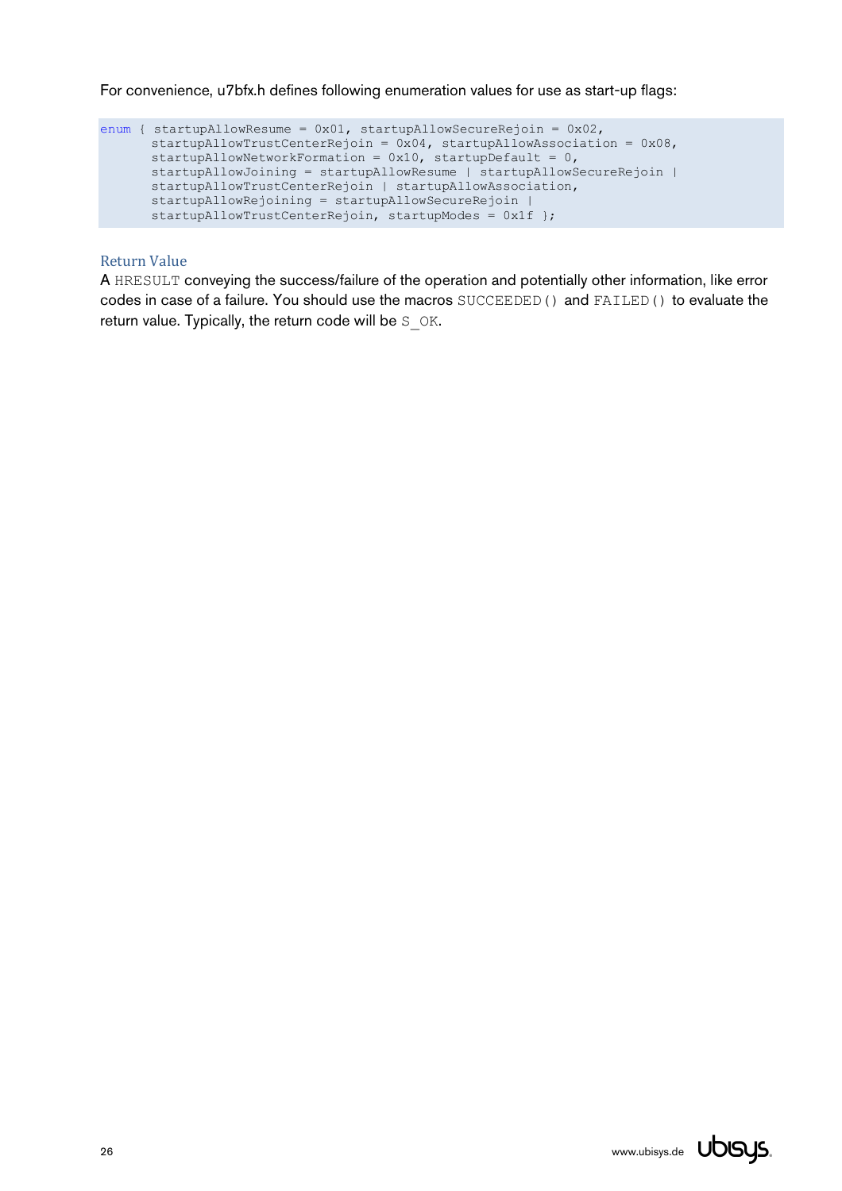For convenience, u7bfx.h defines following enumeration values for use as start-up flags:

```
enum { startupAllowResume = 0x01, startupAllowSecureRejoin = 0x02,
       startupAllowTrustCenterRejoin = 0x04, startupAllowAssociation = 0x08,
       startupAllowNetworkFormation = 0x10, startupDefault = 0,
       startupAllowJoining = startupAllowResume | startupAllowSecureRejoin |
       startupAllowTrustCenterRejoin | startupAllowAssociation,
       startupAllowRejoining = startupAllowSecureRejoin |
       startupAllowTrustCenterRejoin, startupModes = 0x1f };
```

### Return Value

A `HRESULT` conveying the success/failure of the operation and potentially other information, like error codes in case of a failure. You should use the macros `SUCCEEDED()` and `FAILED()` to evaluate the return value. Typically, the return code will be `S_OK`.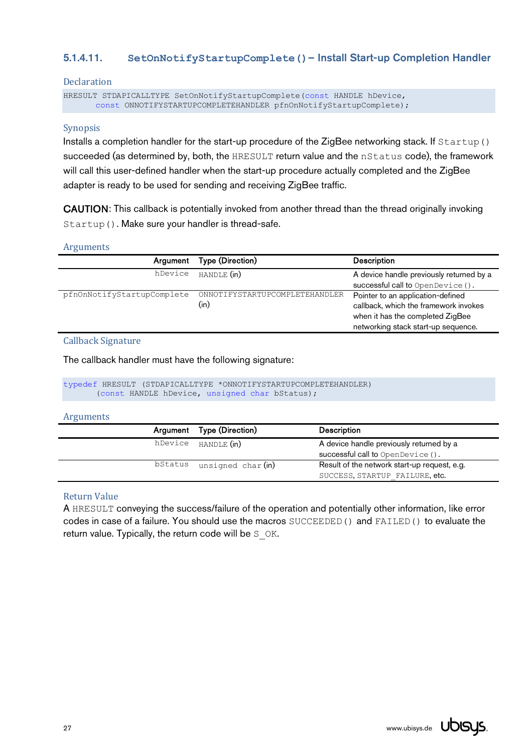#### 5.1.4.11. `SetOnNotifyStartupComplete()` – Install Start-up Completion Handler

##### Declaration

```
HRESULT STDAPICALLTYPE SetOnNotifyStartupComplete(const HANDLE hDevice,
      const ONNOTIFYSTARTUPCOMPLETEHANDLER pfnOnNotifyStartupComplete);
```

##### Synopsis

Installs a completion handler for the start-up procedure of the ZigBee networking stack. If `Startup()` succeeded (as determined by, both, the `HRESULT` return value and the `nStatus` code), the framework will call this user-defined handler when the start-up procedure actually completed and the ZigBee adapter is ready to be used for sending and receiving ZigBee traffic.

**CAUTION**: This callback is potentially invoked from another thread than the thread originally invoking `Startup()`. Make sure your handler is thread-safe.

##### Arguments

| Argument | Type (Direction) | Description |
|---|---|---|
| `hDevice` | `HANDLE` (in) | A device handle previously returned by a successful call to `OpenDevice()`. |
| `pfnOnNotifyStartupComplete` | `ONNOTIFYSTARTUPCOMPLETEHANDLER` (in) | Pointer to an application-defined callback, which the framework invokes when it has the completed ZigBee networking stack start-up sequence. |

##### Callback Signature

The callback handler must have the following signature:

```
typedef HRESULT (STDAPICALLTYPE *ONNOTIFYSTARTUPCOMPLETEHANDLER)
      (const HANDLE hDevice, unsigned char bStatus);
```

##### Arguments

| Argument | Type (Direction) | Description |
|---|---|---|
| `hDevice` | `HANDLE` (in) | A device handle previously returned by a successful call to `OpenDevice()`. |
| `bStatus` | `unsigned char` (in) | Result of the network start-up request, e.g. `SUCCESS`, `STARTUP_FAILURE`, etc. |

##### Return Value

A `HRESULT` conveying the success/failure of the operation and potentially other information, like error codes in case of a failure. You should use the macros `SUCCEEDED()` and `FAILED()` to evaluate the return value. Typically, the return code will be `S_OK`.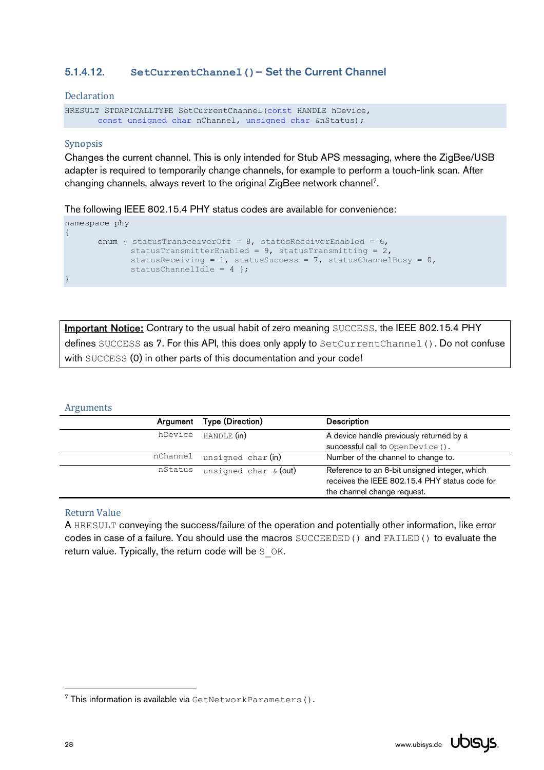### 5.1.4.12. SetCurrentChannel() – Set the Current Channel

#### Declaration

```
HRESULT STDAPICALLTYPE SetCurrentChannel(const HANDLE hDevice,
       const unsigned char nChannel, unsigned char &nStatus);
```

#### Synopsis

Changes the current channel. This is only intended for Stub APS messaging, where the ZigBee/USB adapter is required to temporarily change channels, for example to perform a touch-link scan. After changing channels, always revert to the original ZigBee network channel[7].

The following IEEE 802.15.4 PHY status codes are available for convenience:

```
namespace phy
{
       enum { statusTransceiverOff = 8, statusReceiverEnabled = 6,
              statusTransmitterEnabled = 9, statusTransmitting = 2,
              statusReceiving = 1, statusSuccess = 7, statusChannelBusy = 0,
              statusChannelIdle = 4 };
}
```

**Important Notice:** Contrary to the usual habit of zero meaning SUCCESS, the IEEE 802.15.4 PHY defines SUCCESS as 7. For this API, this does only apply to SetCurrentChannel(). Do not confuse with SUCCESS (0) in other parts of this documentation and your code!

#### Arguments

| Argument | Type (Direction) | Description |
|---|---|---|
| hDevice | HANDLE (in) | A device handle previously returned by a successful call to OpenDevice(). |
| nChannel | unsigned char (in) | Number of the channel to change to. |
| nStatus | unsigned char & (out) | Reference to an 8-bit unsigned integer, which receives the IEEE 802.15.4 PHY status code for the channel change request. |

#### Return Value

A HRESULT conveying the success/failure of the operation and potentially other information, like error codes in case of a failure. You should use the macros SUCCEEDED() and FAILED() to evaluate the return value. Typically, the return code will be S_OK.

[7] This information is available via GetNetworkParameters().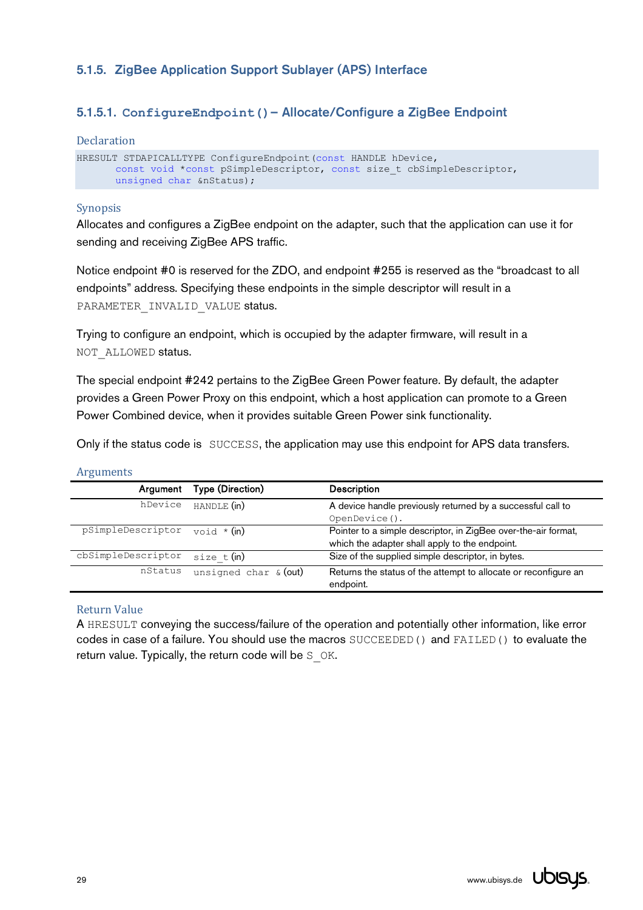### 5.1.5. ZigBee Application Support Sublayer (APS) Interface

#### 5.1.5.1. `ConfigureEndpoint()` – Allocate/Configure a ZigBee Endpoint

**Declaration**

```
HRESULT STDAPICALLTYPE ConfigureEndpoint(const HANDLE hDevice,
      const void *const pSimpleDescriptor, const size_t cbSimpleDescriptor,
      unsigned char &nStatus);
```

**Synopsis**

Allocates and configures a ZigBee endpoint on the adapter, such that the application can use it for sending and receiving ZigBee APS traffic.

Notice endpoint #0 is reserved for the ZDO, and endpoint #255 is reserved as the "broadcast to all endpoints" address. Specifying these endpoints in the simple descriptor will result in a `PARAMETER_INVALID_VALUE` status.

Trying to configure an endpoint, which is occupied by the adapter firmware, will result in a `NOT_ALLOWED` status.

The special endpoint #242 pertains to the ZigBee Green Power feature. By default, the adapter provides a Green Power Proxy on this endpoint, which a host application can promote to a Green Power Combined device, when it provides suitable Green Power sink functionality.

Only if the status code is `SUCCESS`, the application may use this endpoint for APS data transfers.

**Arguments**

| Argument | Type (Direction) | Description |
|---:|---|---|
| `hDevice` | `HANDLE` (in) | A device handle previously returned by a successful call to `OpenDevice()`. |
| `pSimpleDescriptor` | `void *` (in) | Pointer to a simple descriptor, in ZigBee over-the-air format, which the adapter shall apply to the endpoint. |
| `cbSimpleDescriptor` | `size_t` (in) | Size of the supplied simple descriptor, in bytes. |
| `nStatus` | `unsigned char &` (out) | Returns the status of the attempt to allocate or reconfigure an endpoint. |

**Return Value**

A `HRESULT` conveying the success/failure of the operation and potentially other information, like error codes in case of a failure. You should use the macros `SUCCEEDED()` and `FAILED()` to evaluate the return value. Typically, the return code will be `S_OK`.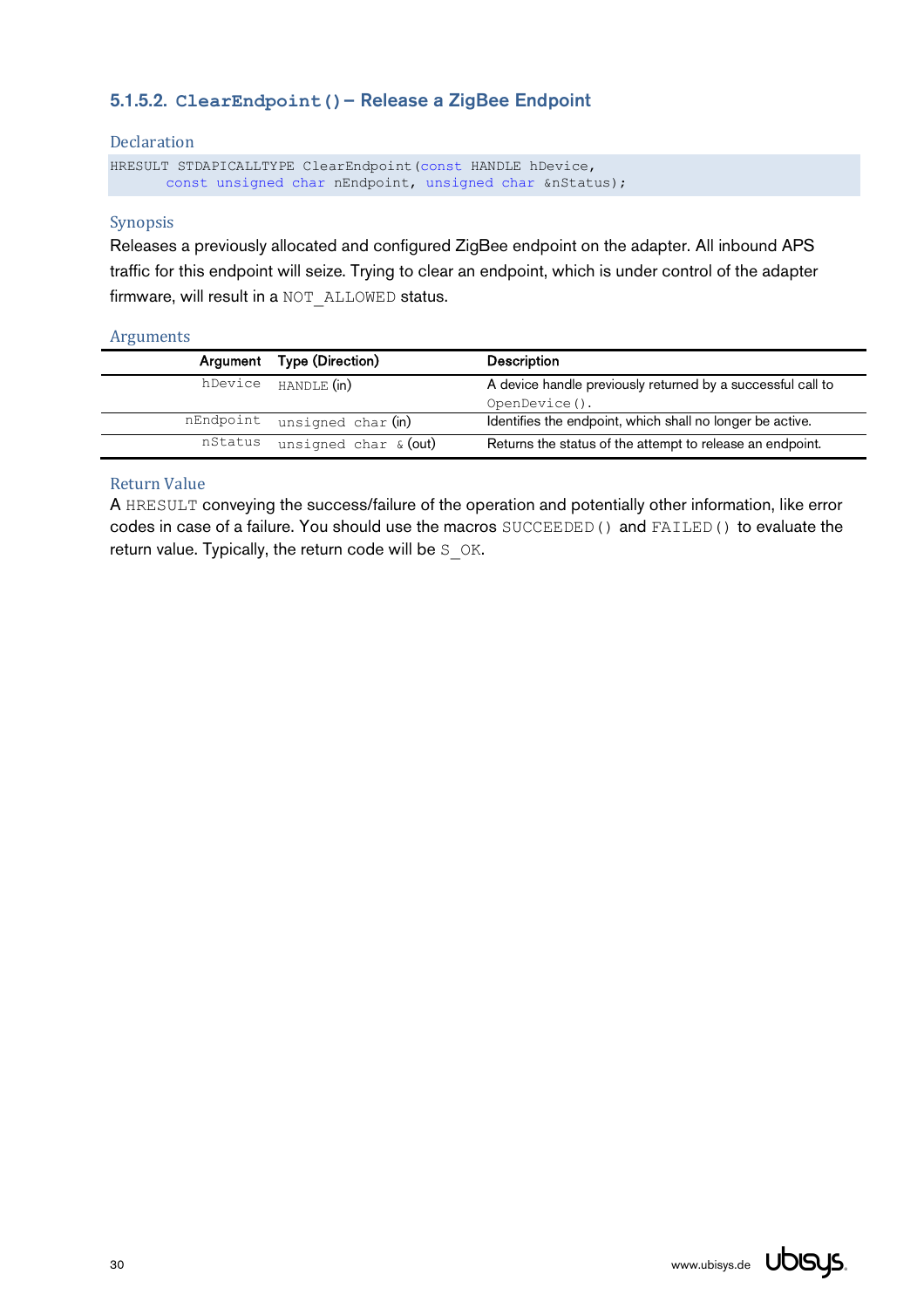#### 5.1.5.2. `ClearEndpoint()` – Release a ZigBee Endpoint

**Declaration**

```
HRESULT STDAPICALLTYPE ClearEndpoint(const HANDLE hDevice,
      const unsigned char nEndpoint, unsigned char &nStatus);
```

**Synopsis**

Releases a previously allocated and configured ZigBee endpoint on the adapter. All inbound APS traffic for this endpoint will seize. Trying to clear an endpoint, which is under control of the adapter firmware, will result in a `NOT_ALLOWED` status.

**Arguments**

| Argument | Type (Direction) | Description |
|---|---|---|
| `hDevice` | `HANDLE` (in) | A device handle previously returned by a successful call to `OpenDevice()`. |
| `nEndpoint` | `unsigned char` (in) | Identifies the endpoint, which shall no longer be active. |
| `nStatus` | `unsigned char &` (out) | Returns the status of the attempt to release an endpoint. |

**Return Value**

A `HRESULT` conveying the success/failure of the operation and potentially other information, like error codes in case of a failure. You should use the macros `SUCCEEDED()` and `FAILED()` to evaluate the return value. Typically, the return code will be `S_OK`.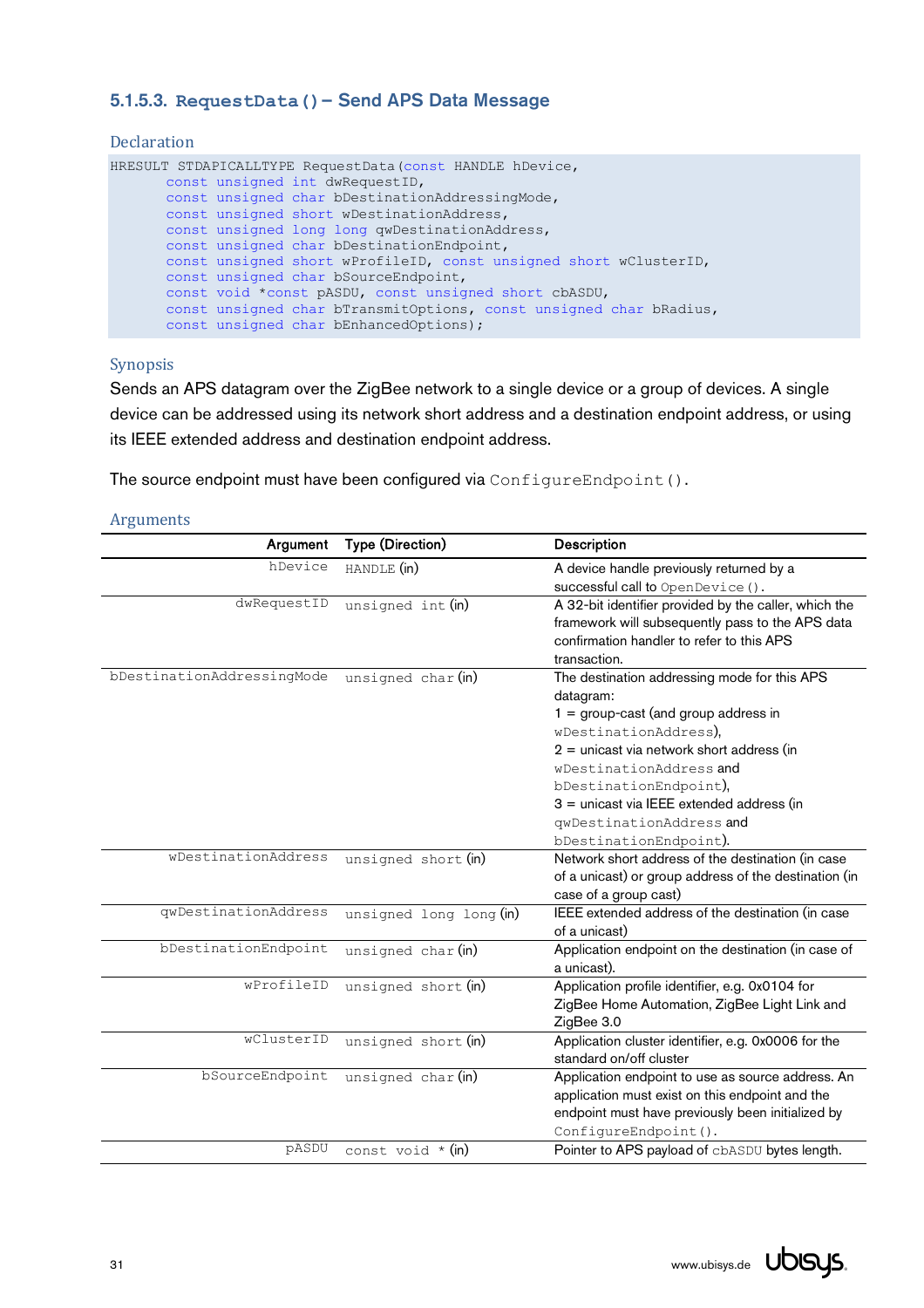### 5.1.5.3. `RequestData()` – Send APS Data Message

#### Declaration

```
HRESULT STDAPICALLTYPE RequestData(const HANDLE hDevice,
        const unsigned int dwRequestID,
        const unsigned char bDestinationAddressingMode,
        const unsigned short wDestinationAddress,
        const unsigned long long qwDestinationAddress,
        const unsigned char bDestinationEndpoint,
        const unsigned short wProfileID, const unsigned short wClusterID,
        const unsigned char bSourceEndpoint,
        const void *const pASDU, const unsigned short cbASDU,
        const unsigned char bTransmitOptions, const unsigned char bRadius,
        const unsigned char bEnhancedOptions);
```

#### Synopsis

Sends an APS datagram over the ZigBee network to a single device or a group of devices. A single device can be addressed using its network short address and a destination endpoint address, or using its IEEE extended address and destination endpoint address.

The source endpoint must have been configured via `ConfigureEndpoint()`.

#### Arguments

| Argument | Type (Direction) | Description |
|---|---|---|
| `hDevice` | `HANDLE` (in) | A device handle previously returned by a successful call to `OpenDevice()`. |
| `dwRequestID` | `unsigned int` (in) | A 32-bit identifier provided by the caller, which the framework will subsequently pass to the APS data confirmation handler to refer to this APS transaction. |
| `bDestinationAddressingMode` | `unsigned char` (in) | The destination addressing mode for this APS datagram:<br>1 = group-cast (and group address in `wDestinationAddress`),<br>2 = unicast via network short address (in `wDestinationAddress` and `bDestinationEndpoint`),<br>3 = unicast via IEEE extended address (in `qwDestinationAddress` and `bDestinationEndpoint`). |
| `wDestinationAddress` | `unsigned short` (in) | Network short address of the destination (in case of a unicast) or group address of the destination (in case of a group cast) |
| `qwDestinationAddress` | `unsigned long long` (in) | IEEE extended address of the destination (in case of a unicast) |
| `bDestinationEndpoint` | `unsigned char` (in) | Application endpoint on the destination (in case of a unicast). |
| `wProfileID` | `unsigned short` (in) | Application profile identifier, e.g. 0x0104 for ZigBee Home Automation, ZigBee Light Link and ZigBee 3.0 |
| `wClusterID` | `unsigned short` (in) | Application cluster identifier, e.g. 0x0006 for the standard on/off cluster |
| `bSourceEndpoint` | `unsigned char` (in) | Application endpoint to use as source address. An application must exist on this endpoint and the endpoint must have previously been initialized by `ConfigureEndpoint()`. |
| `pASDU` | `const void *` (in) | Pointer to APS payload of `cbASDU` bytes length. |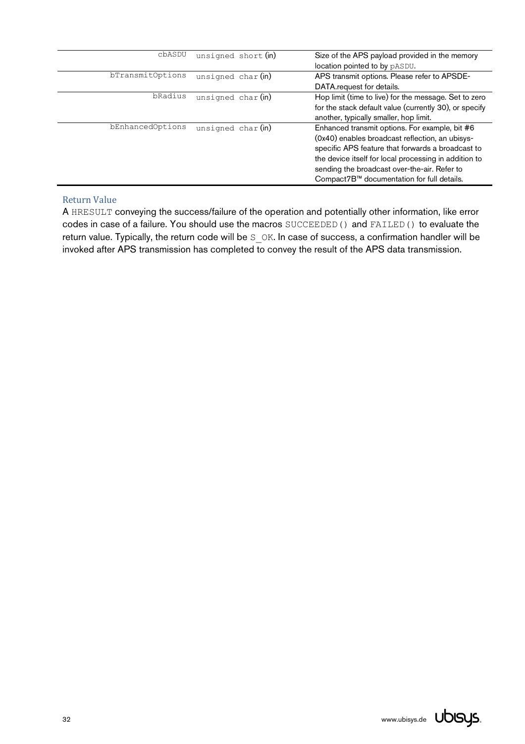| | | |
|---|---|---|
| cbASDU | unsigned short (in) | Size of the APS payload provided in the memory location pointed to by pASDU. |
| bTransmitOptions | unsigned char (in) | APS transmit options. Please refer to APSDE-DATA.request for details. |
| bRadius | unsigned char (in) | Hop limit (time to live) for the message. Set to zero for the stack default value (currently 30), or specify another, typically smaller, hop limit. |
| bEnhancedOptions | unsigned char (in) | Enhanced transmit options. For example, bit #6 (0x40) enables broadcast reflection, an ubisys-specific APS feature that forwards a broadcast to the device itself for local processing in addition to sending the broadcast over-the-air. Refer to Compact7B™ documentation for full details. |

### Return Value

A HRESULT conveying the success/failure of the operation and potentially other information, like error codes in case of a failure. You should use the macros SUCCEEDED() and FAILED() to evaluate the return value. Typically, the return code will be S_OK. In case of success, a confirmation handler will be invoked after APS transmission has completed to convey the result of the APS data transmission.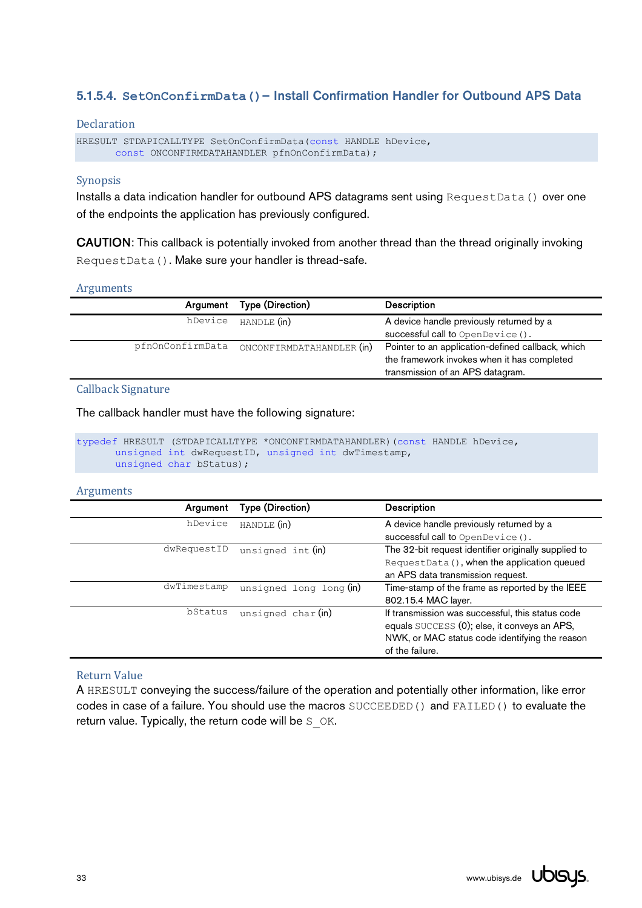### 5.1.5.4. `SetOnConfirmData()` – Install Confirmation Handler for Outbound APS Data

#### Declaration

```
HRESULT STDAPICALLTYPE SetOnConfirmData(const HANDLE hDevice,
      const ONCONFIRMDATAHANDLER pfnOnConfirmData);
```

#### Synopsis

Installs a data indication handler for outbound APS datagrams sent using `RequestData()` over one of the endpoints the application has previously configured.

**CAUTION**: This callback is potentially invoked from another thread than the thread originally invoking `RequestData()`. Make sure your handler is thread-safe.

#### Arguments

| Argument | Type (Direction) | Description |
|---|---|---|
| `hDevice` | `HANDLE` (in) | A device handle previously returned by a successful call to `OpenDevice()`. |
| `pfnOnConfirmData` | `ONCONFIRMDATAHANDLER` (in) | Pointer to an application-defined callback, which the framework invokes when it has completed transmission of an APS datagram. |

#### Callback Signature

The callback handler must have the following signature:

```
typedef HRESULT (STDAPICALLTYPE *ONCONFIRMDATAHANDLER)(const HANDLE hDevice,
      unsigned int dwRequestID, unsigned int dwTimestamp,
      unsigned char bStatus);
```

#### Arguments

| Argument | Type (Direction) | Description |
|---|---|---|
| `hDevice` | `HANDLE` (in) | A device handle previously returned by a successful call to `OpenDevice()`. |
| `dwRequestID` | `unsigned int` (in) | The 32-bit request identifier originally supplied to `RequestData()`, when the application queued an APS data transmission request. |
| `dwTimestamp` | `unsigned long long` (in) | Time-stamp of the frame as reported by the IEEE 802.15.4 MAC layer. |
| `bStatus` | `unsigned char` (in) | If transmission was successful, this status code equals `SUCCESS` (0); else, it conveys an APS, NWK, or MAC status code identifying the reason of the failure. |

#### Return Value

A `HRESULT` conveying the success/failure of the operation and potentially other information, like error codes in case of a failure. You should use the macros `SUCCEEDED()` and `FAILED()` to evaluate the return value. Typically, the return code will be `S_OK`.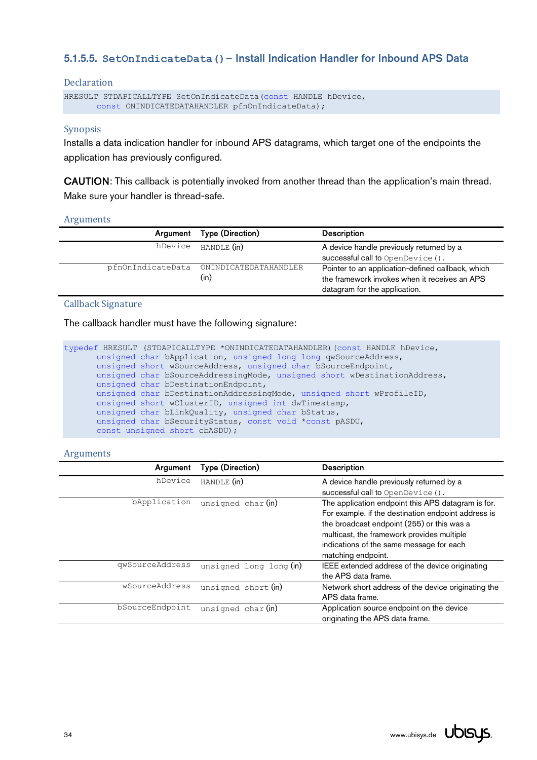### 5.1.5.5. `SetOnIndicateData()` – Install Indication Handler for Inbound APS Data

#### Declaration

```
HRESULT STDAPICALLTYPE SetOnIndicateData(const HANDLE hDevice,
      const ONINDICATEDATAHANDLER pfnOnIndicateData);
```

#### Synopsis

Installs a data indication handler for inbound APS datagrams, which target one of the endpoints the application has previously configured.

CAUTION: This callback is potentially invoked from another thread than the application's main thread. Make sure your handler is thread-safe.

#### Arguments

| Argument | Type (Direction) | Description |
|---|---|---|
| `hDevice` | `HANDLE` (in) | A device handle previously returned by a successful call to `OpenDevice()`. |
| `pfnOnIndicateData` | `ONINDICATEDATAHANDLER` (in) | Pointer to an application-defined callback, which the framework invokes when it receives an APS datagram for the application. |

#### Callback Signature

The callback handler must have the following signature:

```
typedef HRESULT (STDAPICALLTYPE *ONINDICATEDATAHANDLER)(const HANDLE hDevice,
      unsigned char bApplication, unsigned long long qwSourceAddress,
      unsigned short wSourceAddress, unsigned char bSourceEndpoint,
      unsigned char bSourceAddressingMode, unsigned short wDestinationAddress,
      unsigned char bDestinationEndpoint,
      unsigned char bDestinationAddressingMode, unsigned short wProfileID,
      unsigned short wClusterID, unsigned int dwTimestamp,
      unsigned char bLinkQuality, unsigned char bStatus,
      unsigned char bSecurityStatus, const void *const pASDU,
      const unsigned short cbASDU);
```

#### Arguments

| Argument | Type (Direction) | Description |
|---|---|---|
| `hDevice` | `HANDLE` (in) | A device handle previously returned by a successful call to `OpenDevice()`. |
| `bApplication` | `unsigned char` (in) | The application endpoint this APS datagram is for. For example, if the destination endpoint address is the broadcast endpoint (255) or this was a multicast, the framework provides multiple indications of the same message for each matching endpoint. |
| `qwSourceAddress` | `unsigned long long` (in) | IEEE extended address of the device originating the APS data frame. |
| `wSourceAddress` | `unsigned short` (in) | Network short address of the device originating the APS data frame. |
| `bSourceEndpoint` | `unsigned char` (in) | Application source endpoint on the device originating the APS data frame. |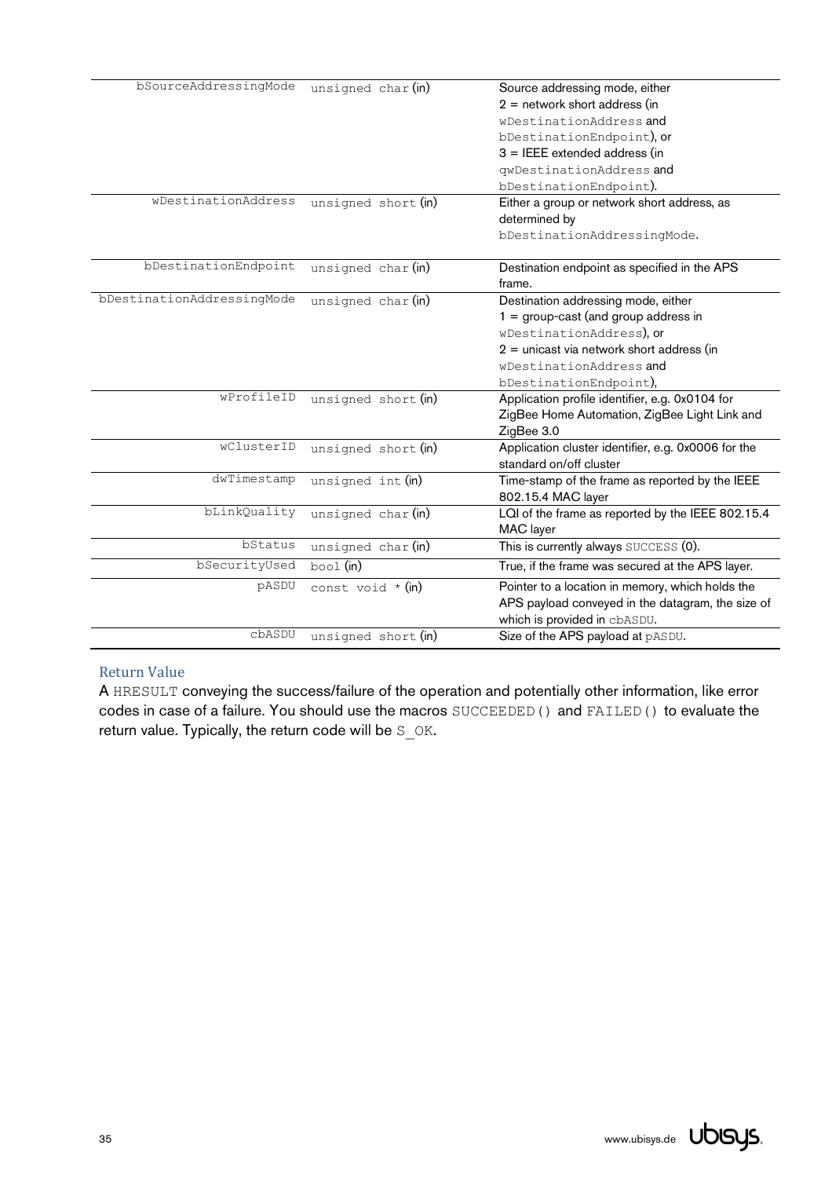| | | |
|---|---|---|
| bSourceAddressingMode | unsigned char (in) | Source addressing mode, either 2 = network short address (in wDestinationAddress and bDestinationEndpoint), or 3 = IEEE extended address (in qwDestinationAddress and bDestinationEndpoint). |
| wDestinationAddress | unsigned short (in) | Either a group or network short address, as determined by bDestinationAddressingMode. |
| bDestinationEndpoint | unsigned char (in) | Destination endpoint as specified in the APS frame. |
| bDestinationAddressingMode | unsigned char (in) | Destination addressing mode, either 1 = group-cast (and group address in wDestinationAddress), or 2 = unicast via network short address (in wDestinationAddress and bDestinationEndpoint), |
| wProfileID | unsigned short (in) | Application profile identifier, e.g. 0x0104 for ZigBee Home Automation, ZigBee Light Link and ZigBee 3.0 |
| wClusterID | unsigned short (in) | Application cluster identifier, e.g. 0x0006 for the standard on/off cluster |
| dwTimestamp | unsigned int (in) | Time-stamp of the frame as reported by the IEEE 802.15.4 MAC layer |
| bLinkQuality | unsigned char (in) | LQI of the frame as reported by the IEEE 802.15.4 MAC layer |
| bStatus | unsigned char (in) | This is currently always SUCCESS (0). |
| bSecurityUsed | bool (in) | True, if the frame was secured at the APS layer. |
| pASDU | const void * (in) | Pointer to a location in memory, which holds the APS payload conveyed in the datagram, the size of which is provided in cbASDU. |
| cbASDU | unsigned short (in) | Size of the APS payload at pASDU. |

### Return Value

A HRESULT conveying the success/failure of the operation and potentially other information, like error codes in case of a failure. You should use the macros SUCCEEDED() and FAILED() to evaluate the return value. Typically, the return code will be S_OK.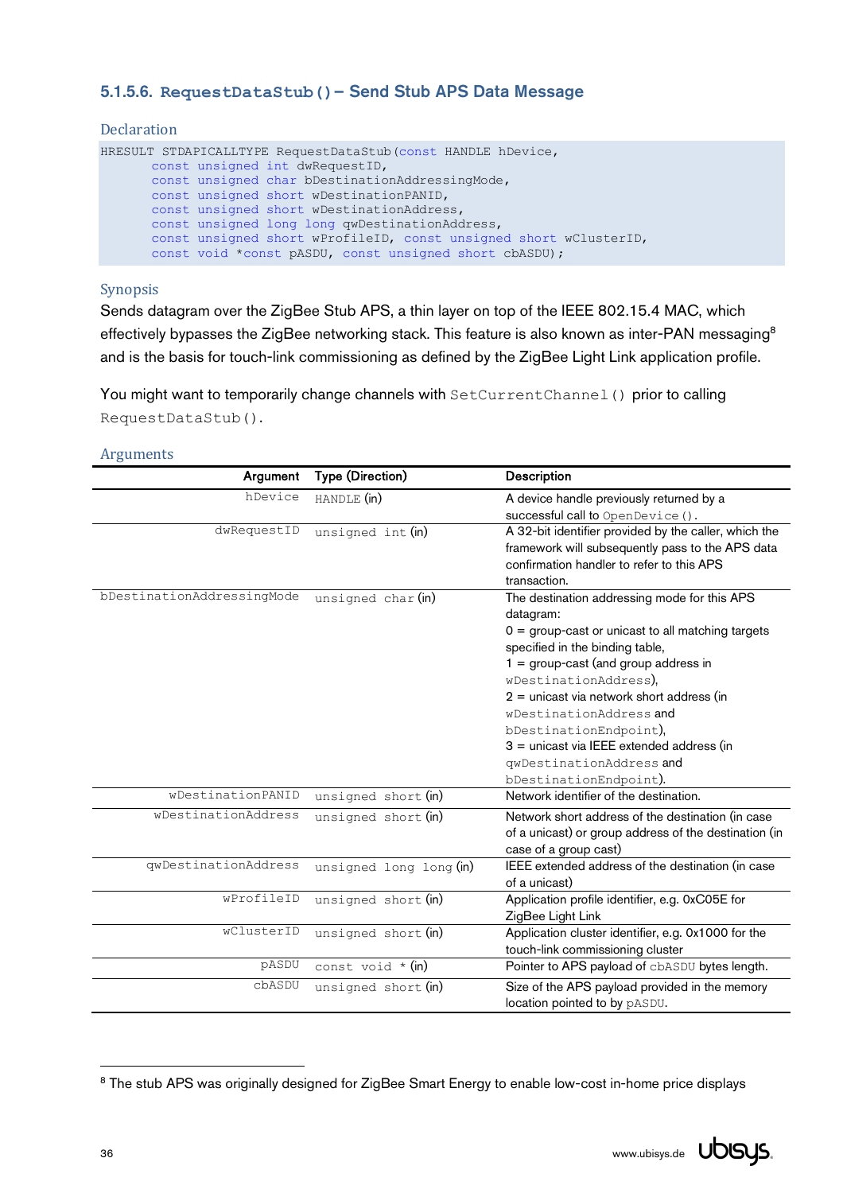### 5.1.5.6. `RequestDataStub()` – Send Stub APS Data Message

#### Declaration

```
HRESULT STDAPICALLTYPE RequestDataStub(const HANDLE hDevice,
       const unsigned int dwRequestID,
       const unsigned char bDestinationAddressingMode,
       const unsigned short wDestinationPANID,
       const unsigned short wDestinationAddress,
       const unsigned long long qwDestinationAddress,
       const unsigned short wProfileID, const unsigned short wClusterID,
       const void *const pASDU, const unsigned short cbASDU);
```

#### Synopsis

Sends datagram over the ZigBee Stub APS, a thin layer on top of the IEEE 802.15.4 MAC, which effectively bypasses the ZigBee networking stack. This feature is also known as inter-PAN messaging[8] and is the basis for touch-link commissioning as defined by the ZigBee Light Link application profile.

You might want to temporarily change channels with `SetCurrentChannel()` prior to calling `RequestDataStub()`.

#### Arguments

| Argument | Type (Direction) | Description |
|---:|---|---|
| `hDevice` | `HANDLE` (in) | A device handle previously returned by a successful call to `OpenDevice()`. |
| `dwRequestID` | `unsigned int` (in) | A 32-bit identifier provided by the caller, which the framework will subsequently pass to the APS data confirmation handler to refer to this APS transaction. |
| `bDestinationAddressingMode` | `unsigned char` (in) | The destination addressing mode for this APS datagram:<br>0 = group-cast or unicast to all matching targets specified in the binding table,<br>1 = group-cast (and group address in `wDestinationAddress`),<br>2 = unicast via network short address (in `wDestinationAddress` and `bDestinationEndpoint`),<br>3 = unicast via IEEE extended address (in `qwDestinationAddress` and `bDestinationEndpoint`). |
| `wDestinationPANID` | `unsigned short` (in) | Network identifier of the destination. |
| `wDestinationAddress` | `unsigned short` (in) | Network short address of the destination (in case of a unicast) or group address of the destination (in case of a group cast) |
| `qwDestinationAddress` | `unsigned long long` (in) | IEEE extended address of the destination (in case of a unicast) |
| `wProfileID` | `unsigned short` (in) | Application profile identifier, e.g. 0xC05E for ZigBee Light Link |
| `wClusterID` | `unsigned short` (in) | Application cluster identifier, e.g. 0x1000 for the touch-link commissioning cluster |
| `pASDU` | `const void *` (in) | Pointer to APS payload of `cbASDU` bytes length. |
| `cbASDU` | `unsigned short` (in) | Size of the APS payload provided in the memory location pointed to by `pASDU`. |

[8] The stub APS was originally designed for ZigBee Smart Energy to enable low-cost in-home price displays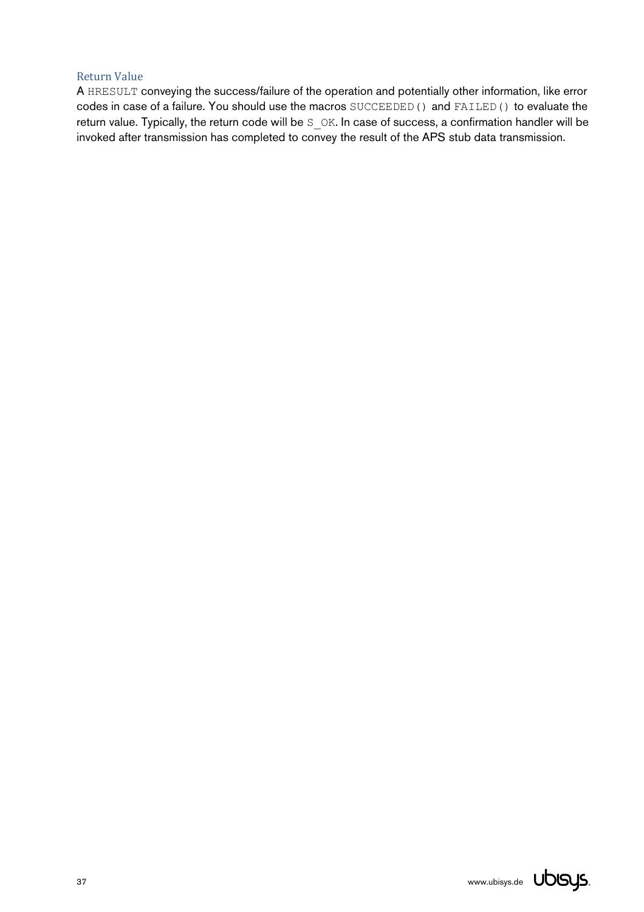### Return Value

A `HRESULT` conveying the success/failure of the operation and potentially other information, like error codes in case of a failure. You should use the macros `SUCCEEDED()` and `FAILED()` to evaluate the return value. Typically, the return code will be `S_OK`. In case of success, a confirmation handler will be invoked after transmission has completed to convey the result of the APS stub data transmission.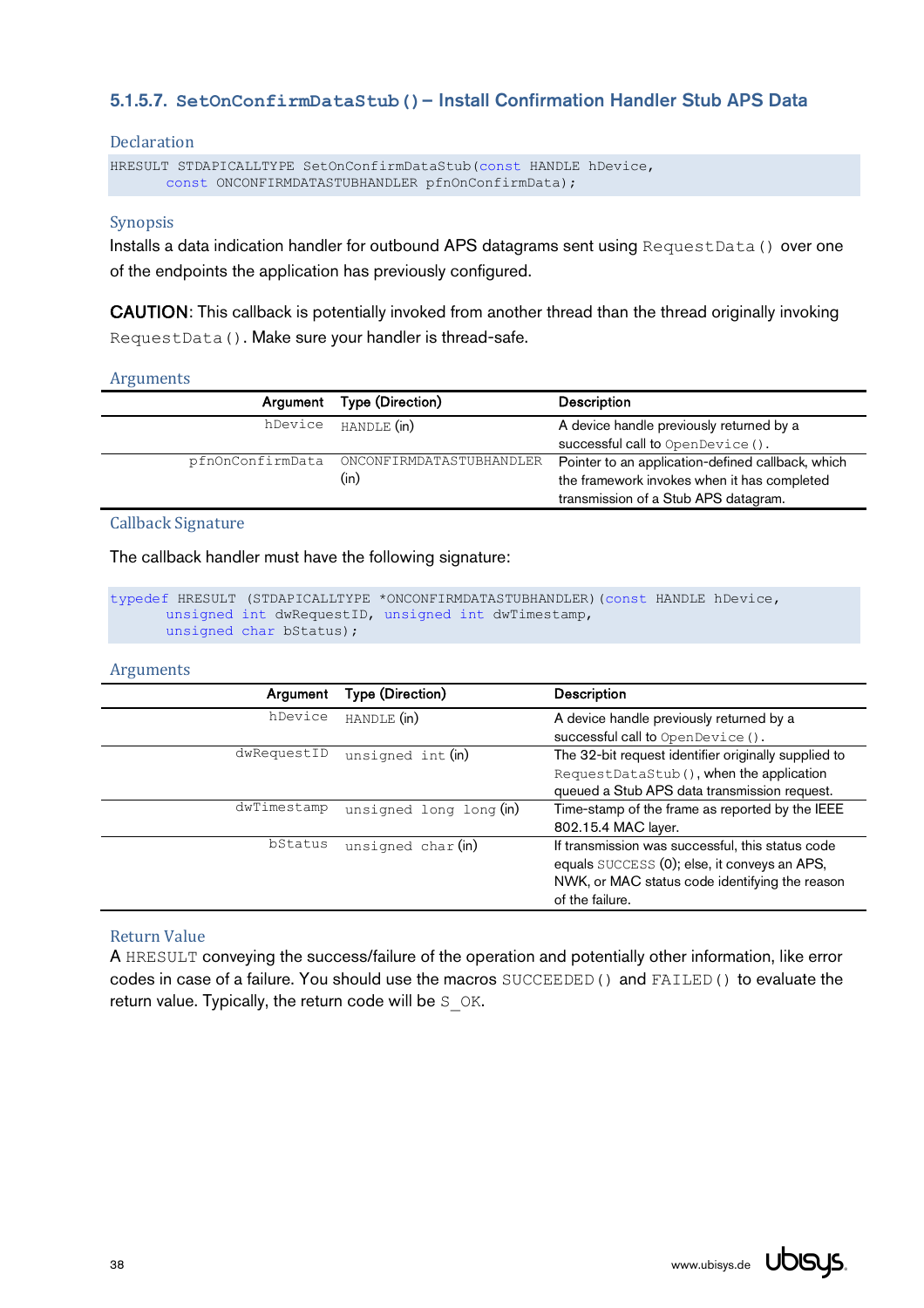### 5.1.5.7. `SetOnConfirmDataStub()` – Install Confirmation Handler Stub APS Data

#### Declaration

```
HRESULT STDAPICALLTYPE SetOnConfirmDataStub(const HANDLE hDevice,
      const ONCONFIRMDATASTUBHANDLER pfnOnConfirmData);
```

#### Synopsis

Installs a data indication handler for outbound APS datagrams sent using `RequestData()` over one of the endpoints the application has previously configured.

**CAUTION**: This callback is potentially invoked from another thread than the thread originally invoking `RequestData()`. Make sure your handler is thread-safe.

#### Arguments

| Argument | Type (Direction) | Description |
|---:|---|---|
| `hDevice` | `HANDLE` (in) | A device handle previously returned by a successful call to `OpenDevice()`. |
| `pfnOnConfirmData` | `ONCONFIRMDATASTUBHANDLER` (in) | Pointer to an application-defined callback, which the framework invokes when it has completed transmission of a Stub APS datagram. |

#### Callback Signature

The callback handler must have the following signature:

```
typedef HRESULT (STDAPICALLTYPE *ONCONFIRMDATASTUBHANDLER)(const HANDLE hDevice,
      unsigned int dwRequestID, unsigned int dwTimestamp,
      unsigned char bStatus);
```

#### Arguments

| Argument | Type (Direction) | Description |
|---:|---|---|
| `hDevice` | `HANDLE` (in) | A device handle previously returned by a successful call to `OpenDevice()`. |
| `dwRequestID` | `unsigned int` (in) | The 32-bit request identifier originally supplied to `RequestDataStub()`, when the application queued a Stub APS data transmission request. |
| `dwTimestamp` | `unsigned long long` (in) | Time-stamp of the frame as reported by the IEEE 802.15.4 MAC layer. |
| `bStatus` | `unsigned char` (in) | If transmission was successful, this status code equals `SUCCESS` (0); else, it conveys an APS, NWK, or MAC status code identifying the reason of the failure. |

#### Return Value

A `HRESULT` conveying the success/failure of the operation and potentially other information, like error codes in case of a failure. You should use the macros `SUCCEEDED()` and `FAILED()` to evaluate the return value. Typically, the return code will be `S_OK`.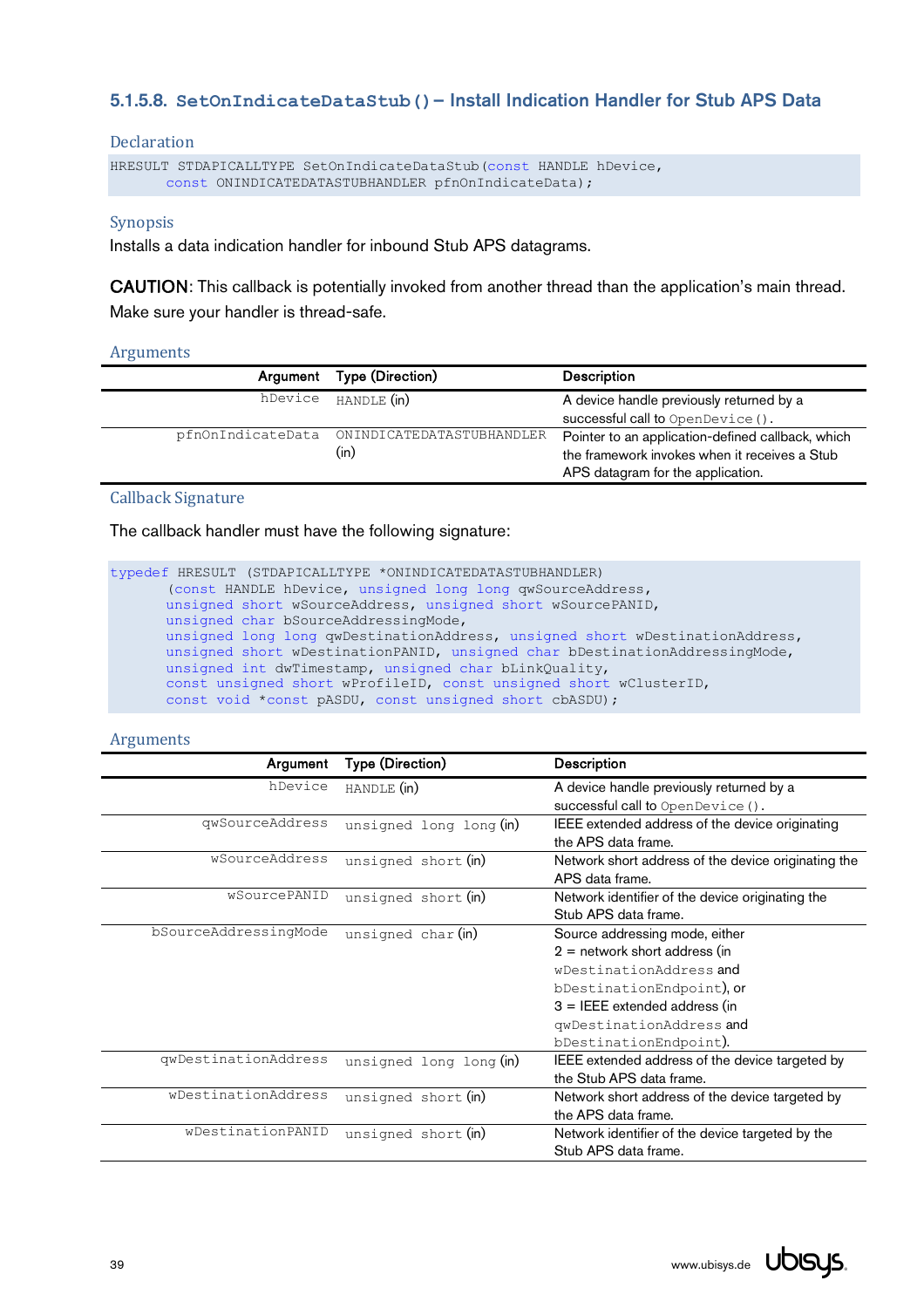### 5.1.5.8. `SetOnIndicateDataStub()` – Install Indication Handler for Stub APS Data

#### Declaration

```
HRESULT STDAPICALLTYPE SetOnIndicateDataStub(const HANDLE hDevice,
        const ONINDICATEDATASTUBHANDLER pfnOnIndicateData);
```

#### Synopsis

Installs a data indication handler for inbound Stub APS datagrams.

**CAUTION**: This callback is potentially invoked from another thread than the application's main thread. Make sure your handler is thread-safe.

#### Arguments

| Argument | Type (Direction) | Description |
|---|---|---|
| `hDevice` | `HANDLE` (in) | A device handle previously returned by a successful call to `OpenDevice()`. |
| `pfnOnIndicateData` | `ONINDICATEDATASTUBHANDLER` (in) | Pointer to an application-defined callback, which the framework invokes when it receives a Stub APS datagram for the application. |

#### Callback Signature

The callback handler must have the following signature:

```
typedef HRESULT (STDAPICALLTYPE *ONINDICATEDATASTUBHANDLER)
        (const HANDLE hDevice, unsigned long long qwSourceAddress,
        unsigned short wSourceAddress, unsigned short wSourcePANID,
        unsigned char bSourceAddressingMode,
        unsigned long long qwDestinationAddress, unsigned short wDestinationAddress,
        unsigned short wDestinationPANID, unsigned char bDestinationAddressingMode,
        unsigned int dwTimestamp, unsigned char bLinkQuality,
        const unsigned short wProfileID, const unsigned short wClusterID,
        const void *const pASDU, const unsigned short cbASDU);
```

#### Arguments

| Argument | Type (Direction) | Description |
|---|---|---|
| `hDevice` | `HANDLE` (in) | A device handle previously returned by a successful call to `OpenDevice()`. |
| `qwSourceAddress` | `unsigned long long` (in) | IEEE extended address of the device originating the APS data frame. |
| `wSourceAddress` | `unsigned short` (in) | Network short address of the device originating the APS data frame. |
| `wSourcePANID` | `unsigned short` (in) | Network identifier of the device originating the Stub APS data frame. |
| `bSourceAddressingMode` | `unsigned char` (in) | Source addressing mode, either 2 = network short address (in `wDestinationAddress` and `bDestinationEndpoint`), or 3 = IEEE extended address (in `qwDestinationAddress` and `bDestinationEndpoint`). |
| `qwDestinationAddress` | `unsigned long long` (in) | IEEE extended address of the device targeted by the Stub APS data frame. |
| `wDestinationAddress` | `unsigned short` (in) | Network short address of the device targeted by the APS data frame. |
| `wDestinationPANID` | `unsigned short` (in) | Network identifier of the device targeted by the Stub APS data frame. |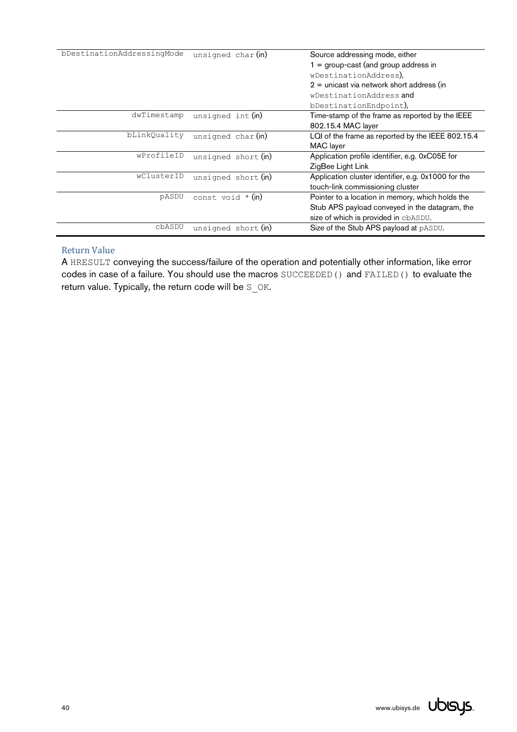| | | |
|---|---|---|
| bDestinationAddressingMode | unsigned char (in) | Source addressing mode, either<br>1 = group-cast (and group address in wDestinationAddress),<br>2 = unicast via network short address (in wDestinationAddress and bDestinationEndpoint), |
| dwTimestamp | unsigned int (in) | Time-stamp of the frame as reported by the IEEE 802.15.4 MAC layer |
| bLinkQuality | unsigned char (in) | LQI of the frame as reported by the IEEE 802.15.4 MAC layer |
| wProfileID | unsigned short (in) | Application profile identifier, e.g. 0xC05E for ZigBee Light Link |
| wClusterID | unsigned short (in) | Application cluster identifier, e.g. 0x1000 for the touch-link commissioning cluster |
| pASDU | const void * (in) | Pointer to a location in memory, which holds the Stub APS payload conveyed in the datagram, the size of which is provided in cbASDU. |
| cbASDU | unsigned short (in) | Size of the Stub APS payload at pASDU. |

### Return Value

A HRESULT conveying the success/failure of the operation and potentially other information, like error codes in case of a failure. You should use the macros SUCCEEDED() and FAILED() to evaluate the return value. Typically, the return code will be S_OK.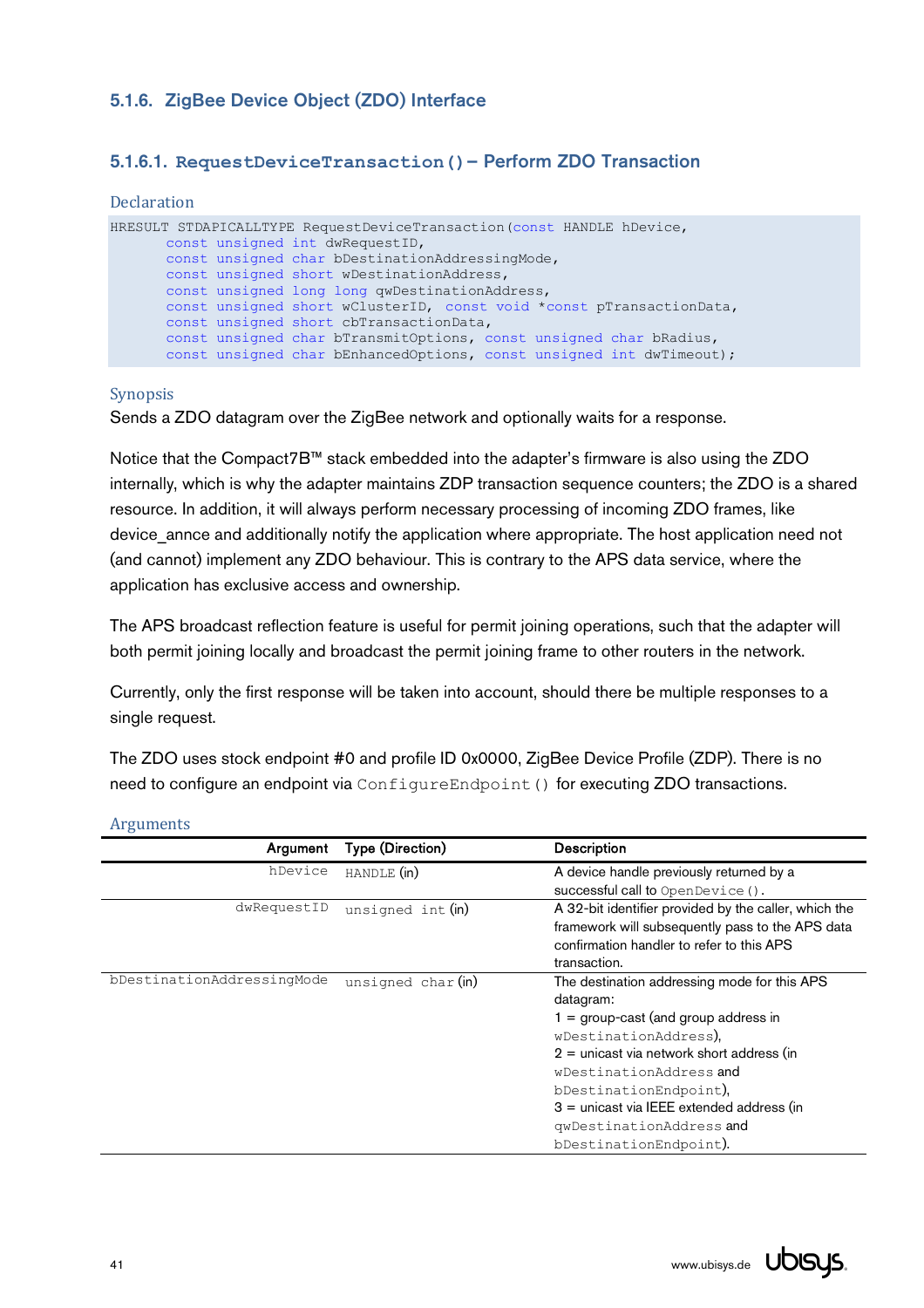### 5.1.6. ZigBee Device Object (ZDO) Interface

#### 5.1.6.1. `RequestDeviceTransaction()` – Perform ZDO Transaction

**Declaration**

```
HRESULT STDAPICALLTYPE RequestDeviceTransaction(const HANDLE hDevice,
       const unsigned int dwRequestID,
       const unsigned char bDestinationAddressingMode,
       const unsigned short wDestinationAddress,
       const unsigned long long qwDestinationAddress,
       const unsigned short wClusterID, const void *const pTransactionData,
       const unsigned short cbTransactionData,
       const unsigned char bTransmitOptions, const unsigned char bRadius,
       const unsigned char bEnhancedOptions, const unsigned int dwTimeout);
```

**Synopsis**

Sends a ZDO datagram over the ZigBee network and optionally waits for a response.

Notice that the Compact7B™ stack embedded into the adapter's firmware is also using the ZDO internally, which is why the adapter maintains ZDP transaction sequence counters; the ZDO is a shared resource. In addition, it will always perform necessary processing of incoming ZDO frames, like device_annce and additionally notify the application where appropriate. The host application need not (and cannot) implement any ZDO behaviour. This is contrary to the APS data service, where the application has exclusive access and ownership.

The APS broadcast reflection feature is useful for permit joining operations, such that the adapter will both permit joining locally and broadcast the permit joining frame to other routers in the network.

Currently, only the first response will be taken into account, should there be multiple responses to a single request.

The ZDO uses stock endpoint #0 and profile ID 0x0000, ZigBee Device Profile (ZDP). There is no need to configure an endpoint via `ConfigureEndpoint()` for executing ZDO transactions.

**Arguments**

| Argument | Type (Direction) | Description |
|---:|---|---|
| `hDevice` | `HANDLE` (in) | A device handle previously returned by a successful call to `OpenDevice()`. |
| `dwRequestID` | `unsigned int` (in) | A 32-bit identifier provided by the caller, which the framework will subsequently pass to the APS data confirmation handler to refer to this APS transaction. |
| `bDestinationAddressingMode` | `unsigned char` (in) | The destination addressing mode for this APS datagram:<br>1 = group-cast (and group address in `wDestinationAddress`),<br>2 = unicast via network short address (in `wDestinationAddress` and `bDestinationEndpoint`),<br>3 = unicast via IEEE extended address (in `qwDestinationAddress` and `bDestinationEndpoint`). |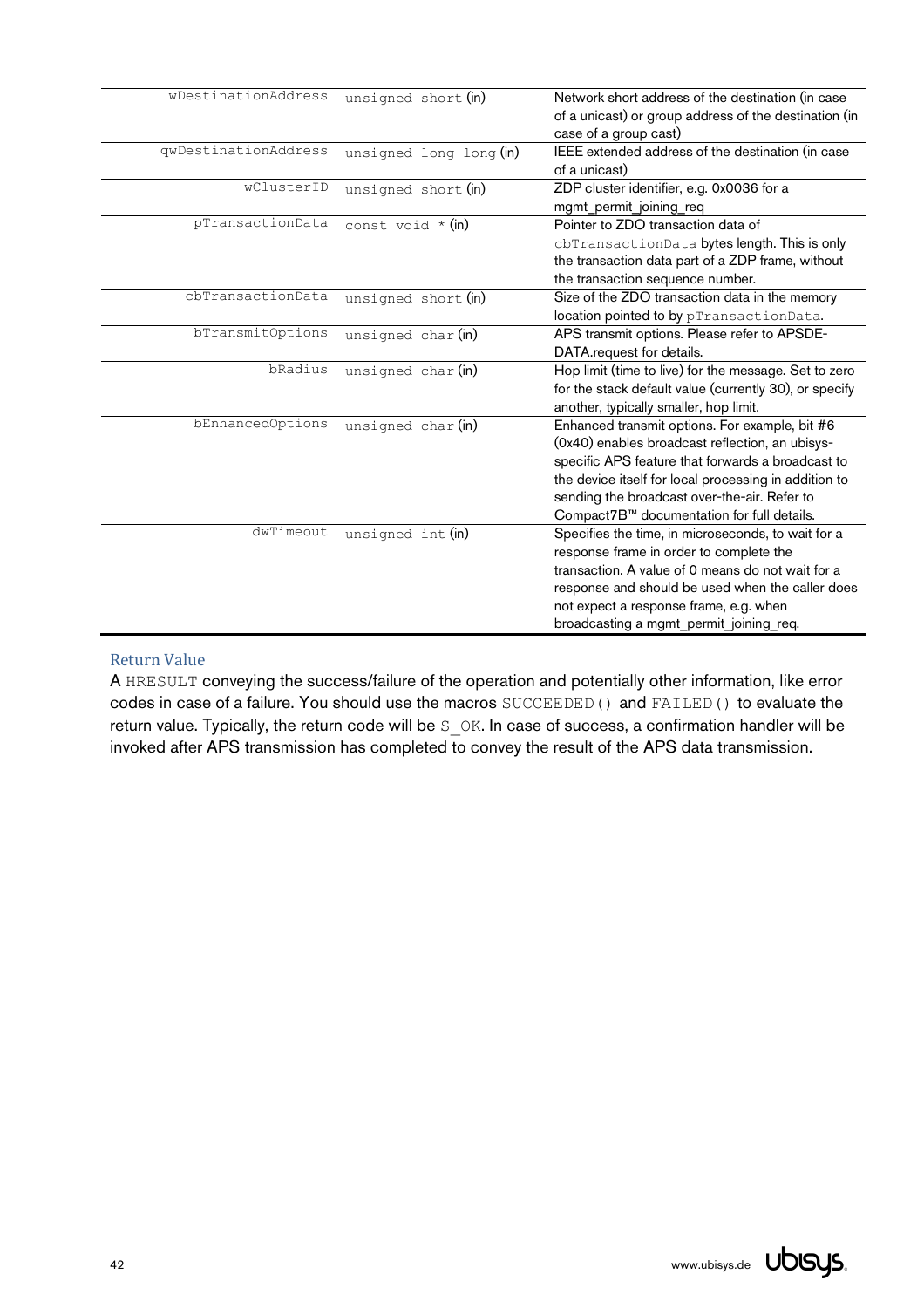| | | |
|---|---|---|
| `wDestinationAddress` | `unsigned short` (in) | Network short address of the destination (in case of a unicast) or group address of the destination (in case of a group cast) |
| `qwDestinationAddress` | `unsigned long long` (in) | IEEE extended address of the destination (in case of a unicast) |
| `wClusterID` | `unsigned short` (in) | ZDP cluster identifier, e.g. 0x0036 for a mgmt_permit_joining_req |
| `pTransactionData` | `const void *` (in) | Pointer to ZDO transaction data of `cbTransactionData` bytes length. This is only the transaction data part of a ZDP frame, without the transaction sequence number. |
| `cbTransactionData` | `unsigned short` (in) | Size of the ZDO transaction data in the memory location pointed to by `pTransactionData`. |
| `bTransmitOptions` | `unsigned char` (in) | APS transmit options. Please refer to APSDE-DATA.request for details. |
| `bRadius` | `unsigned char` (in) | Hop limit (time to live) for the message. Set to zero for the stack default value (currently 30), or specify another, typically smaller, hop limit. |
| `bEnhancedOptions` | `unsigned char` (in) | Enhanced transmit options. For example, bit #6 (0x40) enables broadcast reflection, an ubisys-specific APS feature that forwards a broadcast to the device itself for local processing in addition to sending the broadcast over-the-air. Refer to Compact7B™ documentation for full details. |
| `dwTimeout` | `unsigned int` (in) | Specifies the time, in microseconds, to wait for a response frame in order to complete the transaction. A value of 0 means do not wait for a response and should be used when the caller does not expect a response frame, e.g. when broadcasting a mgmt_permit_joining_req. |

### Return Value

A `HRESULT` conveying the success/failure of the operation and potentially other information, like error codes in case of a failure. You should use the macros `SUCCEEDED()` and `FAILED()` to evaluate the return value. Typically, the return code will be `S_OK`. In case of success, a confirmation handler will be invoked after APS transmission has completed to convey the result of the APS data transmission.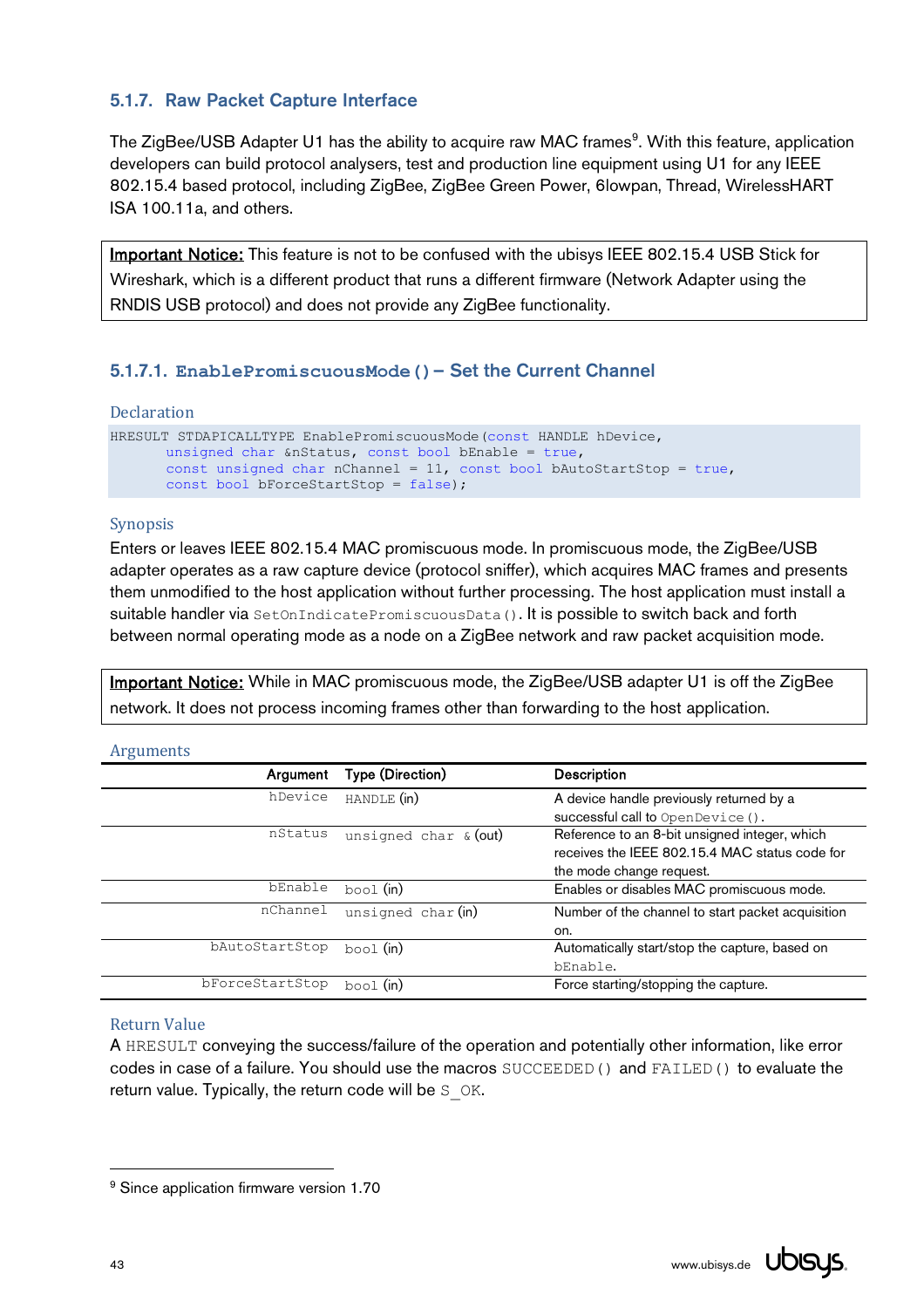### 5.1.7. Raw Packet Capture Interface

The ZigBee/USB Adapter U1 has the ability to acquire raw MAC frames[9]. With this feature, application developers can build protocol analysers, test and production line equipment using U1 for any IEEE 802.15.4 based protocol, including ZigBee, ZigBee Green Power, 6lowpan, Thread, WirelessHART ISA 100.11a, and others.

**Important Notice:** This feature is not to be confused with the ubisys IEEE 802.15.4 USB Stick for Wireshark, which is a different product that runs a different firmware (Network Adapter using the RNDIS USB protocol) and does not provide any ZigBee functionality.

#### 5.1.7.1. `EnablePromiscuousMode()` – Set the Current Channel

**Declaration**

```
HRESULT STDAPICALLTYPE EnablePromiscuousMode(const HANDLE hDevice,
       unsigned char &nStatus, const bool bEnable = true,
       const unsigned char nChannel = 11, const bool bAutoStartStop = true,
       const bool bForceStartStop = false);
```

**Synopsis**

Enters or leaves IEEE 802.15.4 MAC promiscuous mode. In promiscuous mode, the ZigBee/USB adapter operates as a raw capture device (protocol sniffer), which acquires MAC frames and presents them unmodified to the host application without further processing. The host application must install a suitable handler via `SetOnIndicatePromiscuousData()`. It is possible to switch back and forth between normal operating mode as a node on a ZigBee network and raw packet acquisition mode.

**Important Notice:** While in MAC promiscuous mode, the ZigBee/USB adapter U1 is off the ZigBee network. It does not process incoming frames other than forwarding to the host application.

**Arguments**

| Argument | Type (Direction) | Description |
|---|---|---|
| `hDevice` | `HANDLE` (in) | A device handle previously returned by a successful call to `OpenDevice()`. |
| `nStatus` | `unsigned char &` (out) | Reference to an 8-bit unsigned integer, which receives the IEEE 802.15.4 MAC status code for the mode change request. |
| `bEnable` | `bool` (in) | Enables or disables MAC promiscuous mode. |
| `nChannel` | `unsigned char` (in) | Number of the channel to start packet acquisition on. |
| `bAutoStartStop` | `bool` (in) | Automatically start/stop the capture, based on `bEnable`. |
| `bForceStartStop` | `bool` (in) | Force starting/stopping the capture. |

**Return Value**

A `HRESULT` conveying the success/failure of the operation and potentially other information, like error codes in case of a failure. You should use the macros `SUCCEEDED()` and `FAILED()` to evaluate the return value. Typically, the return code will be `S_OK`.

[9] Since application firmware version 1.70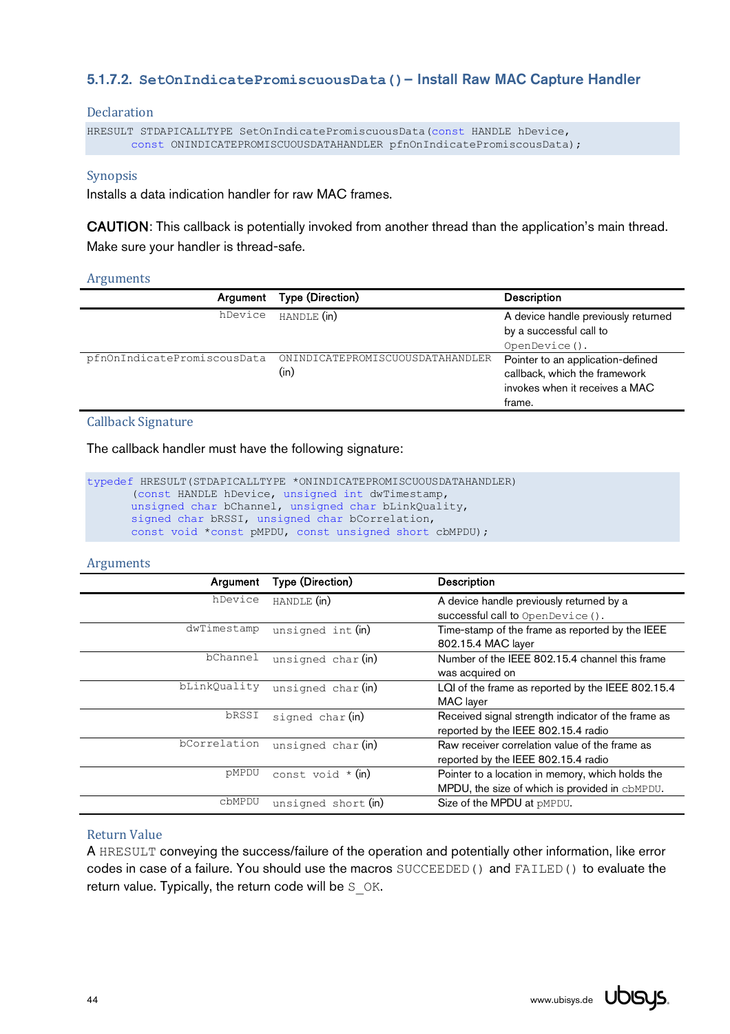### 5.1.7.2. `SetOnIndicatePromiscuousData()` – Install Raw MAC Capture Handler

#### Declaration

```
HRESULT STDAPICALLTYPE SetOnIndicatePromiscuousData(const HANDLE hDevice,
      const ONINDICATEPROMISCUOUSDATAHANDLER pfnOnIndicatePromiscousData);
```

#### Synopsis

Installs a data indication handler for raw MAC frames.

**CAUTION**: This callback is potentially invoked from another thread than the application's main thread. Make sure your handler is thread-safe.

#### Arguments

| Argument | Type (Direction) | Description |
|---|---|---|
| `hDevice` | `HANDLE` (in) | A device handle previously returned by a successful call to `OpenDevice()`. |
| `pfnOnIndicatePromiscousData` | `ONINDICATEPROMISCUOUSDATAHANDLER` (in) | Pointer to an application-defined callback, which the framework invokes when it receives a MAC frame. |

#### Callback Signature

The callback handler must have the following signature:

```
typedef HRESULT(STDAPICALLTYPE *ONINDICATEPROMISCUOUSDATAHANDLER)
      (const HANDLE hDevice, unsigned int dwTimestamp,
      unsigned char bChannel, unsigned char bLinkQuality,
      signed char bRSSI, unsigned char bCorrelation,
      const void *const pMPDU, const unsigned short cbMPDU);
```

#### Arguments

| Argument | Type (Direction) | Description |
|---|---|---|
| `hDevice` | `HANDLE` (in) | A device handle previously returned by a successful call to `OpenDevice()`. |
| `dwTimestamp` | `unsigned int` (in) | Time-stamp of the frame as reported by the IEEE 802.15.4 MAC layer |
| `bChannel` | `unsigned char` (in) | Number of the IEEE 802.15.4 channel this frame was acquired on |
| `bLinkQuality` | `unsigned char` (in) | LQI of the frame as reported by the IEEE 802.15.4 MAC layer |
| `bRSSI` | `signed char` (in) | Received signal strength indicator of the frame as reported by the IEEE 802.15.4 radio |
| `bCorrelation` | `unsigned char` (in) | Raw receiver correlation value of the frame as reported by the IEEE 802.15.4 radio |
| `pMPDU` | `const void *` (in) | Pointer to a location in memory, which holds the MPDU, the size of which is provided in `cbMPDU`. |
| `cbMPDU` | `unsigned short` (in) | Size of the MPDU at `pMPDU`. |

#### Return Value

A `HRESULT` conveying the success/failure of the operation and potentially other information, like error codes in case of a failure. You should use the macros `SUCCEEDED()` and `FAILED()` to evaluate the return value. Typically, the return code will be `S_OK`.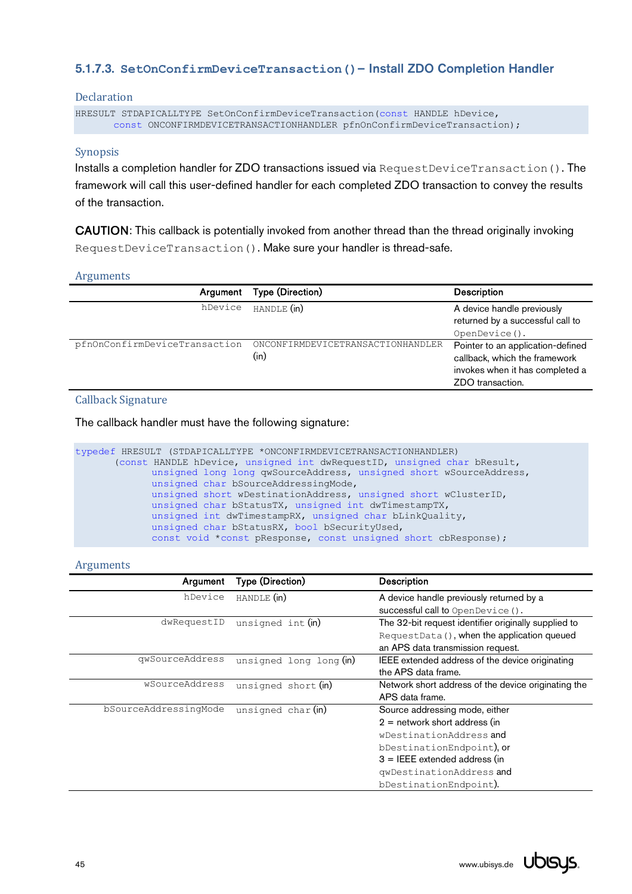### 5.1.7.3. `SetOnConfirmDeviceTransaction()` – Install ZDO Completion Handler

#### Declaration

```
HRESULT STDAPICALLTYPE SetOnConfirmDeviceTransaction(const HANDLE hDevice,
      const ONCONFIRMDEVICETRANSACTIONHANDLER pfnOnConfirmDeviceTransaction);
```

#### Synopsis

Installs a completion handler for ZDO transactions issued via `RequestDeviceTransaction()`. The framework will call this user-defined handler for each completed ZDO transaction to convey the results of the transaction.

**CAUTION**: This callback is potentially invoked from another thread than the thread originally invoking `RequestDeviceTransaction()`. Make sure your handler is thread-safe.

#### Arguments

| Argument | Type (Direction) | Description |
|---:|---|---|
| `hDevice` | `HANDLE` (in) | A device handle previously returned by a successful call to `OpenDevice()`. |
| `pfnOnConfirmDeviceTransaction` | `ONCONFIRMDEVICETRANSACTIONHANDLER` (in) | Pointer to an application-defined callback, which the framework invokes when it has completed a ZDO transaction. |

#### Callback Signature

The callback handler must have the following signature:

```
typedef HRESULT (STDAPICALLTYPE *ONCONFIRMDEVICETRANSACTIONHANDLER)
      (const HANDLE hDevice, unsigned int dwRequestID, unsigned char bResult,
           unsigned long long qwSourceAddress, unsigned short wSourceAddress,
           unsigned char bSourceAddressingMode,
           unsigned short wDestinationAddress, unsigned short wClusterID,
           unsigned char bStatusTX, unsigned int dwTimestampTX,
           unsigned int dwTimestampRX, unsigned char bLinkQuality,
           unsigned char bStatusRX, bool bSecurityUsed,
           const void *const pResponse, const unsigned short cbResponse);
```

#### Arguments

| Argument | Type (Direction) | Description |
|---:|---|---|
| `hDevice` | `HANDLE` (in) | A device handle previously returned by a successful call to `OpenDevice()`. |
| `dwRequestID` | `unsigned int` (in) | The 32-bit request identifier originally supplied to `RequestData()`, when the application queued an APS data transmission request. |
| `qwSourceAddress` | `unsigned long long` (in) | IEEE extended address of the device originating the APS data frame. |
| `wSourceAddress` | `unsigned short` (in) | Network short address of the device originating the APS data frame. |
| `bSourceAddressingMode` | `unsigned char` (in) | Source addressing mode, either 2 = network short address (in `wDestinationAddress` and `bDestinationEndpoint`), or 3 = IEEE extended address (in `qwDestinationAddress` and `bDestinationEndpoint`). |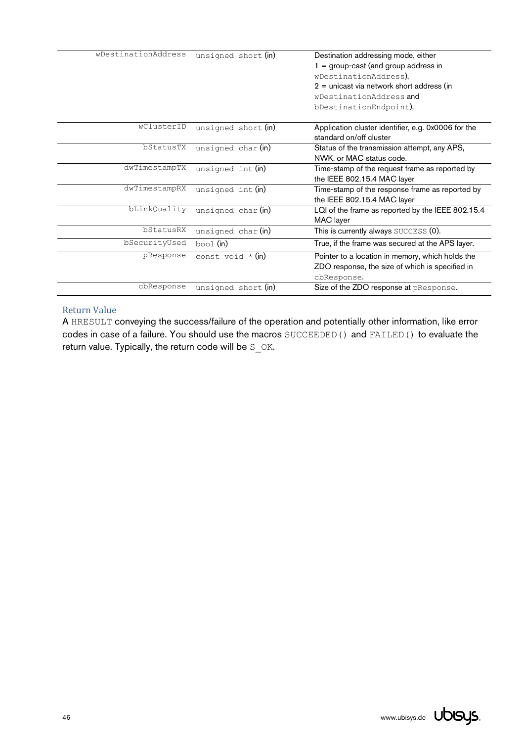| | | |
|---|---|---|
| wDestinationAddress | unsigned short (in) | Destination addressing mode, either<br>1 = group-cast (and group address in wDestinationAddress),<br>2 = unicast via network short address (in wDestinationAddress and bDestinationEndpoint), |
| wClusterID | unsigned short (in) | Application cluster identifier, e.g. 0x0006 for the standard on/off cluster |
| bStatusTX | unsigned char (in) | Status of the transmission attempt, any APS, NWK, or MAC status code. |
| dwTimestampTX | unsigned int (in) | Time-stamp of the request frame as reported by the IEEE 802.15.4 MAC layer |
| dwTimestampRX | unsigned int (in) | Time-stamp of the response frame as reported by the IEEE 802.15.4 MAC layer |
| bLinkQuality | unsigned char (in) | LQI of the frame as reported by the IEEE 802.15.4 MAC layer |
| bStatusRX | unsigned char (in) | This is currently always SUCCESS (0). |
| bSecurityUsed | bool (in) | True, if the frame was secured at the APS layer. |
| pResponse | const void * (in) | Pointer to a location in memory, which holds the ZDO response, the size of which is specified in cbResponse. |
| cbResponse | unsigned short (in) | Size of the ZDO response at pResponse. |

### Return Value

A HRESULT conveying the success/failure of the operation and potentially other information, like error codes in case of a failure. You should use the macros SUCCEEDED() and FAILED() to evaluate the return value. Typically, the return code will be S_OK.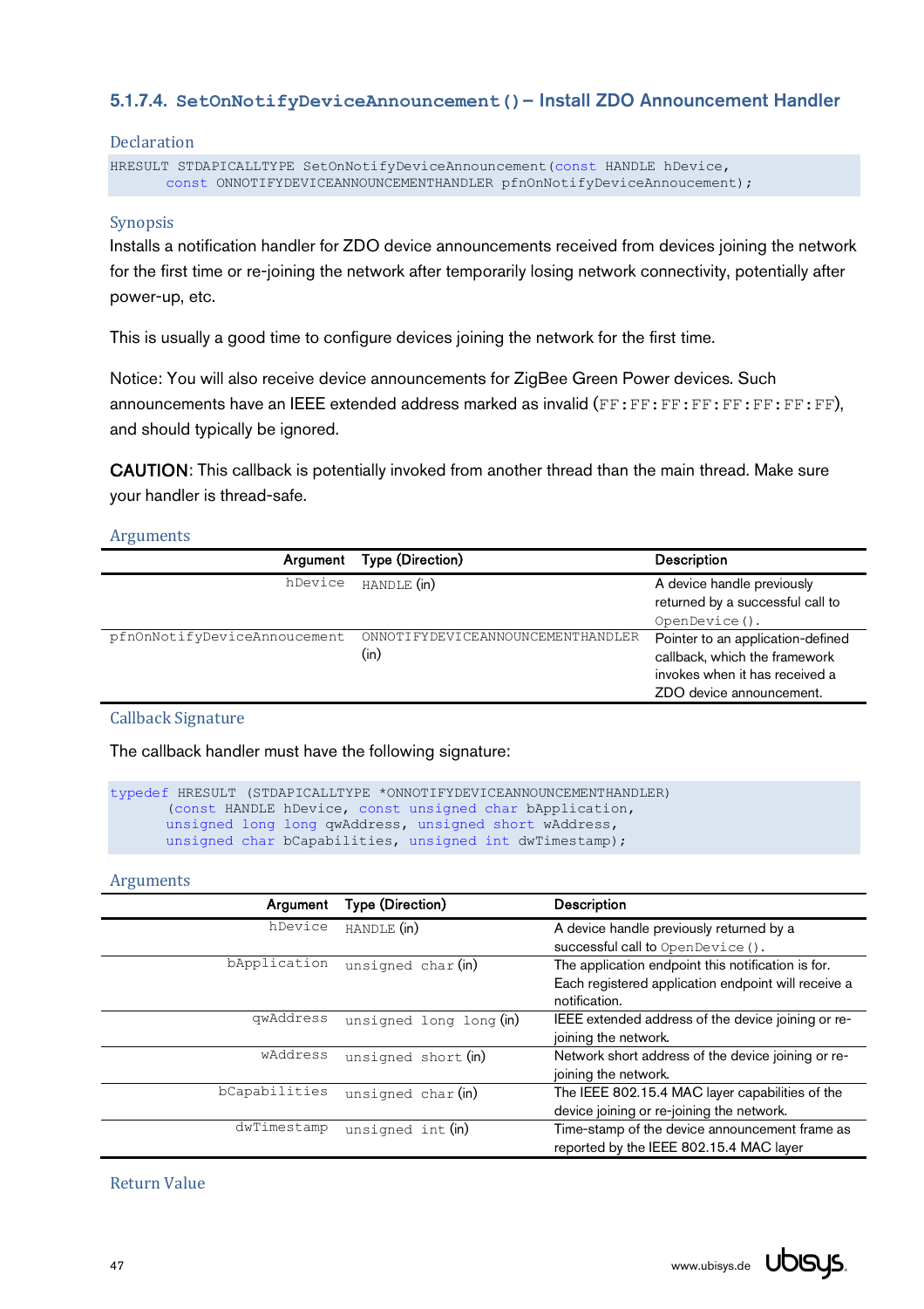### 5.1.7.4. `SetOnNotifyDeviceAnnouncement()` – Install ZDO Announcement Handler

#### Declaration

```
HRESULT STDAPICALLTYPE SetOnNotifyDeviceAnnouncement(const HANDLE hDevice,
      const ONNOTIFYDEVICEANNOUNCEMENTHANDLER pfnOnNotifyDeviceAnnoucement);
```

#### Synopsis

Installs a notification handler for ZDO device announcements received from devices joining the network for the first time or re-joining the network after temporarily losing network connectivity, potentially after power-up, etc.

This is usually a good time to configure devices joining the network for the first time.

Notice: You will also receive device announcements for ZigBee Green Power devices. Such announcements have an IEEE extended address marked as invalid (`FF:FF:FF:FF:FF:FF:FF:FF`), and should typically be ignored.

**CAUTION**: This callback is potentially invoked from another thread than the main thread. Make sure your handler is thread-safe.

#### Arguments

| Argument | Type (Direction) | Description |
|---|---|---|
| `hDevice` | `HANDLE` (in) | A device handle previously returned by a successful call to `OpenDevice()`. |
| `pfnOnNotifyDeviceAnnoucement` | `ONNOTIFYDEVICEANNOUNCEMENTHANDLER` (in) | Pointer to an application-defined callback, which the framework invokes when it has received a ZDO device announcement. |

#### Callback Signature

The callback handler must have the following signature:

```
typedef HRESULT (STDAPICALLTYPE *ONNOTIFYDEVICEANNOUNCEMENTHANDLER)
      (const HANDLE hDevice, const unsigned char bApplication,
      unsigned long long qwAddress, unsigned short wAddress,
      unsigned char bCapabilities, unsigned int dwTimestamp);
```

#### Arguments

| Argument | Type (Direction) | Description |
|---|---|---|
| `hDevice` | `HANDLE` (in) | A device handle previously returned by a successful call to `OpenDevice()`. |
| `bApplication` | `unsigned char` (in) | The application endpoint this notification is for. Each registered application endpoint will receive a notification. |
| `qwAddress` | `unsigned long long` (in) | IEEE extended address of the device joining or re-joining the network. |
| `wAddress` | `unsigned short` (in) | Network short address of the device joining or re-joining the network. |
| `bCapabilities` | `unsigned char` (in) | The IEEE 802.15.4 MAC layer capabilities of the device joining or re-joining the network. |
| `dwTimestamp` | `unsigned int` (in) | Time-stamp of the device announcement frame as reported by the IEEE 802.15.4 MAC layer |

#### Return Value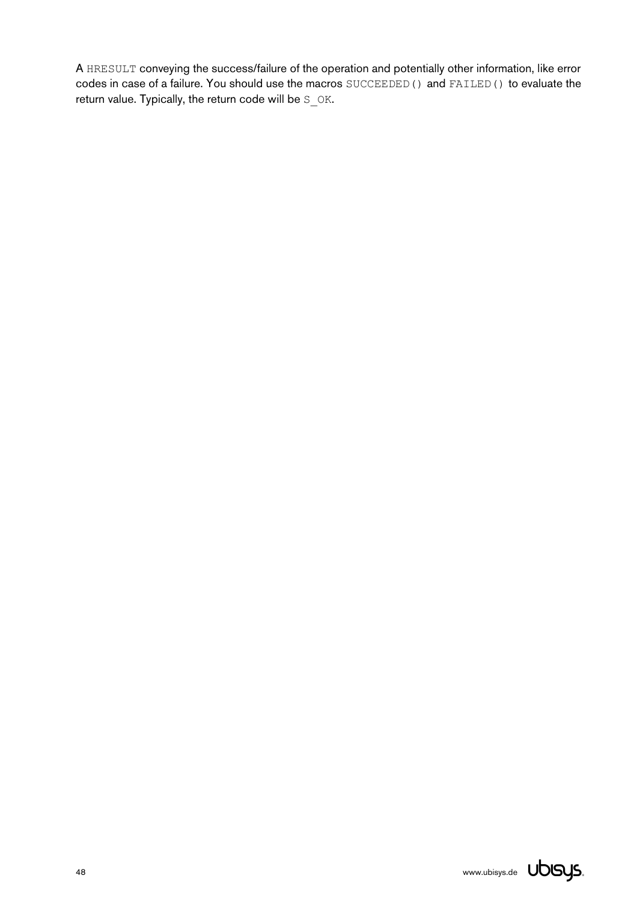A `HRESULT` conveying the success/failure of the operation and potentially other information, like error codes in case of a failure. You should use the macros `SUCCEEDED()` and `FAILED()` to evaluate the return value. Typically, the return code will be `S_OK`.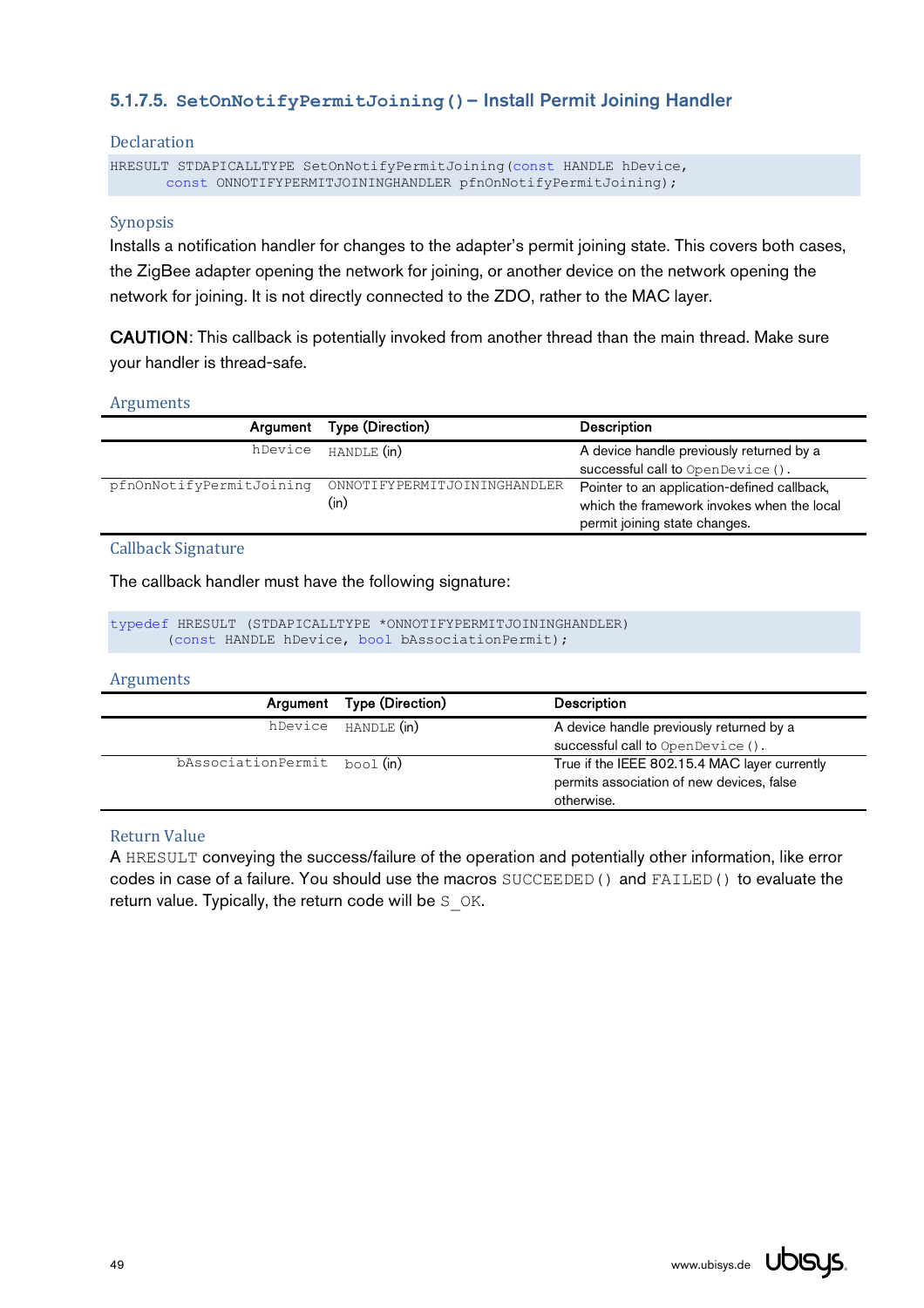### 5.1.7.5. `SetOnNotifyPermitJoining()` – Install Permit Joining Handler

#### Declaration

```
HRESULT STDAPICALLTYPE SetOnNotifyPermitJoining(const HANDLE hDevice,
      const ONNOTIFYPERMITJOININGHANDLER pfnOnNotifyPermitJoining);
```

#### Synopsis

Installs a notification handler for changes to the adapter's permit joining state. This covers both cases, the ZigBee adapter opening the network for joining, or another device on the network opening the network for joining. It is not directly connected to the ZDO, rather to the MAC layer.

**CAUTION**: This callback is potentially invoked from another thread than the main thread. Make sure your handler is thread-safe.

#### Arguments

| Argument | Type (Direction) | Description |
|---|---|---|
| `hDevice` | `HANDLE` (in) | A device handle previously returned by a successful call to `OpenDevice()`. |
| `pfnOnNotifyPermitJoining` | `ONNOTIFYPERMITJOININGHANDLER` (in) | Pointer to an application-defined callback, which the framework invokes when the local permit joining state changes. |

#### Callback Signature

The callback handler must have the following signature:

```
typedef HRESULT (STDAPICALLTYPE *ONNOTIFYPERMITJOININGHANDLER)
      (const HANDLE hDevice, bool bAssociationPermit);
```

#### Arguments

| Argument | Type (Direction) | Description |
|---|---|---|
| `hDevice` | `HANDLE` (in) | A device handle previously returned by a successful call to `OpenDevice()`. |
| `bAssociationPermit` | `bool` (in) | True if the IEEE 802.15.4 MAC layer currently permits association of new devices, false otherwise. |

#### Return Value

A `HRESULT` conveying the success/failure of the operation and potentially other information, like error codes in case of a failure. You should use the macros `SUCCEEDED()` and `FAILED()` to evaluate the return value. Typically, the return code will be `S_OK`.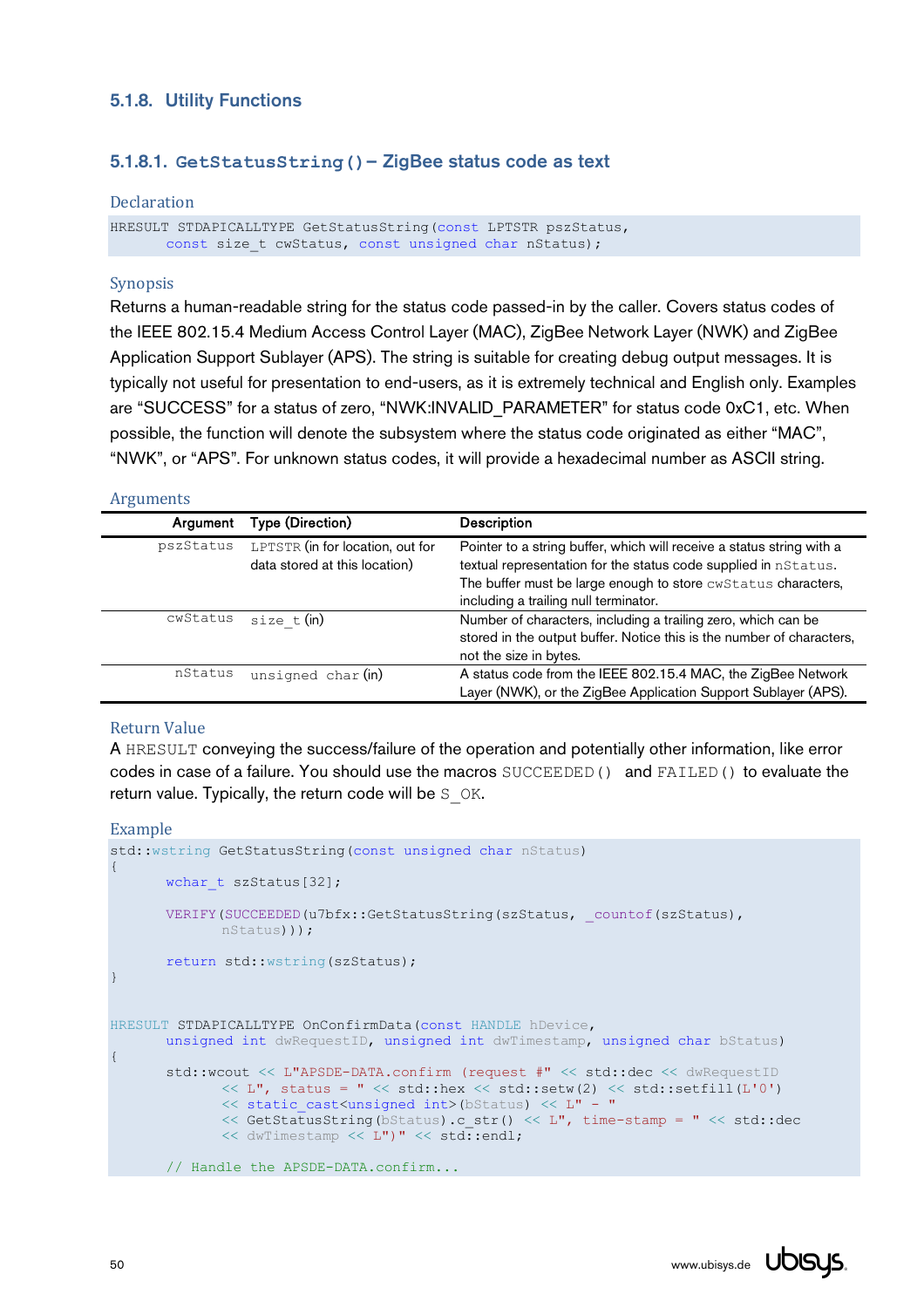### 5.1.8. Utility Functions

#### 5.1.8.1. `GetStatusString()` – ZigBee status code as text

**Declaration**

```
HRESULT STDAPICALLTYPE GetStatusString(const LPTSTR pszStatus,
      const size_t cwStatus, const unsigned char nStatus);
```

**Synopsis**

Returns a human-readable string for the status code passed-in by the caller. Covers status codes of the IEEE 802.15.4 Medium Access Control Layer (MAC), ZigBee Network Layer (NWK) and ZigBee Application Support Sublayer (APS). The string is suitable for creating debug output messages. It is typically not useful for presentation to end-users, as it is extremely technical and English only. Examples are “SUCCESS” for a status of zero, “NWK:INVALID_PARAMETER” for status code 0xC1, etc. When possible, the function will denote the subsystem where the status code originated as either “MAC”, “NWK”, or “APS”. For unknown status codes, it will provide a hexadecimal number as ASCII string.

**Arguments**

| Argument | Type (Direction) | Description |
|---|---|---|
| `pszStatus` | `LPTSTR` (in for location, out for data stored at this location) | Pointer to a string buffer, which will receive a status string with a textual representation for the status code supplied in `nStatus`. The buffer must be large enough to store `cwStatus` characters, including a trailing null terminator. |
| `cwStatus` | `size_t` (in) | Number of characters, including a trailing zero, which can be stored in the output buffer. Notice this is the number of characters, not the size in bytes. |
| `nStatus` | `unsigned char` (in) | A status code from the IEEE 802.15.4 MAC, the ZigBee Network Layer (NWK), or the ZigBee Application Support Sublayer (APS). |

**Return Value**

A `HRESULT` conveying the success/failure of the operation and potentially other information, like error codes in case of a failure. You should use the macros `SUCCEEDED()` and `FAILED()` to evaluate the return value. Typically, the return code will be `S_OK`.

**Example**

```
std::wstring GetStatusString(const unsigned char nStatus)
{
      wchar_t szStatus[32];

      VERIFY(SUCCEEDED(u7bfx::GetStatusString(szStatus, _countof(szStatus),
            nStatus)));

      return std::wstring(szStatus);
}


HRESULT STDAPICALLTYPE OnConfirmData(const HANDLE hDevice,
      unsigned int dwRequestID, unsigned int dwTimestamp, unsigned char bStatus)
{
      std::wcout << L"APSDE-DATA.confirm (request #" << std::dec << dwRequestID
            << L", status = " << std::hex << std::setw(2) << std::setfill(L'0')
            << static_cast<unsigned int>(bStatus) << L" - "
            << GetStatusString(bStatus).c_str() << L", time-stamp = " << std::dec
            << dwTimestamp << L")" << std::endl;

      // Handle the APSDE-DATA.confirm...
```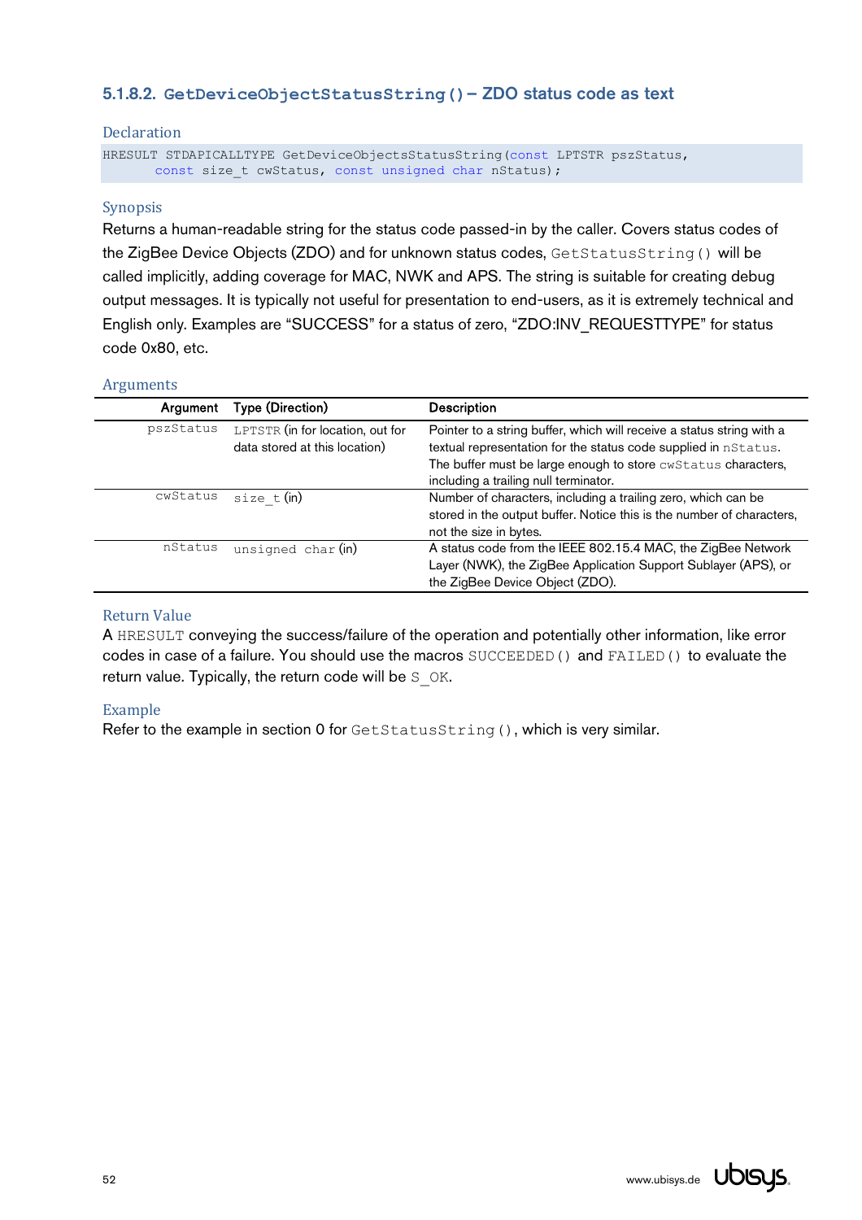#### 5.1.8.2. `GetDeviceObjectStatusString()` – ZDO status code as text

**Declaration**

```
HRESULT STDAPICALLTYPE GetDeviceObjectsStatusString(const LPTSTR pszStatus,
      const size_t cwStatus, const unsigned char nStatus);
```

**Synopsis**

Returns a human-readable string for the status code passed-in by the caller. Covers status codes of the ZigBee Device Objects (ZDO) and for unknown status codes, `GetStatusString()` will be called implicitly, adding coverage for MAC, NWK and APS. The string is suitable for creating debug output messages. It is typically not useful for presentation to end-users, as it is extremely technical and English only. Examples are “SUCCESS” for a status of zero, “ZDO:INV_REQUESTTYPE” for status code 0x80, etc.

**Arguments**

| Argument | Type (Direction) | Description |
|---|---|---|
| `pszStatus` | `LPTSTR` (in for location, out for data stored at this location) | Pointer to a string buffer, which will receive a status string with a textual representation for the status code supplied in `nStatus`. The buffer must be large enough to store `cwStatus` characters, including a trailing null terminator. |
| `cwStatus` | `size_t` (in) | Number of characters, including a trailing zero, which can be stored in the output buffer. Notice this is the number of characters, not the size in bytes. |
| `nStatus` | `unsigned char` (in) | A status code from the IEEE 802.15.4 MAC, the ZigBee Network Layer (NWK), the ZigBee Application Support Sublayer (APS), or the ZigBee Device Object (ZDO). |

**Return Value**

A `HRESULT` conveying the success/failure of the operation and potentially other information, like error codes in case of a failure. You should use the macros `SUCCEEDED()` and `FAILED()` to evaluate the return value. Typically, the return code will be `S_OK`.

**Example**

Refer to the example in section 0 for `GetStatusString()`, which is very similar.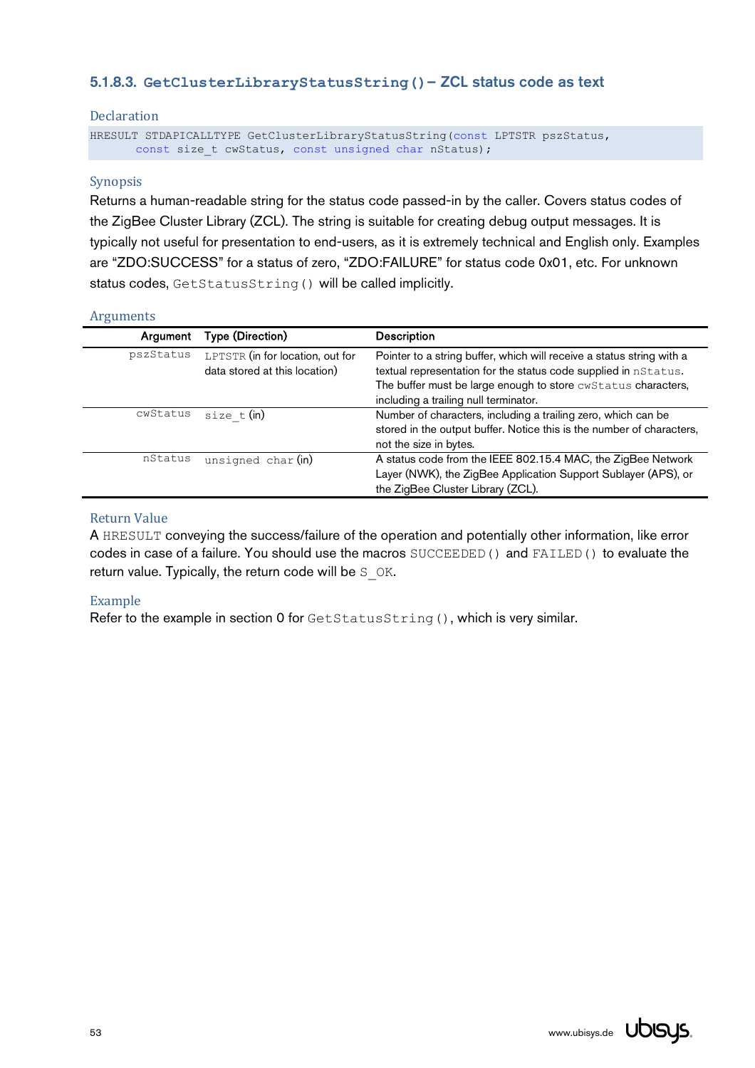### 5.1.8.3. `GetClusterLibraryStatusString()` – ZCL status code as text

#### Declaration

```
HRESULT STDAPICALLTYPE GetClusterLibraryStatusString(const LPTSTR pszStatus,
      const size_t cwStatus, const unsigned char nStatus);
```

#### Synopsis

Returns a human-readable string for the status code passed-in by the caller. Covers status codes of the ZigBee Cluster Library (ZCL). The string is suitable for creating debug output messages. It is typically not useful for presentation to end-users, as it is extremely technical and English only. Examples are “ZDO:SUCCESS” for a status of zero, “ZDO:FAILURE” for status code 0x01, etc. For unknown status codes, `GetStatusString()` will be called implicitly.

#### Arguments

| Argument | Type (Direction) | Description |
|---|---|---|
| `pszStatus` | `LPTSTR` (in for location, out for data stored at this location) | Pointer to a string buffer, which will receive a status string with a textual representation for the status code supplied in `nStatus`. The buffer must be large enough to store `cwStatus` characters, including a trailing null terminator. |
| `cwStatus` | `size_t` (in) | Number of characters, including a trailing zero, which can be stored in the output buffer. Notice this is the number of characters, not the size in bytes. |
| `nStatus` | `unsigned char` (in) | A status code from the IEEE 802.15.4 MAC, the ZigBee Network Layer (NWK), the ZigBee Application Support Sublayer (APS), or the ZigBee Cluster Library (ZCL). |

#### Return Value

A `HRESULT` conveying the success/failure of the operation and potentially other information, like error codes in case of a failure. You should use the macros `SUCCEEDED()` and `FAILED()` to evaluate the return value. Typically, the return code will be `S_OK`.

#### Example

Refer to the example in section 0 for `GetStatusString()`, which is very similar.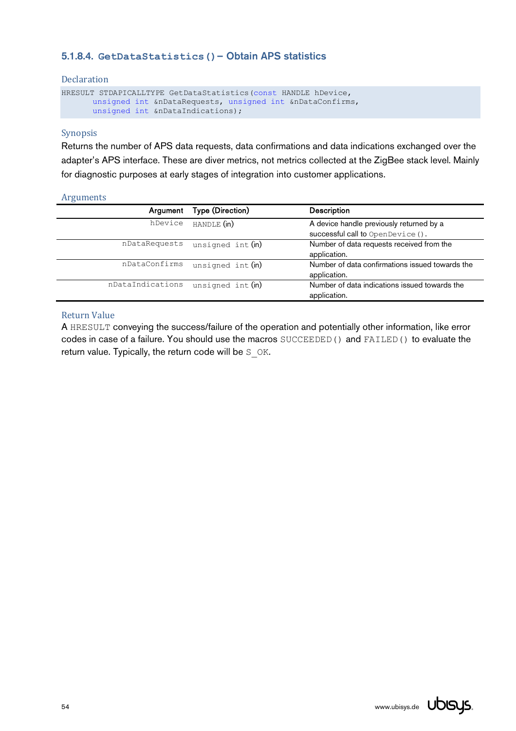#### 5.1.8.4. `GetDataStatistics()` – Obtain APS statistics

##### Declaration

```
HRESULT STDAPICALLTYPE GetDataStatistics(const HANDLE hDevice,
      unsigned int &nDataRequests, unsigned int &nDataConfirms,
      unsigned int &nDataIndications);
```

##### Synopsis

Returns the number of APS data requests, data confirmations and data indications exchanged over the adapter's APS interface. These are diver metrics, not metrics collected at the ZigBee stack level. Mainly for diagnostic purposes at early stages of integration into customer applications.

##### Arguments

| Argument | Type (Direction) | Description |
|---:|---|---|
| `hDevice` | `HANDLE` (in) | A device handle previously returned by a successful call to `OpenDevice()`. |
| `nDataRequests` | `unsigned int` (in) | Number of data requests received from the application. |
| `nDataConfirms` | `unsigned int` (in) | Number of data confirmations issued towards the application. |
| `nDataIndications` | `unsigned int` (in) | Number of data indications issued towards the application. |

##### Return Value

A `HRESULT` conveying the success/failure of the operation and potentially other information, like error codes in case of a failure. You should use the macros `SUCCEEDED()` and `FAILED()` to evaluate the return value. Typically, the return code will be `S_OK`.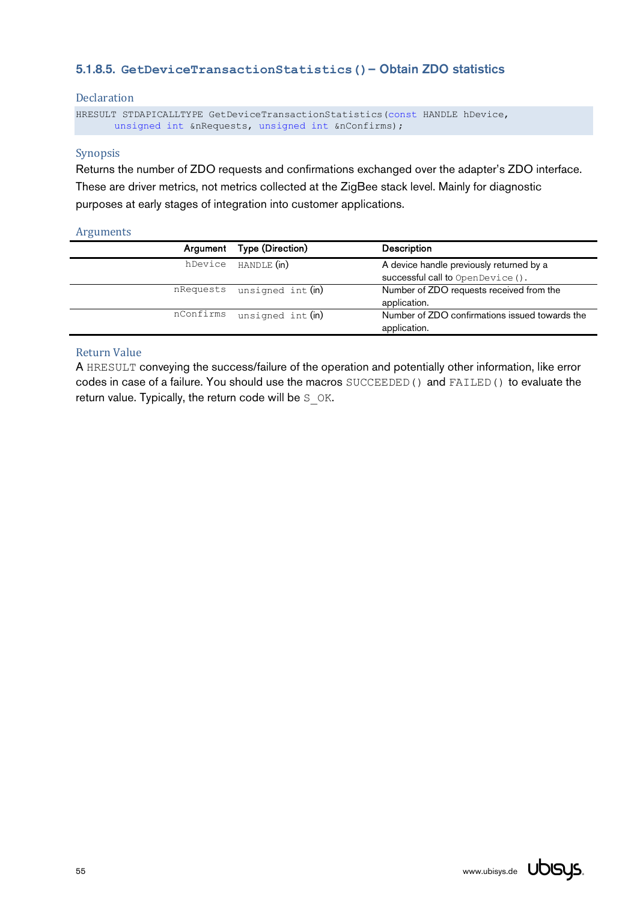#### 5.1.8.5. `GetDeviceTransactionStatistics()` – Obtain ZDO statistics

**Declaration**

```
HRESULT STDAPICALLTYPE GetDeviceTransactionStatistics(const HANDLE hDevice,
      unsigned int &nRequests, unsigned int &nConfirms);
```

**Synopsis**

Returns the number of ZDO requests and confirmations exchanged over the adapter's ZDO interface. These are driver metrics, not metrics collected at the ZigBee stack level. Mainly for diagnostic purposes at early stages of integration into customer applications.

**Arguments**

| Argument | Type (Direction) | Description |
|---|---|---|
| `hDevice` | `HANDLE` (in) | A device handle previously returned by a successful call to `OpenDevice()`. |
| `nRequests` | `unsigned int` (in) | Number of ZDO requests received from the application. |
| `nConfirms` | `unsigned int` (in) | Number of ZDO confirmations issued towards the application. |

**Return Value**

A `HRESULT` conveying the success/failure of the operation and potentially other information, like error codes in case of a failure. You should use the macros `SUCCEEDED()` and `FAILED()` to evaluate the return value. Typically, the return code will be `S_OK`.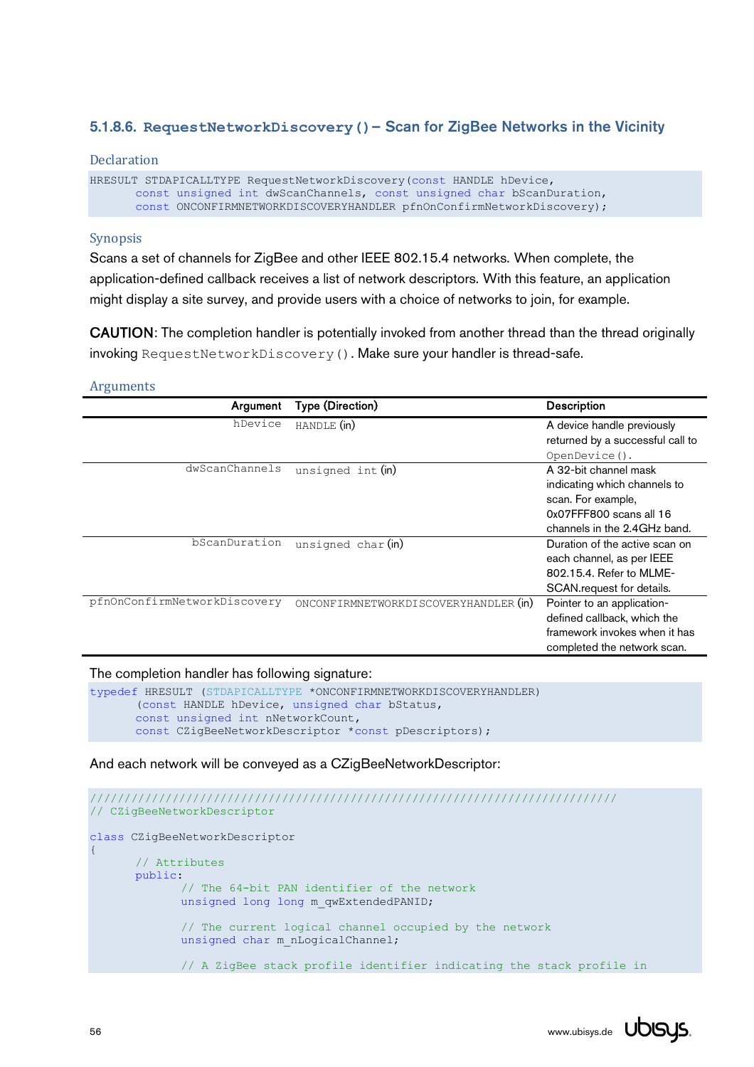### 5.1.8.6. `RequestNetworkDiscovery()` – Scan for ZigBee Networks in the Vicinity

#### Declaration

```
HRESULT STDAPICALLTYPE RequestNetworkDiscovery(const HANDLE hDevice,
        const unsigned int dwScanChannels, const unsigned char bScanDuration,
        const ONCONFIRMNETWORKDISCOVERYHANDLER pfnOnConfirmNetworkDiscovery);
```

#### Synopsis

Scans a set of channels for ZigBee and other IEEE 802.15.4 networks. When complete, the application-defined callback receives a list of network descriptors. With this feature, an application might display a site survey, and provide users with a choice of networks to join, for example.

**CAUTION**: The completion handler is potentially invoked from another thread than the thread originally invoking `RequestNetworkDiscovery()`. Make sure your handler is thread-safe.

#### Arguments

| Argument | Type (Direction) | Description |
|---|---|---|
| `hDevice` | `HANDLE` (in) | A device handle previously returned by a successful call to `OpenDevice()`. |
| `dwScanChannels` | `unsigned int` (in) | A 32-bit channel mask indicating which channels to scan. For example, 0x07FFF800 scans all 16 channels in the 2.4GHz band. |
| `bScanDuration` | `unsigned char` (in) | Duration of the active scan on each channel, as per IEEE 802.15.4. Refer to MLME-SCAN.request for details. |
| `pfnOnConfirmNetworkDiscovery` | `ONCONFIRMNETWORKDISCOVERYHANDLER` (in) | Pointer to an application-defined callback, which the framework invokes when it has completed the network scan. |

The completion handler has following signature:

```
typedef HRESULT (STDAPICALLTYPE *ONCONFIRMNETWORKDISCOVERYHANDLER)
        (const HANDLE hDevice, unsigned char bStatus,
        const unsigned int nNetworkCount,
        const CZigBeeNetworkDescriptor *const pDescriptors);
```

And each network will be conveyed as a CZigBeeNetworkDescriptor:

```
//////////////////////////////////////////////////////////////////////////
// CZigBeeNetworkDescriptor

class CZigBeeNetworkDescriptor
{
        // Attributes
        public:
                // The 64-bit PAN identifier of the network
                unsigned long long m_qwExtendedPANID;

                // The current logical channel occupied by the network
                unsigned char m_nLogicalChannel;

                // A ZigBee stack profile identifier indicating the stack profile in
```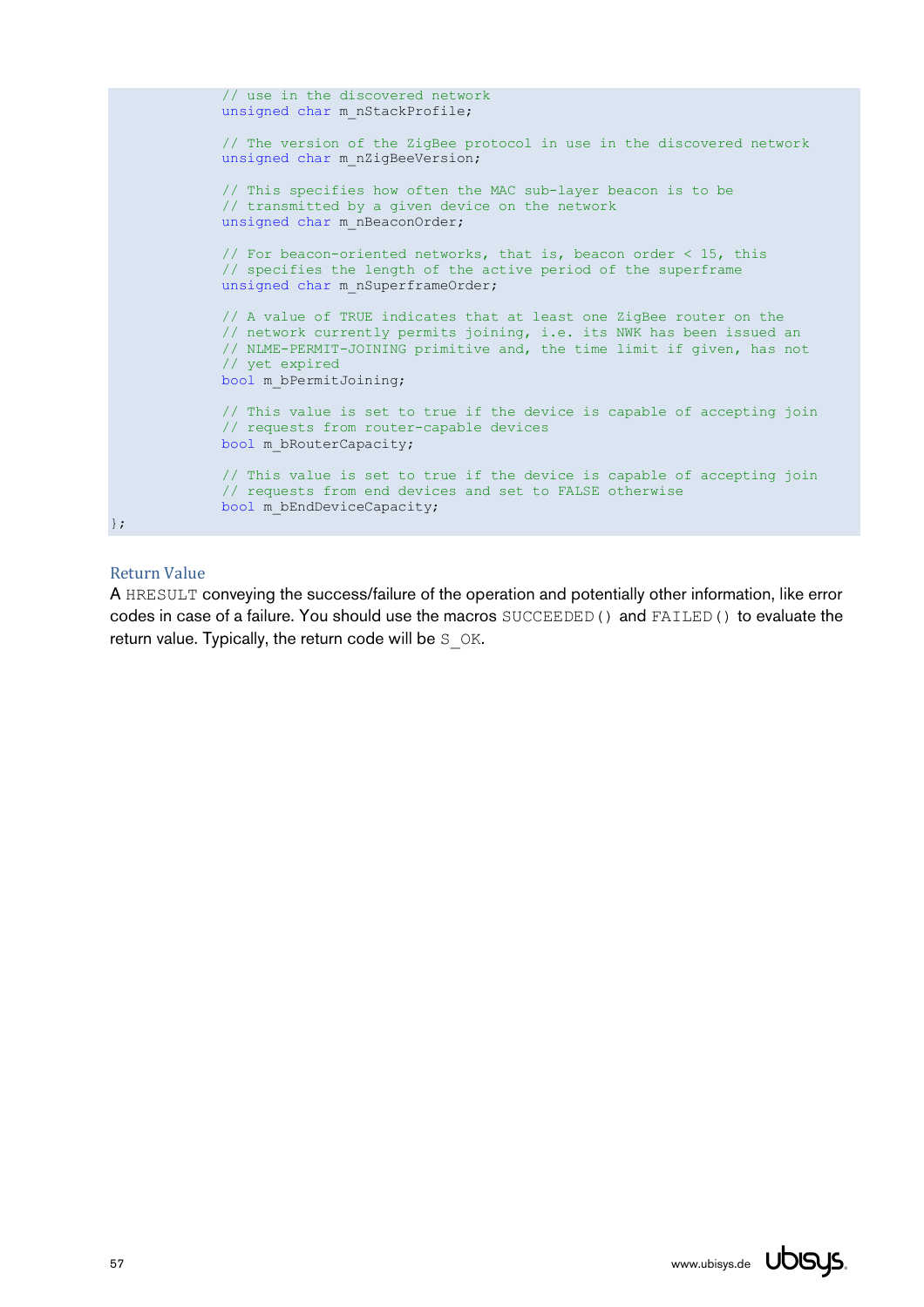```
            // use in the discovered network
            unsigned char m_nStackProfile;

            // The version of the ZigBee protocol in use in the discovered network
            unsigned char m_nZigBeeVersion;

            // This specifies how often the MAC sub-layer beacon is to be
            // transmitted by a given device on the network
            unsigned char m_nBeaconOrder;

            // For beacon-oriented networks, that is, beacon order < 15, this
            // specifies the length of the active period of the superframe
            unsigned char m_nSuperframeOrder;

            // A value of TRUE indicates that at least one ZigBee router on the
            // network currently permits joining, i.e. its NWK has been issued an
            // NLME-PERMIT-JOINING primitive and, the time limit if given, has not
            // yet expired
            bool m_bPermitJoining;

            // This value is set to true if the device is capable of accepting join
            // requests from router-capable devices
            bool m_bRouterCapacity;

            // This value is set to true if the device is capable of accepting join
            // requests from end devices and set to FALSE otherwise
            bool m_bEndDeviceCapacity;
};
```

### Return Value

A `HRESULT` conveying the success/failure of the operation and potentially other information, like error codes in case of a failure. You should use the macros `SUCCEEDED()` and `FAILED()` to evaluate the return value. Typically, the return code will be `S_OK`.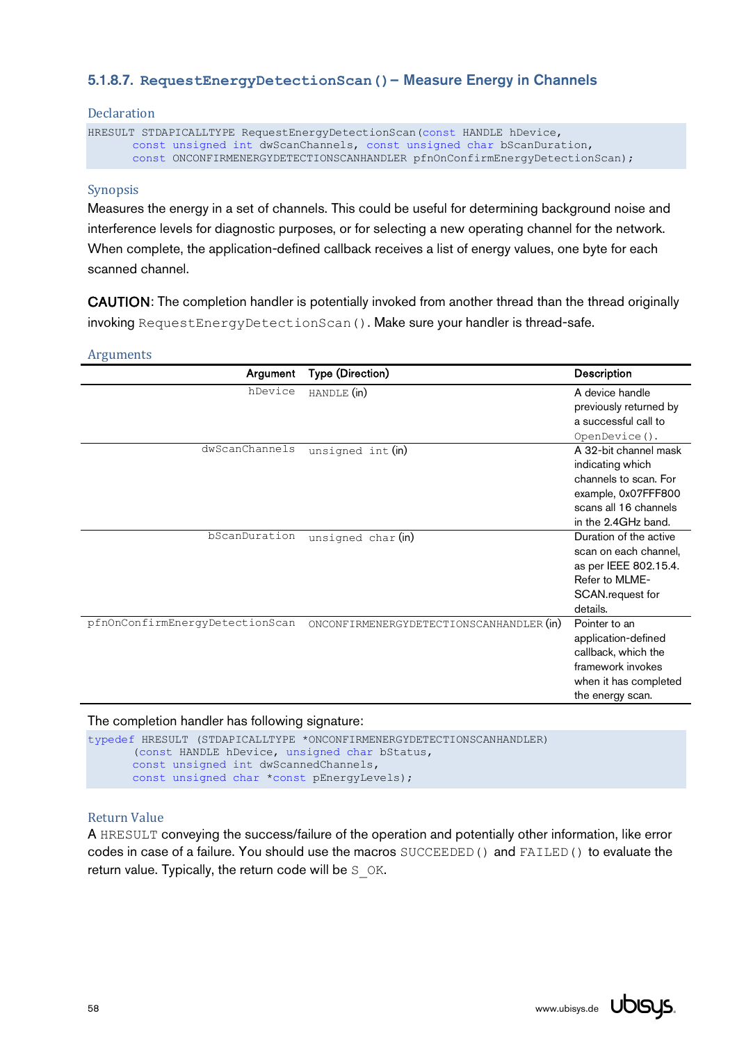#### 5.1.8.7. `RequestEnergyDetectionScan()` – Measure Energy in Channels

**Declaration**

```
HRESULT STDAPICALLTYPE RequestEnergyDetectionScan(const HANDLE hDevice,
        const unsigned int dwScanChannels, const unsigned char bScanDuration,
        const ONCONFIRMENERGYDETECTIONSCANHANDLER pfnOnConfirmEnergyDetectionScan);
```

**Synopsis**

Measures the energy in a set of channels. This could be useful for determining background noise and interference levels for diagnostic purposes, or for selecting a new operating channel for the network. When complete, the application-defined callback receives a list of energy values, one byte for each scanned channel.

**CAUTION**: The completion handler is potentially invoked from another thread than the thread originally invoking `RequestEnergyDetectionScan()`. Make sure your handler is thread-safe.

**Arguments**

| Argument | Type (Direction) | Description |
|---:|---|---|
| `hDevice` | `HANDLE` (in) | A device handle previously returned by a successful call to `OpenDevice()`. |
| `dwScanChannels` | `unsigned int` (in) | A 32-bit channel mask indicating which channels to scan. For example, 0x07FFF800 scans all 16 channels in the 2.4GHz band. |
| `bScanDuration` | `unsigned char` (in) | Duration of the active scan on each channel, as per IEEE 802.15.4. Refer to MLME-SCAN.request for details. |
| `pfnOnConfirmEnergyDetectionScan` | `ONCONFIRMENERGYDETECTIONSCANHANDLER` (in) | Pointer to an application-defined callback, which the framework invokes when it has completed the energy scan. |

The completion handler has following signature:

```
typedef HRESULT (STDAPICALLTYPE *ONCONFIRMENERGYDETECTIONSCANHANDLER)
        (const HANDLE hDevice, unsigned char bStatus,
        const unsigned int dwScannedChannels,
        const unsigned char *const pEnergyLevels);
```

**Return Value**

A `HRESULT` conveying the success/failure of the operation and potentially other information, like error codes in case of a failure. You should use the macros `SUCCEEDED()` and `FAILED()` to evaluate the return value. Typically, the return code will be `S_OK`.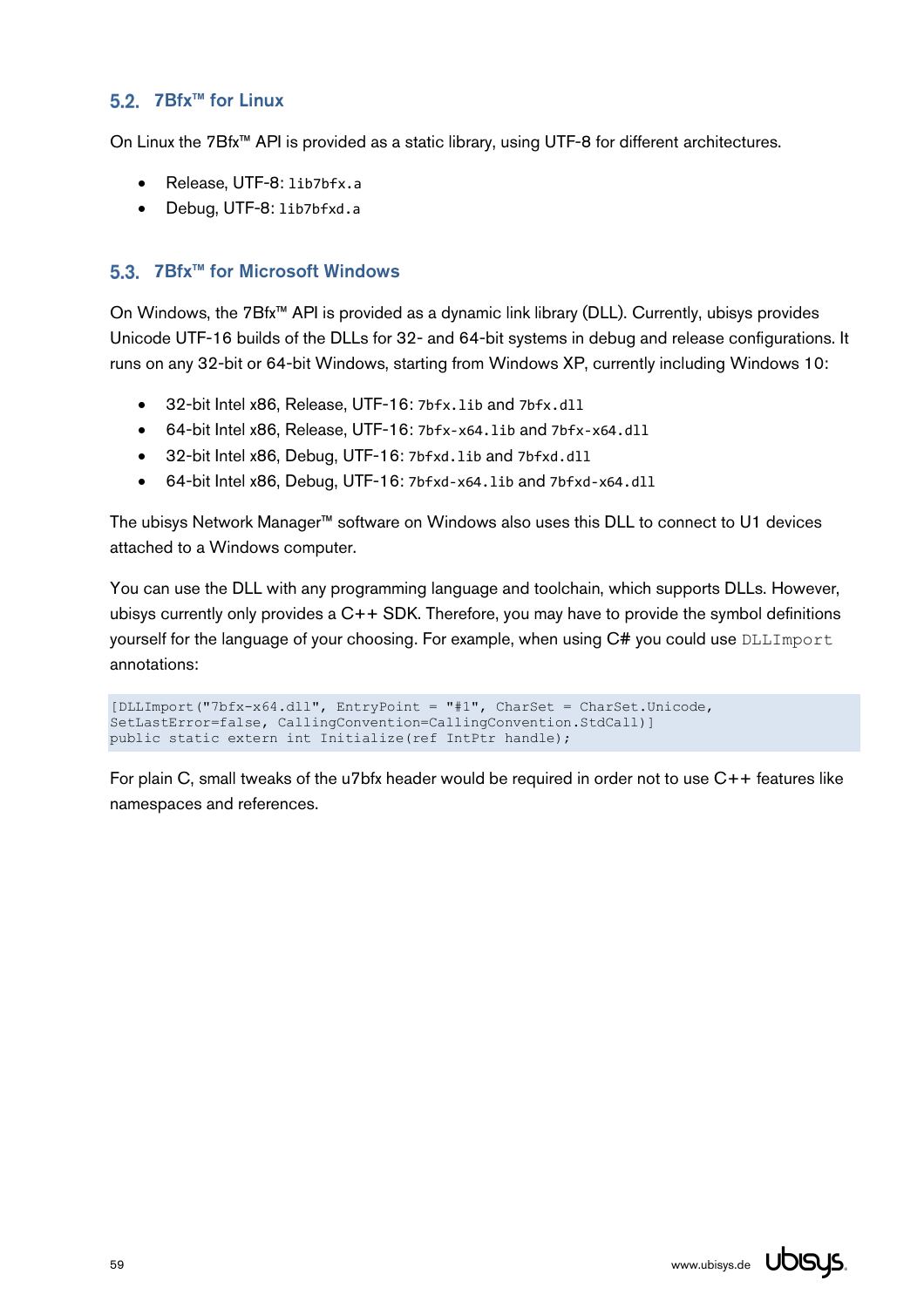## 5.2. 7Bfx™ for Linux

On Linux the 7Bfx™ API is provided as a static library, using UTF-8 for different architectures.

- Release, UTF-8: `lib7bfx.a`
- Debug, UTF-8: `lib7bfxd.a`

## 5.3. 7Bfx™ for Microsoft Windows

On Windows, the 7Bfx™ API is provided as a dynamic link library (DLL). Currently, ubisys provides Unicode UTF-16 builds of the DLLs for 32- and 64-bit systems in debug and release configurations. It runs on any 32-bit or 64-bit Windows, starting from Windows XP, currently including Windows 10:

- 32-bit Intel x86, Release, UTF-16: `7bfx.lib` and `7bfx.dll`
- 64-bit Intel x86, Release, UTF-16: `7bfx-x64.lib` and `7bfx-x64.dll`
- 32-bit Intel x86, Debug, UTF-16: `7bfxd.lib` and `7bfxd.dll`
- 64-bit Intel x86, Debug, UTF-16: `7bfxd-x64.lib` and `7bfxd-x64.dll`

The ubisys Network Manager™ software on Windows also uses this DLL to connect to U1 devices attached to a Windows computer.

You can use the DLL with any programming language and toolchain, which supports DLLs. However, ubisys currently only provides a C++ SDK. Therefore, you may have to provide the symbol definitions yourself for the language of your choosing. For example, when using C# you could use `DLLImport` annotations:

```
[DLLImport("7bfx-x64.dll", EntryPoint = "#1", CharSet = CharSet.Unicode,
SetLastError=false, CallingConvention=CallingConvention.StdCall)]
public static extern int Initialize(ref IntPtr handle);
```

For plain C, small tweaks of the u7bfx header would be required in order not to use C++ features like namespaces and references.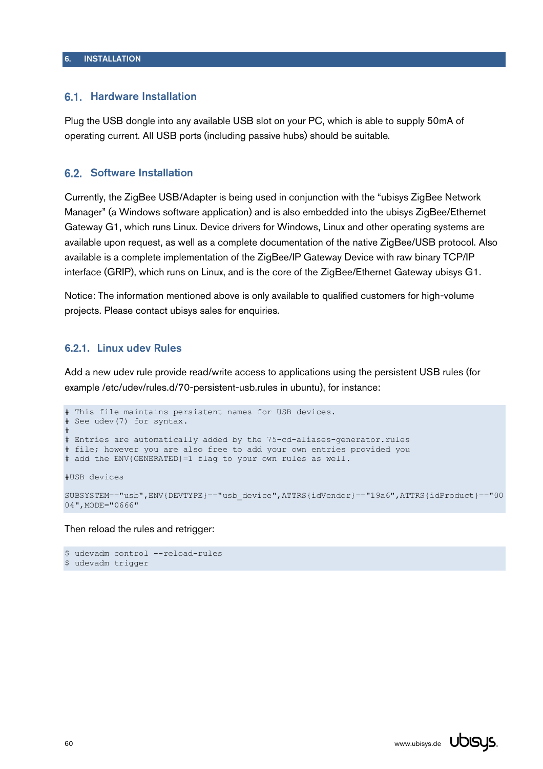# 6. INSTALLATION

## 6.1. Hardware Installation

Plug the USB dongle into any available USB slot on your PC, which is able to supply 50mA of operating current. All USB ports (including passive hubs) should be suitable.

## 6.2. Software Installation

Currently, the ZigBee USB/Adapter is being used in conjunction with the "ubisys ZigBee Network Manager" (a Windows software application) and is also embedded into the ubisys ZigBee/Ethernet Gateway G1, which runs Linux. Device drivers for Windows, Linux and other operating systems are available upon request, as well as a complete documentation of the native ZigBee/USB protocol. Also available is a complete implementation of the ZigBee/IP Gateway Device with raw binary TCP/IP interface (GRIP), which runs on Linux, and is the core of the ZigBee/Ethernet Gateway ubisys G1.

Notice: The information mentioned above is only available to qualified customers for high-volume projects. Please contact ubisys sales for enquiries.

### 6.2.1. Linux udev Rules

Add a new udev rule provide read/write access to applications using the persistent USB rules (for example /etc/udev/rules.d/70-persistent-usb.rules in ubuntu), for instance:

```
# This file maintains persistent names for USB devices.
# See udev(7) for syntax.
#
# Entries are automatically added by the 75-cd-aliases-generator.rules
# file; however you are also free to add your own entries provided you
# add the ENV{GENERATED}=1 flag to your own rules as well.

#USB devices

SUBSYSTEM=="usb",ENV{DEVTYPE}=="usb_device",ATTRS{idVendor}=="19a6",ATTRS{idProduct}=="0004",MODE="0666"
```

Then reload the rules and retrigger:

```
$ udevadm control --reload-rules
$ udevadm trigger
```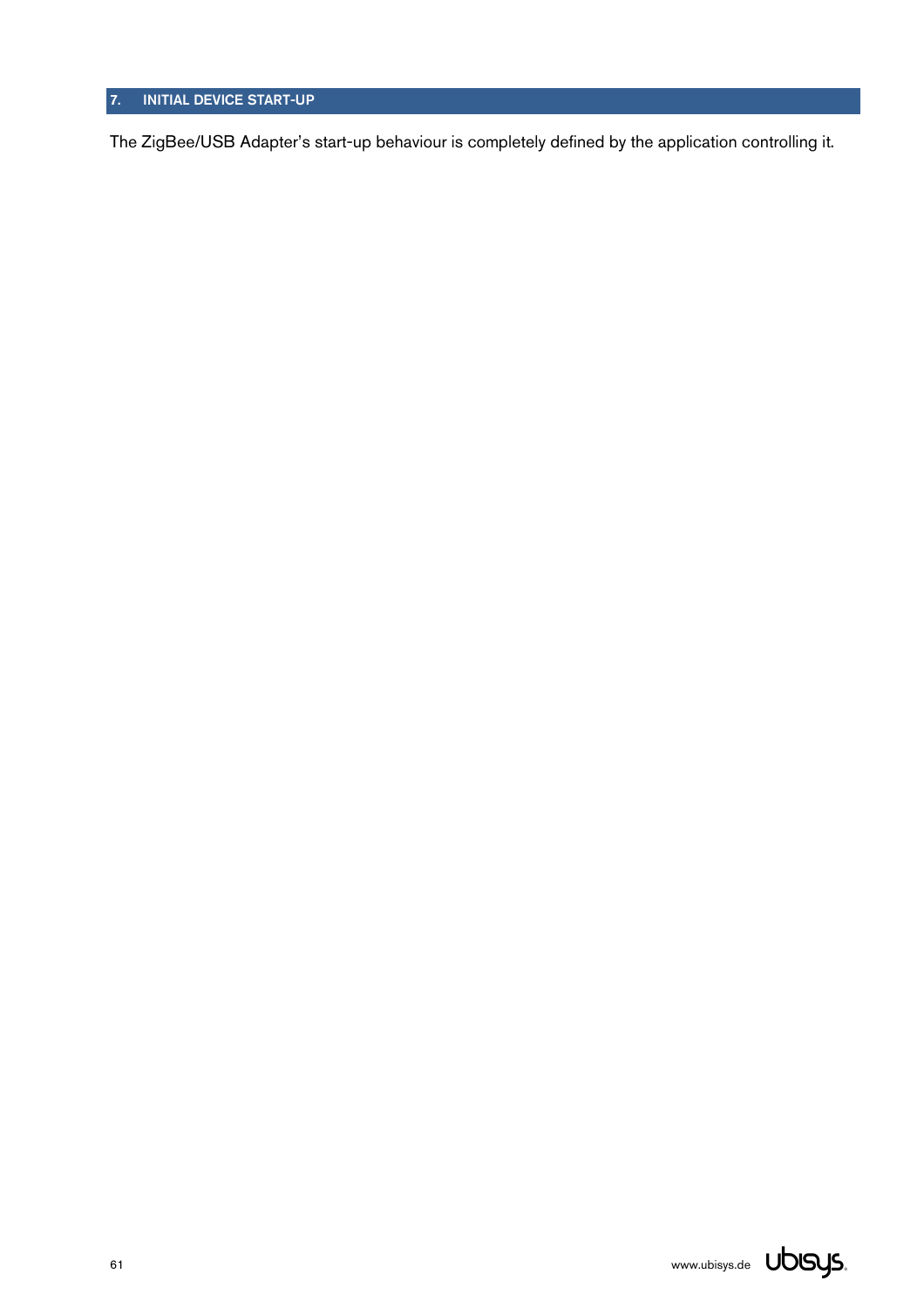# 7. INITIAL DEVICE START-UP

The ZigBee/USB Adapter's start-up behaviour is completely defined by the application controlling it.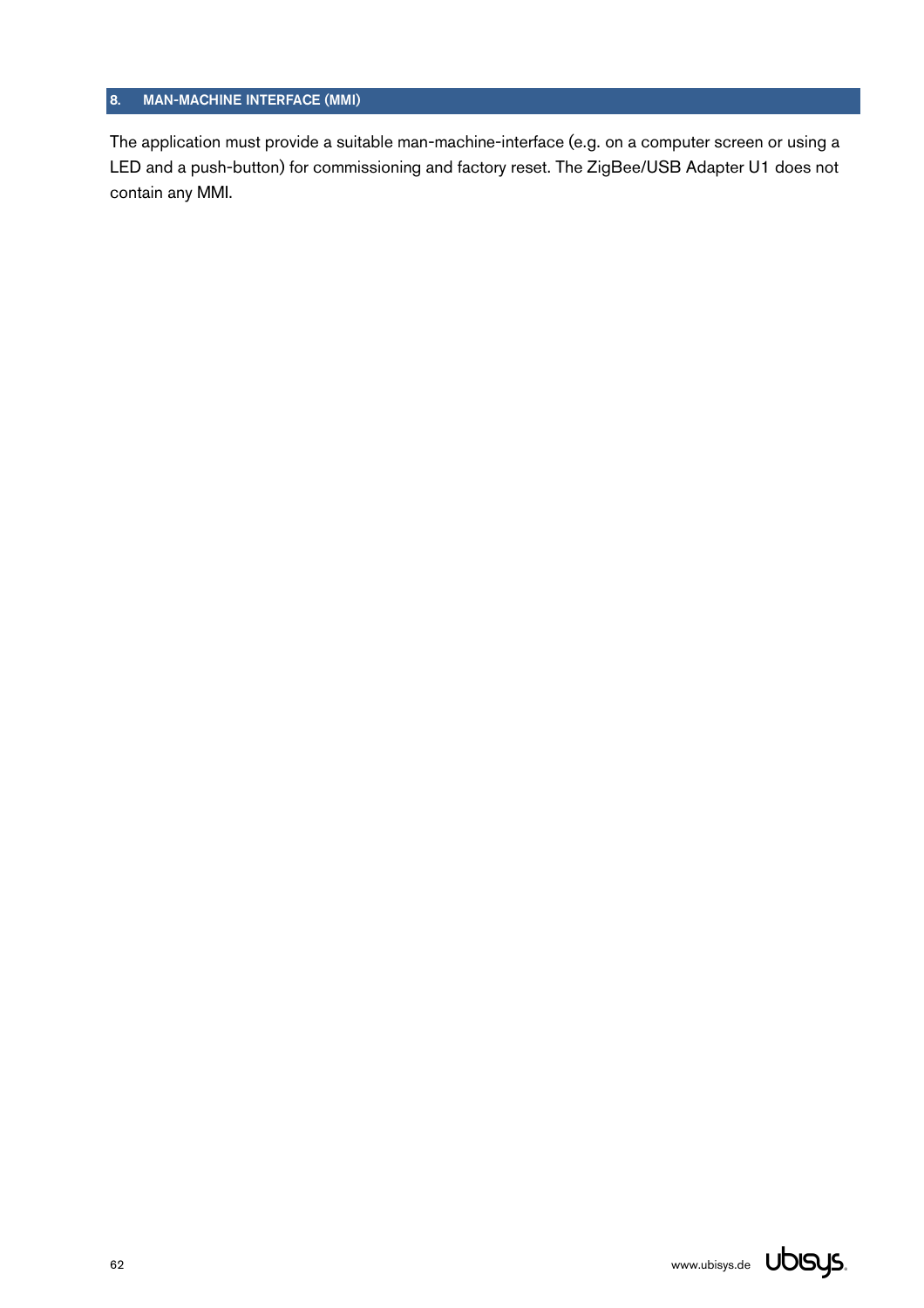# 8. MAN-MACHINE INTERFACE (MMI)

The application must provide a suitable man-machine-interface (e.g. on a computer screen or using a LED and a push-button) for commissioning and factory reset. The ZigBee/USB Adapter U1 does not contain any MMI.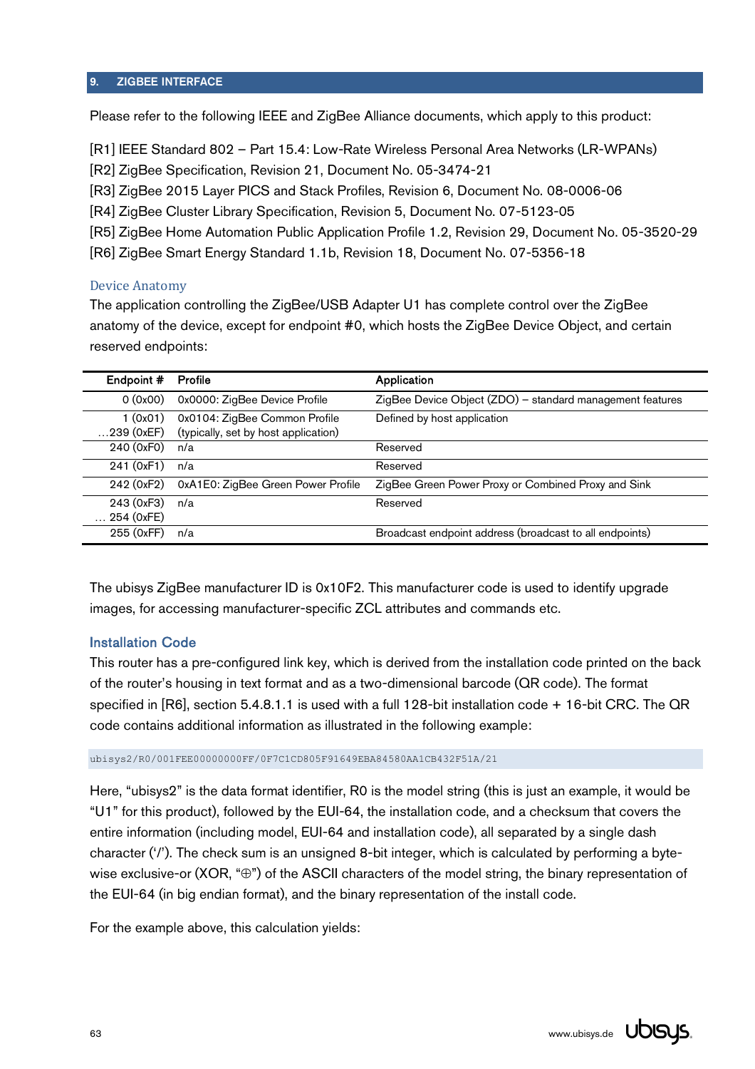## 9. ZIGBEE INTERFACE

Please refer to the following IEEE and ZigBee Alliance documents, which apply to this product:

[R1] IEEE Standard 802 – Part 15.4: Low-Rate Wireless Personal Area Networks (LR-WPANs)
[R2] ZigBee Specification, Revision 21, Document No. 05-3474-21
[R3] ZigBee 2015 Layer PICS and Stack Profiles, Revision 6, Document No. 08-0006-06
[R4] ZigBee Cluster Library Specification, Revision 5, Document No. 07-5123-05
[R5] ZigBee Home Automation Public Application Profile 1.2, Revision 29, Document No. 05-3520-29
[R6] ZigBee Smart Energy Standard 1.1b, Revision 18, Document No. 07-5356-18

### Device Anatomy

The application controlling the ZigBee/USB Adapter U1 has complete control over the ZigBee anatomy of the device, except for endpoint #0, which hosts the ZigBee Device Object, and certain reserved endpoints:

| Endpoint # | Profile | Application |
|---|---|---|
| 0 (0x00) | 0x0000: ZigBee Device Profile | ZigBee Device Object (ZDO) – standard management features |
| 1 (0x01) …239 (0xEF) | 0x0104: ZigBee Common Profile (typically, set by host application) | Defined by host application |
| 240 (0xF0) | n/a | Reserved |
| 241 (0xF1) | n/a | Reserved |
| 242 (0xF2) | 0xA1E0: ZigBee Green Power Profile | ZigBee Green Power Proxy or Combined Proxy and Sink |
| 243 (0xF3) … 254 (0xFE) | n/a | Reserved |
| 255 (0xFF) | n/a | Broadcast endpoint address (broadcast to all endpoints) |

The ubisys ZigBee manufacturer ID is 0x10F2. This manufacturer code is used to identify upgrade images, for accessing manufacturer-specific ZCL attributes and commands etc.

### Installation Code

This router has a pre-configured link key, which is derived from the installation code printed on the back of the router's housing in text format and as a two-dimensional barcode (QR code). The format specified in [R6], section 5.4.8.1.1 is used with a full 128-bit installation code + 16-bit CRC. The QR code contains additional information as illustrated in the following example:

```
ubisys2/R0/001FEE00000000FF/0F7C1CD805F91649EBA84580AA1CB432F51A/21
```

Here, "ubisys2" is the data format identifier, R0 is the model string (this is just an example, it would be "U1" for this product), followed by the EUI-64, the installation code, and a checksum that covers the entire information (including model, EUI-64 and installation code), all separated by a single dash character ('/'). The check sum is an unsigned 8-bit integer, which is calculated by performing a byte-wise exclusive-or (XOR, "⊕") of the ASCII characters of the model string, the binary representation of the EUI-64 (in big endian format), and the binary representation of the install code.

For the example above, this calculation yields: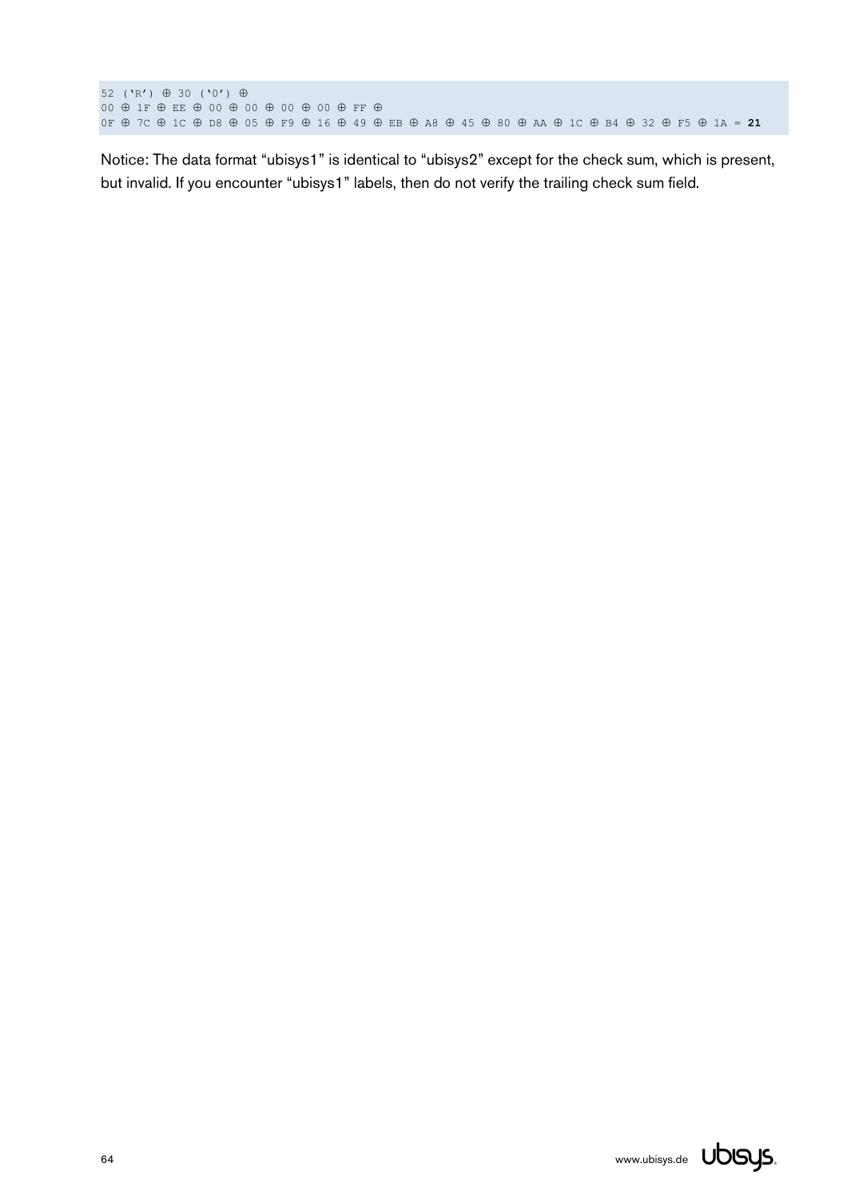```
52 ('R') ⊕ 30 ('0') ⊕
00 ⊕ 1F ⊕ EE ⊕ 00 ⊕ 00 ⊕ 00 ⊕ 00 ⊕ FF ⊕
0F ⊕ 7C ⊕ 1C ⊕ D8 ⊕ 05 ⊕ F9 ⊕ 16 ⊕ 49 ⊕ EB ⊕ A8 ⊕ 45 ⊕ 80 ⊕ AA ⊕ 1C ⊕ B4 ⊕ 32 ⊕ F5 ⊕ 1A = 21
```

Notice: The data format "ubisys1" is identical to "ubisys2" except for the check sum, which is present, but invalid. If you encounter "ubisys1" labels, then do not verify the trailing check sum field.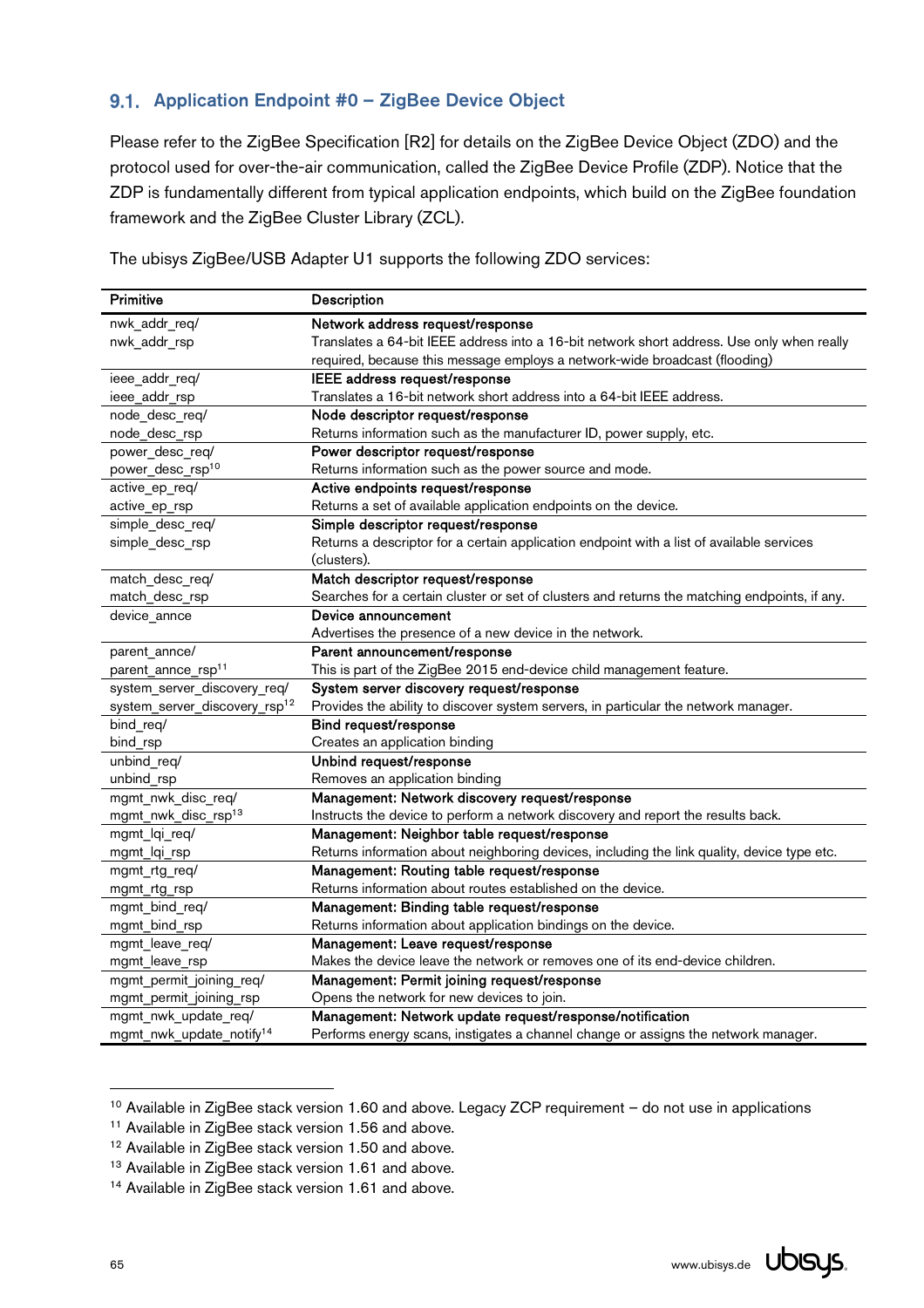## 9.1. Application Endpoint #0 – ZigBee Device Object

Please refer to the ZigBee Specification [R2] for details on the ZigBee Device Object (ZDO) and the protocol used for over-the-air communication, called the ZigBee Device Profile (ZDP). Notice that the ZDP is fundamentally different from typical application endpoints, which build on the ZigBee foundation framework and the ZigBee Cluster Library (ZCL).

The ubisys ZigBee/USB Adapter U1 supports the following ZDO services:

| Primitive | Description |
|---|---|
| nwk_addr_req/<br>nwk_addr_rsp | **Network address request/response**<br>Translates a 64-bit IEEE address into a 16-bit network short address. Use only when really required, because this message employs a network-wide broadcast (flooding) |
| ieee_addr_req/<br>ieee_addr_rsp | **IEEE address request/response**<br>Translates a 16-bit network short address into a 64-bit IEEE address. |
| node_desc_req/<br>node_desc_rsp | **Node descriptor request/response**<br>Returns information such as the manufacturer ID, power supply, etc. |
| power_desc_req/<br>power_desc_rsp[10] | **Power descriptor request/response**<br>Returns information such as the power source and mode. |
| active_ep_req/<br>active_ep_rsp | **Active endpoints request/response**<br>Returns a set of available application endpoints on the device. |
| simple_desc_req/<br>simple_desc_rsp | **Simple descriptor request/response**<br>Returns a descriptor for a certain application endpoint with a list of available services (clusters). |
| match_desc_req/<br>match_desc_rsp | **Match descriptor request/response**<br>Searches for a certain cluster or set of clusters and returns the matching endpoints, if any. |
| device_annce | **Device announcement**<br>Advertises the presence of a new device in the network. |
| parent_annce/<br>parent_annce_rsp[11] | **Parent announcement/response**<br>This is part of the ZigBee 2015 end-device child management feature. |
| system_server_discovery_req/<br>system_server_discovery_rsp[12] | **System server discovery request/response**<br>Provides the ability to discover system servers, in particular the network manager. |
| bind_req/<br>bind_rsp | **Bind request/response**<br>Creates an application binding |
| unbind_req/<br>unbind_rsp | **Unbind request/response**<br>Removes an application binding |
| mgmt_nwk_disc_req/<br>mgmt_nwk_disc_rsp[13] | **Management: Network discovery request/response**<br>Instructs the device to perform a network discovery and report the results back. |
| mgmt_lqi_req/<br>mgmt_lqi_rsp | **Management: Neighbor table request/response**<br>Returns information about neighboring devices, including the link quality, device type etc. |
| mgmt_rtg_req/<br>mgmt_rtg_rsp | **Management: Routing table request/response**<br>Returns information about routes established on the device. |
| mgmt_bind_req/<br>mgmt_bind_rsp | **Management: Binding table request/response**<br>Returns information about application bindings on the device. |
| mgmt_leave_req/<br>mgmt_leave_rsp | **Management: Leave request/response**<br>Makes the device leave the network or removes one of its end-device children. |
| mgmt_permit_joining_req/<br>mgmt_permit_joining_rsp | **Management: Permit joining request/response**<br>Opens the network for new devices to join. |
| mgmt_nwk_update_req/<br>mgmt_nwk_update_notify[14] | **Management: Network update request/response/notification**<br>Performs energy scans, instigates a channel change or assigns the network manager. |

[10] Available in ZigBee stack version 1.60 and above. Legacy ZCP requirement – do not use in applications

[11] Available in ZigBee stack version 1.56 and above.

[12] Available in ZigBee stack version 1.50 and above.

[13] Available in ZigBee stack version 1.61 and above.

[14] Available in ZigBee stack version 1.61 and above.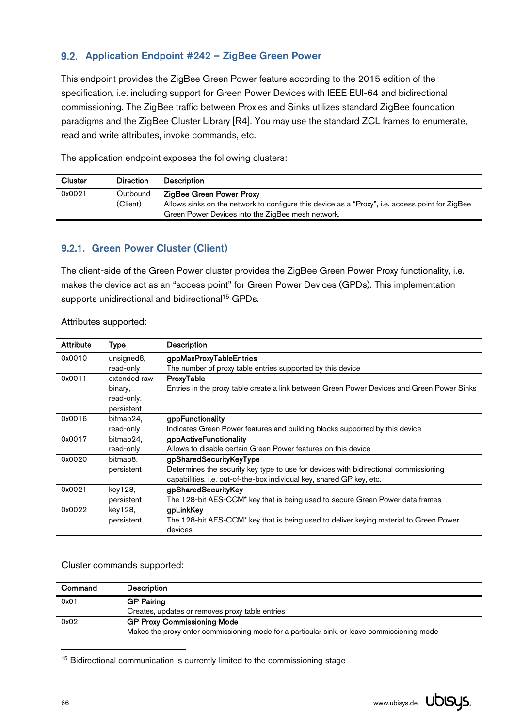## 9.2. Application Endpoint #242 – ZigBee Green Power

This endpoint provides the ZigBee Green Power feature according to the 2015 edition of the specification, i.e. including support for Green Power Devices with IEEE EUI-64 and bidirectional commissioning. The ZigBee traffic between Proxies and Sinks utilizes standard ZigBee foundation paradigms and the ZigBee Cluster Library [R4]. You may use the standard ZCL frames to enumerate, read and write attributes, invoke commands, etc.

The application endpoint exposes the following clusters:

| Cluster | Direction | Description |
| --- | --- | --- |
| 0x0021 | Outbound (Client) | **ZigBee Green Power Proxy**<br>Allows sinks on the network to configure this device as a "Proxy", i.e. access point for ZigBee Green Power Devices into the ZigBee mesh network. |

### 9.2.1. Green Power Cluster (Client)

The client-side of the Green Power cluster provides the ZigBee Green Power Proxy functionality, i.e. makes the device act as an "access point" for Green Power Devices (GPDs). This implementation supports unidirectional and bidirectional[15] GPDs.

Attributes supported:

| Attribute | Type | Description |
| --- | --- | --- |
| 0x0010 | unsigned8, read-only | **gppMaxProxyTableEntries**<br>The number of proxy table entries supported by this device |
| 0x0011 | extended raw binary, read-only, persistent | **ProxyTable**<br>Entries in the proxy table create a link between Green Power Devices and Green Power Sinks |
| 0x0016 | bitmap24, read-only | **gppFunctionality**<br>Indicates Green Power features and building blocks supported by this device |
| 0x0017 | bitmap24, read-only | **gppActiveFunctionality**<br>Allows to disable certain Green Power features on this device |
| 0x0020 | bitmap8, persistent | **gpSharedSecurityKeyType**<br>Determines the security key type to use for devices with bidirectional commissioning capabilities, i.e. out-of-the-box individual key, shared GP key, etc. |
| 0x0021 | key128, persistent | **gpSharedSecurityKey**<br>The 128-bit AES-CCM* key that is being used to secure Green Power data frames |
| 0x0022 | key128, persistent | **gpLinkKey**<br>The 128-bit AES-CCM* key that is being used to deliver keying material to Green Power devices |

Cluster commands supported:

| Command | Description |
| --- | --- |
| 0x01 | **GP Pairing**<br>Creates, updates or removes proxy table entries |
| 0x02 | **GP Proxy Commissioning Mode**<br>Makes the proxy enter commissioning mode for a particular sink, or leave commissioning mode |

[15] Bidirectional communication is currently limited to the commissioning stage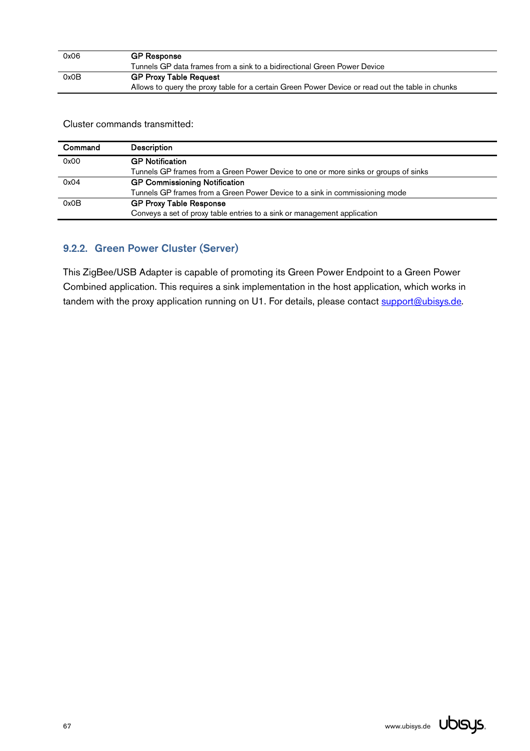| Command | Description |
|---|---|
| 0x06 | **GP Response**<br>Tunnels GP data frames from a sink to a bidirectional Green Power Device |
| 0x0B | **GP Proxy Table Request**<br>Allows to query the proxy table for a certain Green Power Device or read out the table in chunks |

Cluster commands transmitted:

| Command | Description |
|---|---|
| 0x00 | **GP Notification**<br>Tunnels GP frames from a Green Power Device to one or more sinks or groups of sinks |
| 0x04 | **GP Commissioning Notification**<br>Tunnels GP frames from a Green Power Device to a sink in commissioning mode |
| 0x0B | **GP Proxy Table Response**<br>Conveys a set of proxy table entries to a sink or management application |

### 9.2.2. Green Power Cluster (Server)

This ZigBee/USB Adapter is capable of promoting its Green Power Endpoint to a Green Power Combined application. This requires a sink implementation in the host application, which works in tandem with the proxy application running on U1. For details, please contact support@ubisys.de.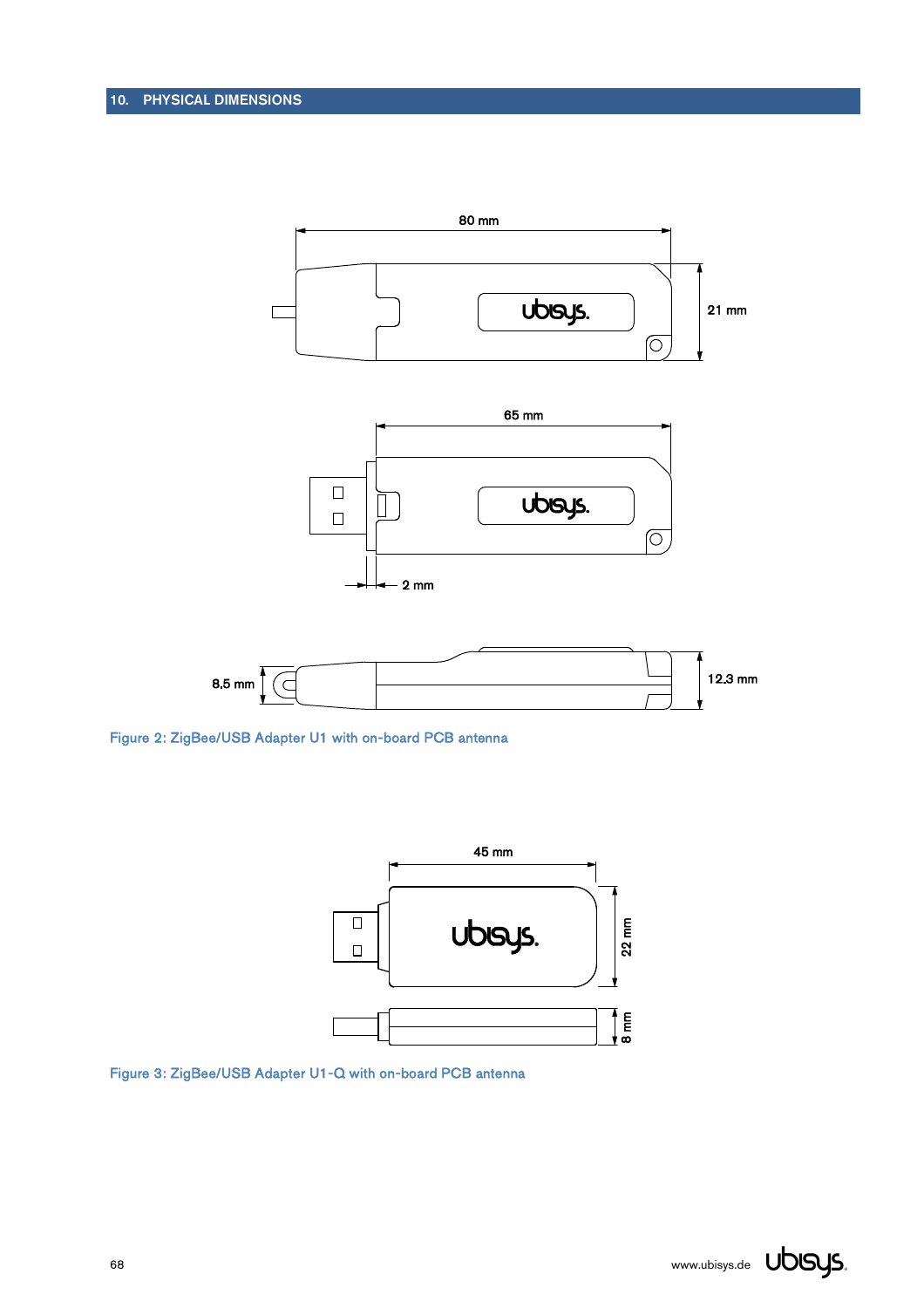## 10. PHYSICAL DIMENSIONS

Figure 2: ZigBee/USB Adapter U1 with on-board PCB antenna

Figure 3: ZigBee/USB Adapter U1-Q with on-board PCB antenna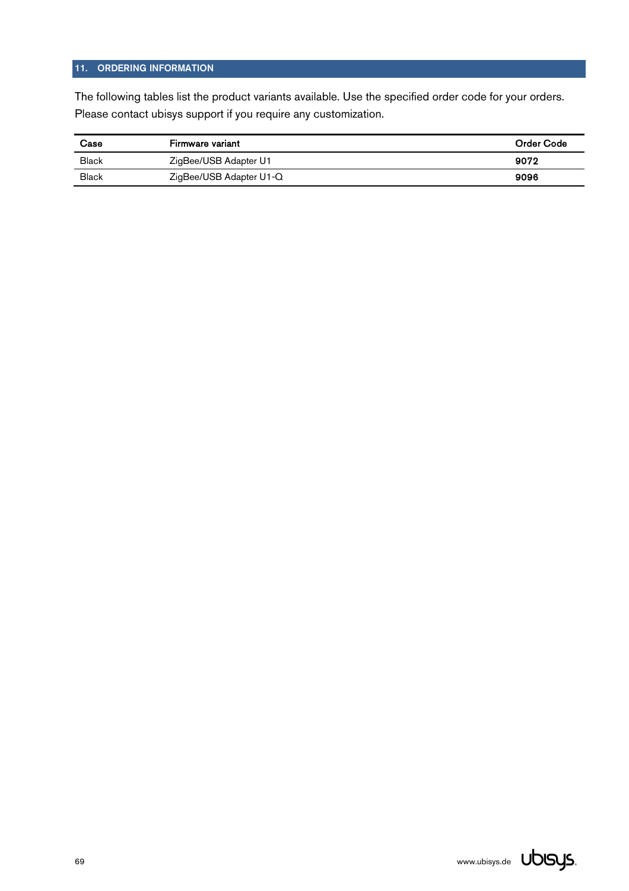## 11. ORDERING INFORMATION

The following tables list the product variants available. Use the specified order code for your orders. Please contact ubisys support if you require any customization.

| Case | Firmware variant | Order Code |
|---|---|---|
| Black | ZigBee/USB Adapter U1 | **9072** |
| Black | ZigBee/USB Adapter U1-Q | **9096** |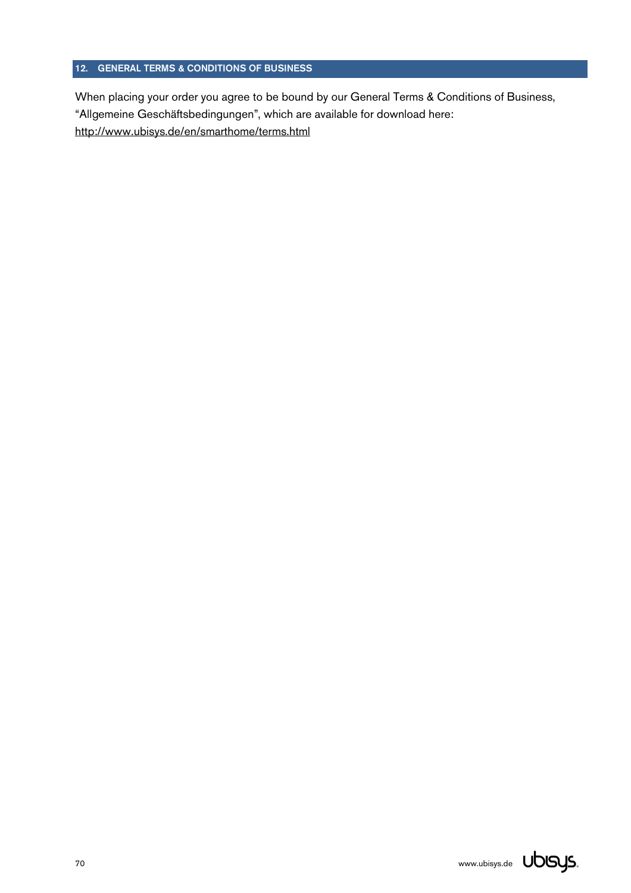## 12. GENERAL TERMS & CONDITIONS OF BUSINESS

When placing your order you agree to be bound by our General Terms & Conditions of Business, “Allgemeine Geschäftsbedingungen”, which are available for download here: http://www.ubisys.de/en/smarthome/terms.html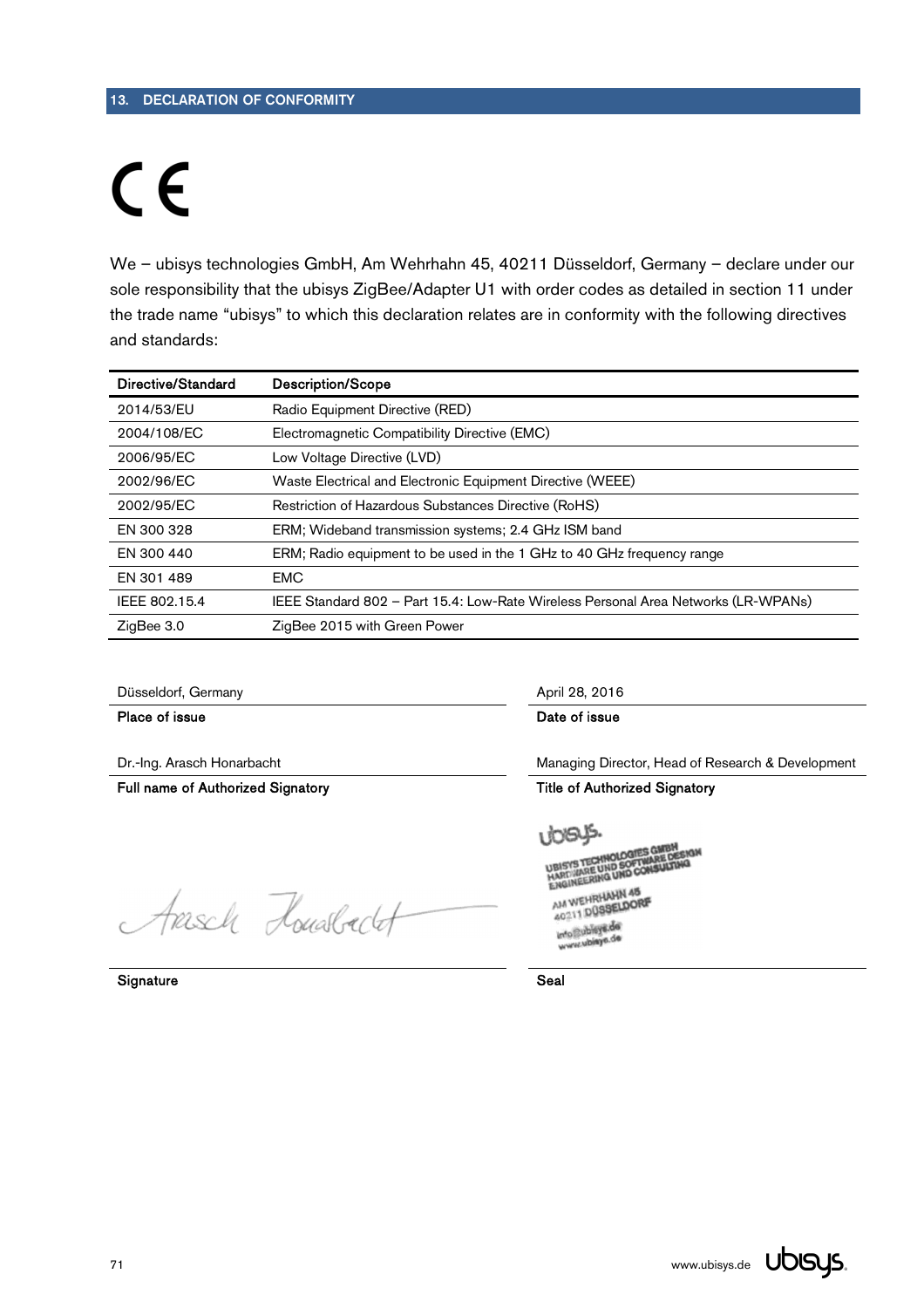## 13. DECLARATION OF CONFORMITY

CE

We – ubisys technologies GmbH, Am Wehrhahn 45, 40211 Düsseldorf, Germany – declare under our sole responsibility that the ubisys ZigBee/Adapter U1 with order codes as detailed in section 11 under the trade name "ubisys" to which this declaration relates are in conformity with the following directives and standards:

| Directive/Standard | Description/Scope |
|---|---|
| 2014/53/EU | Radio Equipment Directive (RED) |
| 2004/108/EC | Electromagnetic Compatibility Directive (EMC) |
| 2006/95/EC | Low Voltage Directive (LVD) |
| 2002/96/EC | Waste Electrical and Electronic Equipment Directive (WEEE) |
| 2002/95/EC | Restriction of Hazardous Substances Directive (RoHS) |
| EN 300 328 | ERM; Wideband transmission systems; 2.4 GHz ISM band |
| EN 300 440 | ERM; Radio equipment to be used in the 1 GHz to 40 GHz frequency range |
| EN 301 489 | EMC |
| IEEE 802.15.4 | IEEE Standard 802 – Part 15.4: Low-Rate Wireless Personal Area Networks (LR-WPANs) |
| ZigBee 3.0 | ZigBee 2015 with Green Power |

| | |
|---|---|
| Düsseldorf, Germany | April 28, 2016 |
| **Place of issue** | **Date of issue** |
| Dr.-Ing. Arasch Honarbacht | Managing Director, Head of Research & Development |
| **Full name of Authorized Signatory** | **Title of Authorized Signatory** |
| Arasch Honarbacht | ubisys. UBISYS TECHNOLOGIES GMBH HARDWARE UND SOFTWARE DESIGN ENGINEERING UND CONSULTING AM WEHRHAHN 45 40211 DÜSSELDORF info@ubisys.de www.ubisys.de |
| **Signature** | **Seal** |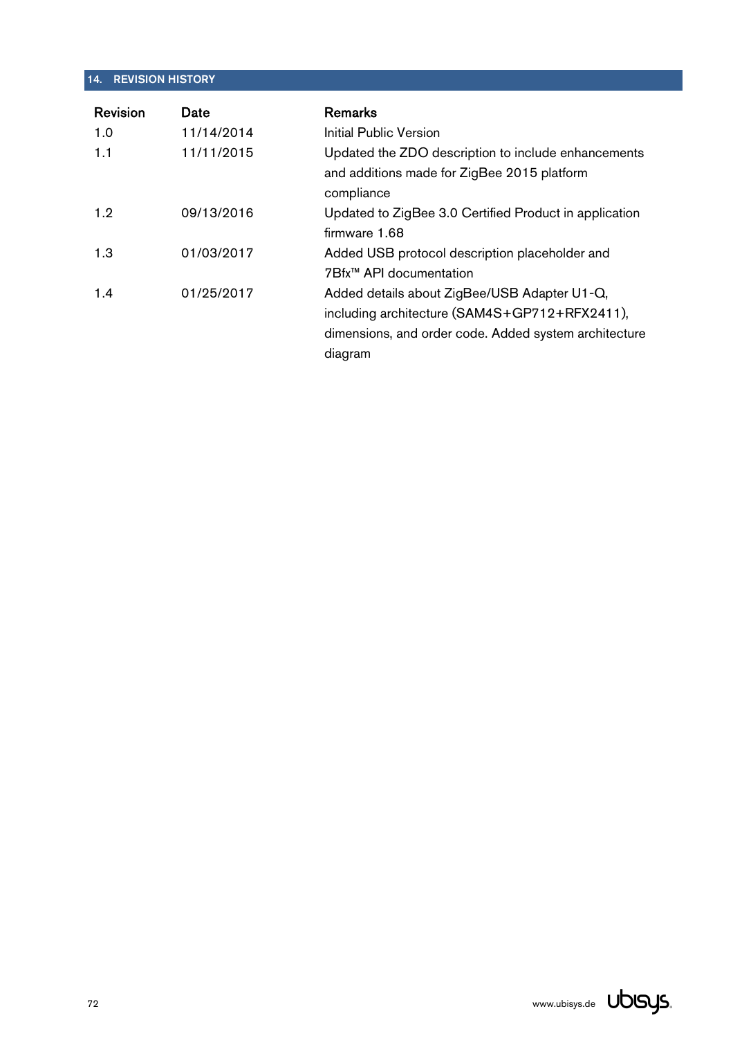## 14. REVISION HISTORY

| Revision | Date | Remarks |
| --- | --- | --- |
| 1.0 | 11/14/2014 | Initial Public Version |
| 1.1 | 11/11/2015 | Updated the ZDO description to include enhancements and additions made for ZigBee 2015 platform compliance |
| 1.2 | 09/13/2016 | Updated to ZigBee 3.0 Certified Product in application firmware 1.68 |
| 1.3 | 01/03/2017 | Added USB protocol description placeholder and 7Bfx™ API documentation |
| 1.4 | 01/25/2017 | Added details about ZigBee/USB Adapter U1-Q, including architecture (SAM4S+GP712+RFX2411), dimensions, and order code. Added system architecture diagram |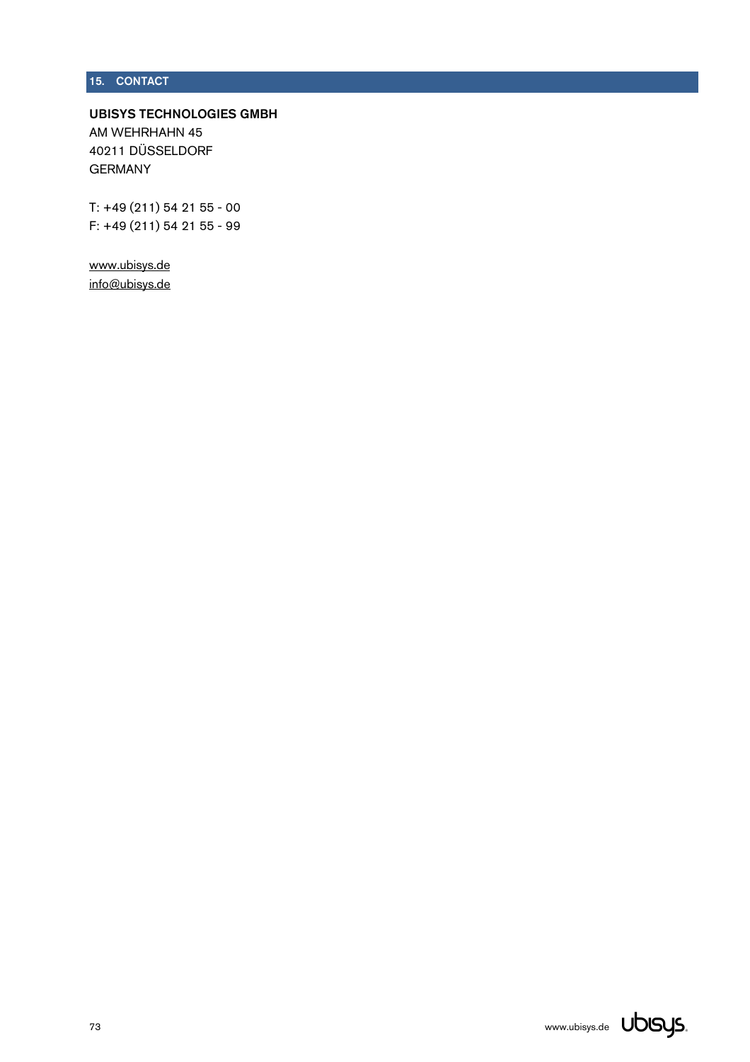# 15. CONTACT

**UBISYS TECHNOLOGIES GMBH**
AM WEHRHAHN 45
40211 DÜSSELDORF
GERMANY

T: +49 (211) 54 21 55 - 00
F: +49 (211) 54 21 55 - 99

www.ubisys.de
info@ubisys.de